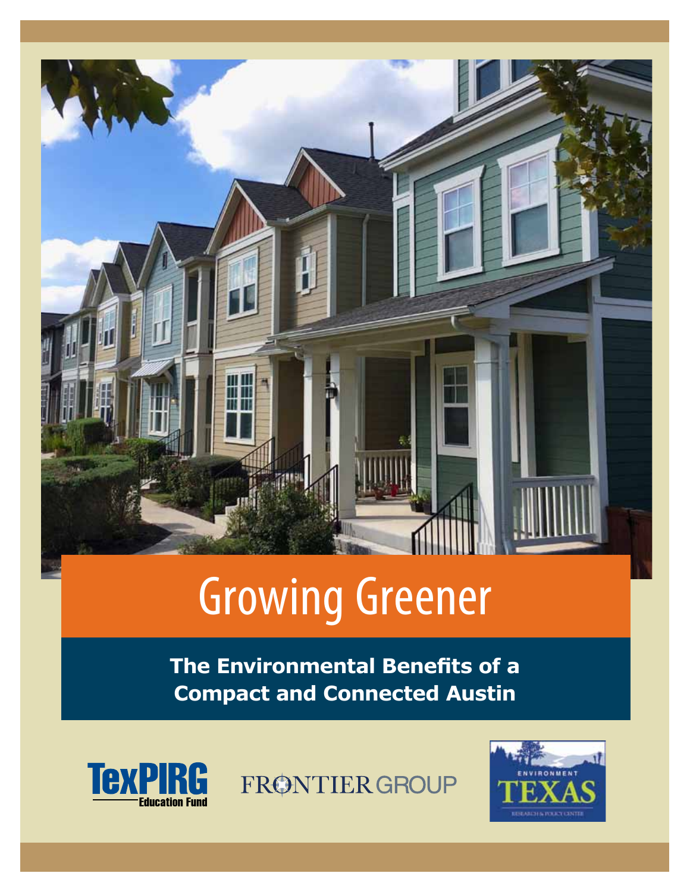# Growing Greener

**The Environmental Benefits of a Compact and Connected Austin**

TexPIRG Education Fund

FRONTIER GROUP

ENVIRONMENT TEXAS RESEARCH & POLICY CENTER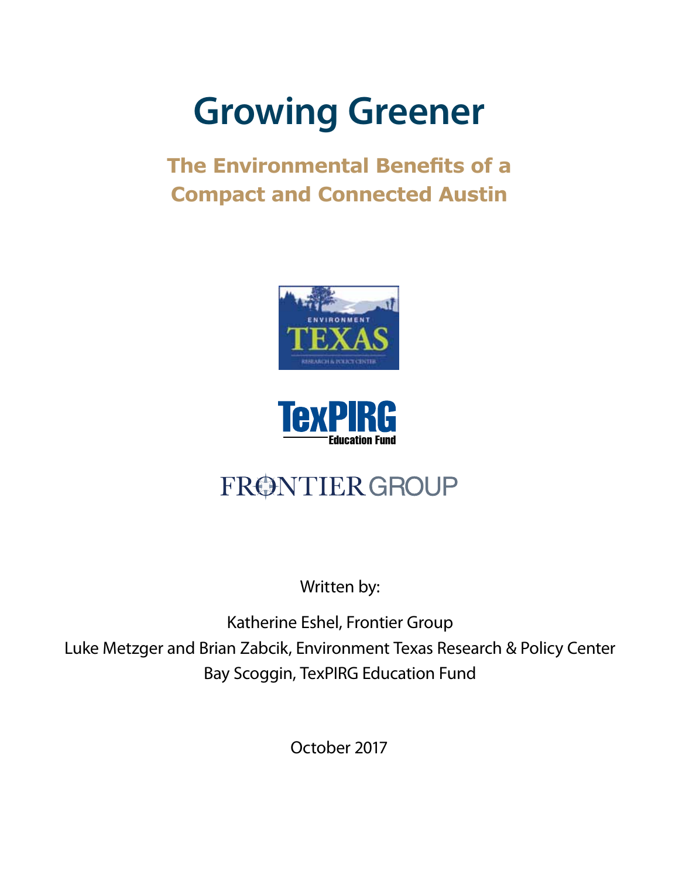# Growing Greener

## The Environmental Benefits of a Compact and Connected Austin

Written by:

Katherine Eshel, Frontier Group

Luke Metzger and Brian Zabcik, Environment Texas Research & Policy Center

Bay Scoggin, TexPIRG Education Fund

October 2017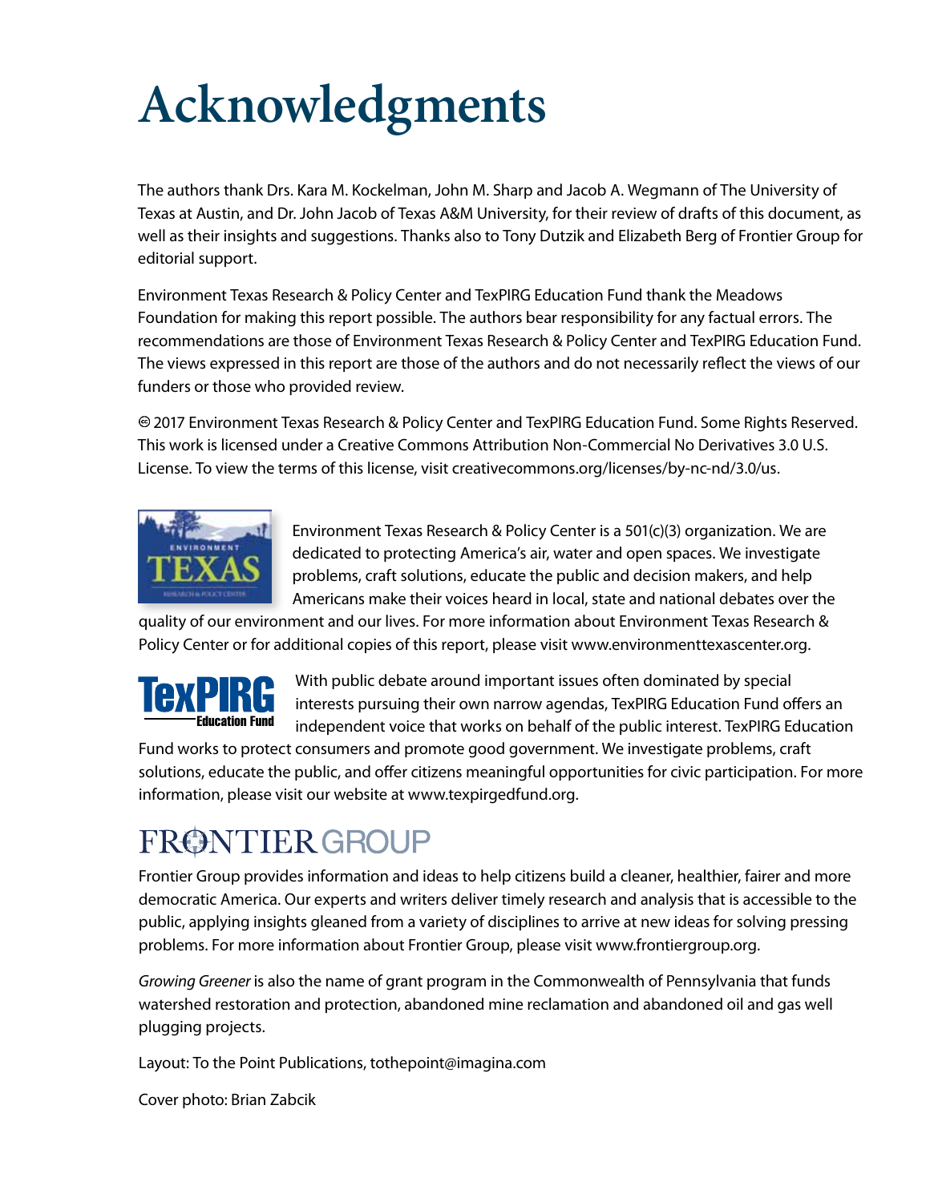# Acknowledgments

The authors thank Drs. Kara M. Kockelman, John M. Sharp and Jacob A. Wegmann of The University of Texas at Austin, and Dr. John Jacob of Texas A&M University, for their review of drafts of this document, as well as their insights and suggestions. Thanks also to Tony Dutzik and Elizabeth Berg of Frontier Group for editorial support.

Environment Texas Research & Policy Center and TexPIRG Education Fund thank the Meadows Foundation for making this report possible. The authors bear responsibility for any factual errors. The recommendations are those of Environment Texas Research & Policy Center and TexPIRG Education Fund. The views expressed in this report are those of the authors and do not necessarily reflect the views of our funders or those who provided review.

© 2017 Environment Texas Research & Policy Center and TexPIRG Education Fund. Some Rights Reserved. This work is licensed under a Creative Commons Attribution Non-Commercial No Derivatives 3.0 U.S. License. To view the terms of this license, visit creativecommons.org/licenses/by-nc-nd/3.0/us.

Environment Texas Research & Policy Center is a 501(c)(3) organization. We are dedicated to protecting America's air, water and open spaces. We investigate problems, craft solutions, educate the public and decision makers, and help Americans make their voices heard in local, state and national debates over the quality of our environment and our lives. For more information about Environment Texas Research & Policy Center or for additional copies of this report, please visit www.environmenttexascenter.org.

With public debate around important issues often dominated by special interests pursuing their own narrow agendas, TexPIRG Education Fund offers an independent voice that works on behalf of the public interest. TexPIRG Education Fund works to protect consumers and promote good government. We investigate problems, craft solutions, educate the public, and offer citizens meaningful opportunities for civic participation. For more information, please visit our website at www.texpirgedfund.org.

Frontier Group provides information and ideas to help citizens build a cleaner, healthier, fairer and more democratic America. Our experts and writers deliver timely research and analysis that is accessible to the public, applying insights gleaned from a variety of disciplines to arrive at new ideas for solving pressing problems. For more information about Frontier Group, please visit www.frontiergroup.org.

*Growing Greener* is also the name of grant program in the Commonwealth of Pennsylvania that funds watershed restoration and protection, abandoned mine reclamation and abandoned oil and gas well plugging projects.

Layout: To the Point Publications, tothepoint@imagina.com

Cover photo: Brian Zabcik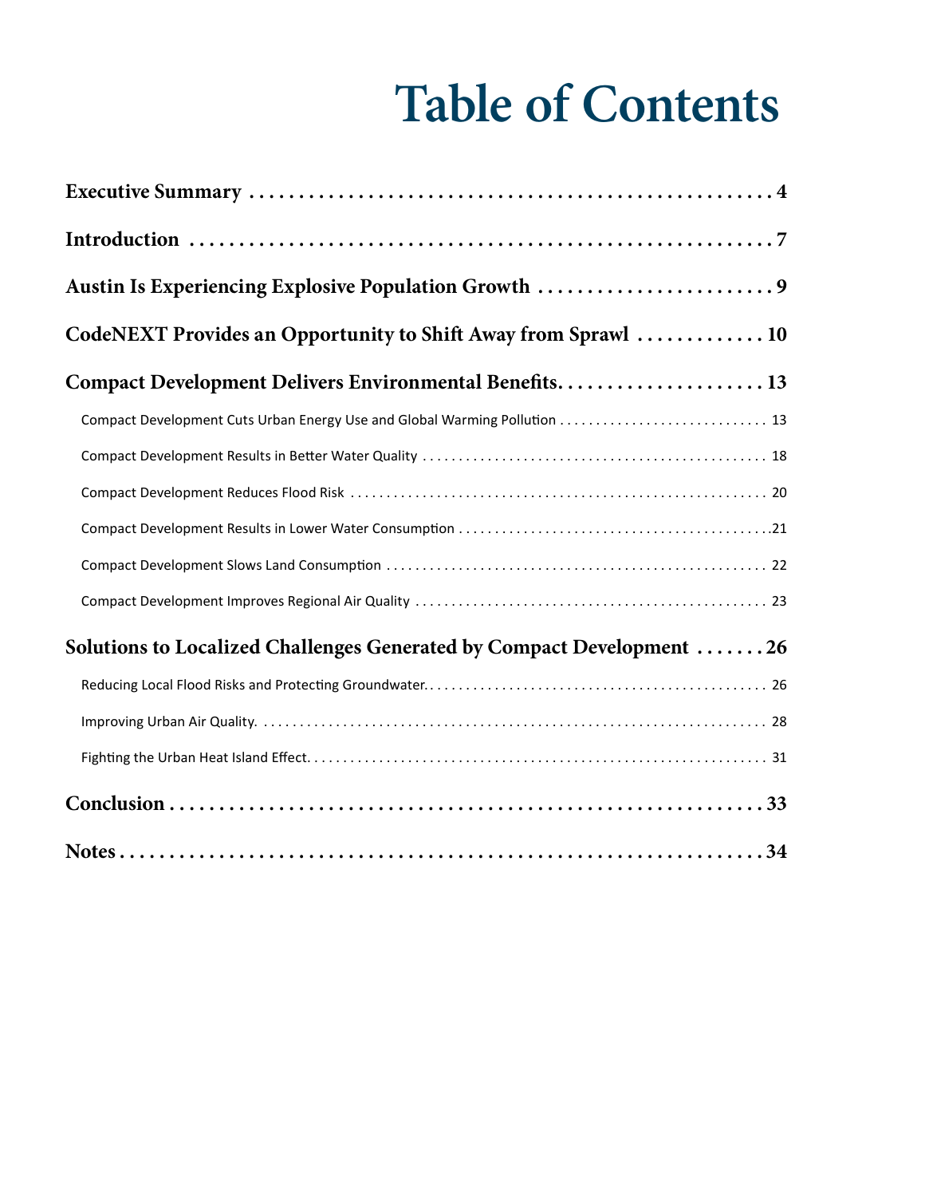# Table of Contents

**Executive Summary** . . . . . . . . . . . . . . . . . . . . . . . . . . . . . . . . . . . . . . . . . . . . . . . . . . . . . . . 4

**Introduction** . . . . . . . . . . . . . . . . . . . . . . . . . . . . . . . . . . . . . . . . . . . . . . . . . . . . . . . . . . . 7

**Austin Is Experiencing Explosive Population Growth** . . . . . . . . . . . . . . . . . . . . . . . . 9

**CodeNEXT Provides an Opportunity to Shift Away from Sprawl** . . . . . . . . . . . . 10

**Compact Development Delivers Environmental Benefits.** . . . . . . . . . . . . . . . . . . . . 13

- Compact Development Cuts Urban Energy Use and Global Warming Pollution . . . . . . . . . . . . . . . . . . . . . . . . . . . . 13
- Compact Development Results in Better Water Quality . . . . . . . . . . . . . . . . . . . . . . . . . . . . . . . . . . . . . . . . . . . . . . . 18
- Compact Development Reduces Flood Risk . . . . . . . . . . . . . . . . . . . . . . . . . . . . . . . . . . . . . . . . . . . . . . . . . . . . . . . . . 20
- Compact Development Results in Lower Water Consumption . . . . . . . . . . . . . . . . . . . . . . . . . . . . . . . . . . . . . . . . . . .21
- Compact Development Slows Land Consumption . . . . . . . . . . . . . . . . . . . . . . . . . . . . . . . . . . . . . . . . . . . . . . . . . . . . 22
- Compact Development Improves Regional Air Quality . . . . . . . . . . . . . . . . . . . . . . . . . . . . . . . . . . . . . . . . . . . . . . . . 23

**Solutions to Localized Challenges Generated by Compact Development** . . . . . . . 26

- Reducing Local Flood Risks and Protecting Groundwater. . . . . . . . . . . . . . . . . . . . . . . . . . . . . . . . . . . . . . . . . . . . . . . 26
- Improving Urban Air Quality. . . . . . . . . . . . . . . . . . . . . . . . . . . . . . . . . . . . . . . . . . . . . . . . . . . . . . . . . . . . . . . . . . . . . 28
- Fighting the Urban Heat Island Effect. . . . . . . . . . . . . . . . . . . . . . . . . . . . . . . . . . . . . . . . . . . . . . . . . . . . . . . . . . . . . . 31

**Conclusion** . . . . . . . . . . . . . . . . . . . . . . . . . . . . . . . . . . . . . . . . . . . . . . . . . . . . . . . . . . . . . 33

**Notes** . . . . . . . . . . . . . . . . . . . . . . . . . . . . . . . . . . . . . . . . . . . . . . . . . . . . . . . . . . . . . . . . . . 34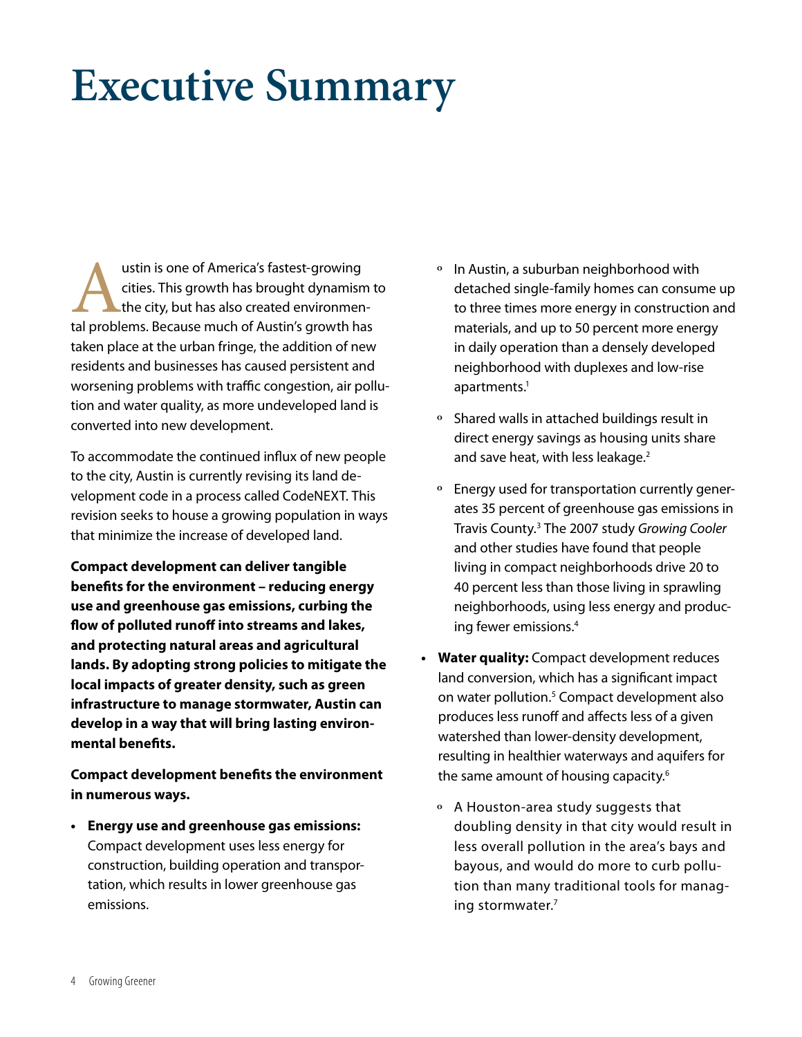# Executive Summary

Austin is one of America's fastest-growing cities. This growth has brought dynamism to the city, but has also created environmental problems. Because much of Austin's growth has taken place at the urban fringe, the addition of new residents and businesses has caused persistent and worsening problems with traffic congestion, air pollution and water quality, as more undeveloped land is converted into new development.

To accommodate the continued influx of new people to the city, Austin is currently revising its land development code in a process called CodeNEXT. This revision seeks to house a growing population in ways that minimize the increase of developed land.

**Compact development can deliver tangible benefits for the environment – reducing energy use and greenhouse gas emissions, curbing the flow of polluted runoff into streams and lakes, and protecting natural areas and agricultural lands. By adopting strong policies to mitigate the local impacts of greater density, such as green infrastructure to manage stormwater, Austin can develop in a way that will bring lasting environmental benefits.**

**Compact development benefits the environment in numerous ways.**

- **Energy use and greenhouse gas emissions:** Compact development uses less energy for construction, building operation and transportation, which results in lower greenhouse gas emissions.
  - In Austin, a suburban neighborhood with detached single-family homes can consume up to three times more energy in construction and materials, and up to 50 percent more energy in daily operation than a densely developed neighborhood with duplexes and low-rise apartments.[1]
  - Shared walls in attached buildings result in direct energy savings as housing units share and save heat, with less leakage.[2]
  - Energy used for transportation currently generates 35 percent of greenhouse gas emissions in Travis County.[3] The 2007 study *Growing Cooler* and other studies have found that people living in compact neighborhoods drive 20 to 40 percent less than those living in sprawling neighborhoods, using less energy and producing fewer emissions.[4]
- **Water quality:** Compact development reduces land conversion, which has a significant impact on water pollution.[5] Compact development also produces less runoff and affects less of a given watershed than lower-density development, resulting in healthier waterways and aquifers for the same amount of housing capacity.[6]
  - A Houston-area study suggests that doubling density in that city would result in less overall pollution in the area's bays and bayous, and would do more to curb pollution than many traditional tools for managing stormwater.[7]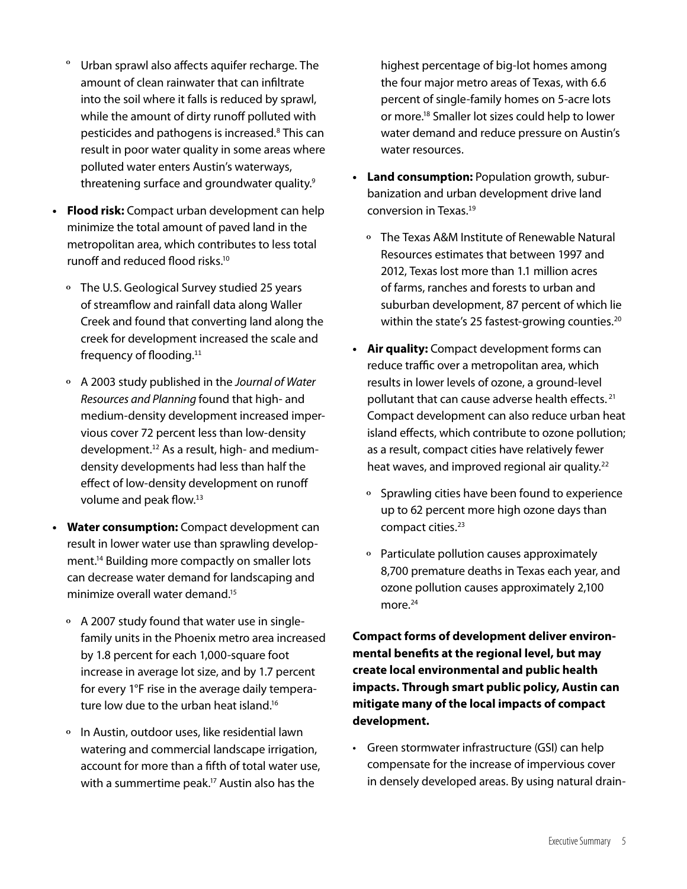- Urban sprawl also affects aquifer recharge. The amount of clean rainwater that can infiltrate into the soil where it falls is reduced by sprawl, while the amount of dirty runoff polluted with pesticides and pathogens is increased.[8] This can result in poor water quality in some areas where polluted water enters Austin's waterways, threatening surface and groundwater quality.[9]

- **Flood risk:** Compact urban development can help minimize the total amount of paved land in the metropolitan area, which contributes to less total runoff and reduced flood risks.[10]
  - The U.S. Geological Survey studied 25 years of streamflow and rainfall data along Waller Creek and found that converting land along the creek for development increased the scale and frequency of flooding.[11]
  - A 2003 study published in the *Journal of Water Resources and Planning* found that high- and medium-density development increased impervious cover 72 percent less than low-density development.[12] As a result, high- and medium-density developments had less than half the effect of low-density development on runoff volume and peak flow.[13]

- **Water consumption:** Compact development can result in lower water use than sprawling development.[14] Building more compactly on smaller lots can decrease water demand for landscaping and minimize overall water demand.[15]
  - A 2007 study found that water use in single-family units in the Phoenix metro area increased by 1.8 percent for each 1,000-square foot increase in average lot size, and by 1.7 percent for every 1°F rise in the average daily temperature low due to the urban heat island.[16]
  - In Austin, outdoor uses, like residential lawn watering and commercial landscape irrigation, account for more than a fifth of total water use, with a summertime peak.[17] Austin also has the highest percentage of big-lot homes among the four major metro areas of Texas, with 6.6 percent of single-family homes on 5-acre lots or more.[18] Smaller lot sizes could help to lower water demand and reduce pressure on Austin's water resources.

- **Land consumption:** Population growth, suburbanization and urban development drive land conversion in Texas.[19]
  - The Texas A&M Institute of Renewable Natural Resources estimates that between 1997 and 2012, Texas lost more than 1.1 million acres of farms, ranches and forests to urban and suburban development, 87 percent of which lie within the state's 25 fastest-growing counties.[20]

- **Air quality:** Compact development forms can reduce traffic over a metropolitan area, which results in lower levels of ozone, a ground-level pollutant that can cause adverse health effects.[21] Compact development can also reduce urban heat island effects, which contribute to ozone pollution; as a result, compact cities have relatively fewer heat waves, and improved regional air quality.[22]
  - Sprawling cities have been found to experience up to 62 percent more high ozone days than compact cities.[23]
  - Particulate pollution causes approximately 8,700 premature deaths in Texas each year, and ozone pollution causes approximately 2,100 more.[24]

**Compact forms of development deliver environmental benefits at the regional level, but may create local environmental and public health impacts. Through smart public policy, Austin can mitigate many of the local impacts of compact development.**

- Green stormwater infrastructure (GSI) can help compensate for the increase of impervious cover in densely developed areas. By using natural drain-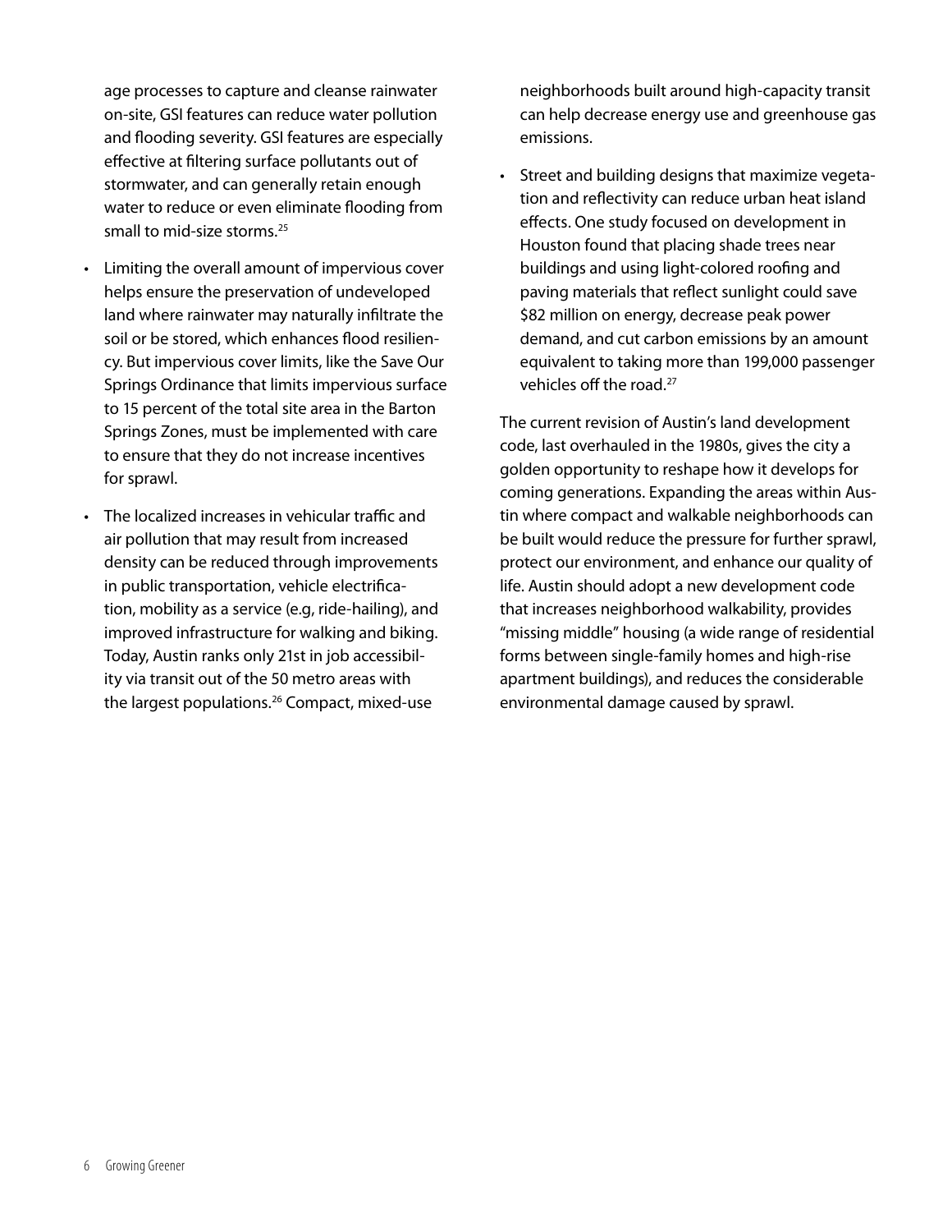age processes to capture and cleanse rainwater on-site, GSI features can reduce water pollution and flooding severity. GSI features are especially effective at filtering surface pollutants out of stormwater, and can generally retain enough water to reduce or even eliminate flooding from small to mid-size storms.[25]

- Limiting the overall amount of impervious cover helps ensure the preservation of undeveloped land where rainwater may naturally infiltrate the soil or be stored, which enhances flood resiliency. But impervious cover limits, like the Save Our Springs Ordinance that limits impervious surface to 15 percent of the total site area in the Barton Springs Zones, must be implemented with care to ensure that they do not increase incentives for sprawl.
- The localized increases in vehicular traffic and air pollution that may result from increased density can be reduced through improvements in public transportation, vehicle electrification, mobility as a service (e.g, ride-hailing), and improved infrastructure for walking and biking. Today, Austin ranks only 21st in job accessibility via transit out of the 50 metro areas with the largest populations.[26] Compact, mixed-use neighborhoods built around high-capacity transit can help decrease energy use and greenhouse gas emissions.
- Street and building designs that maximize vegetation and reflectivity can reduce urban heat island effects. One study focused on development in Houston found that placing shade trees near buildings and using light-colored roofing and paving materials that reflect sunlight could save $82 million on energy, decrease peak power demand, and cut carbon emissions by an amount equivalent to taking more than 199,000 passenger vehicles off the road.[27]

The current revision of Austin's land development code, last overhauled in the 1980s, gives the city a golden opportunity to reshape how it develops for coming generations. Expanding the areas within Austin where compact and walkable neighborhoods can be built would reduce the pressure for further sprawl, protect our environment, and enhance our quality of life. Austin should adopt a new development code that increases neighborhood walkability, provides "missing middle" housing (a wide range of residential forms between single-family homes and high-rise apartment buildings), and reduces the considerable environmental damage caused by sprawl.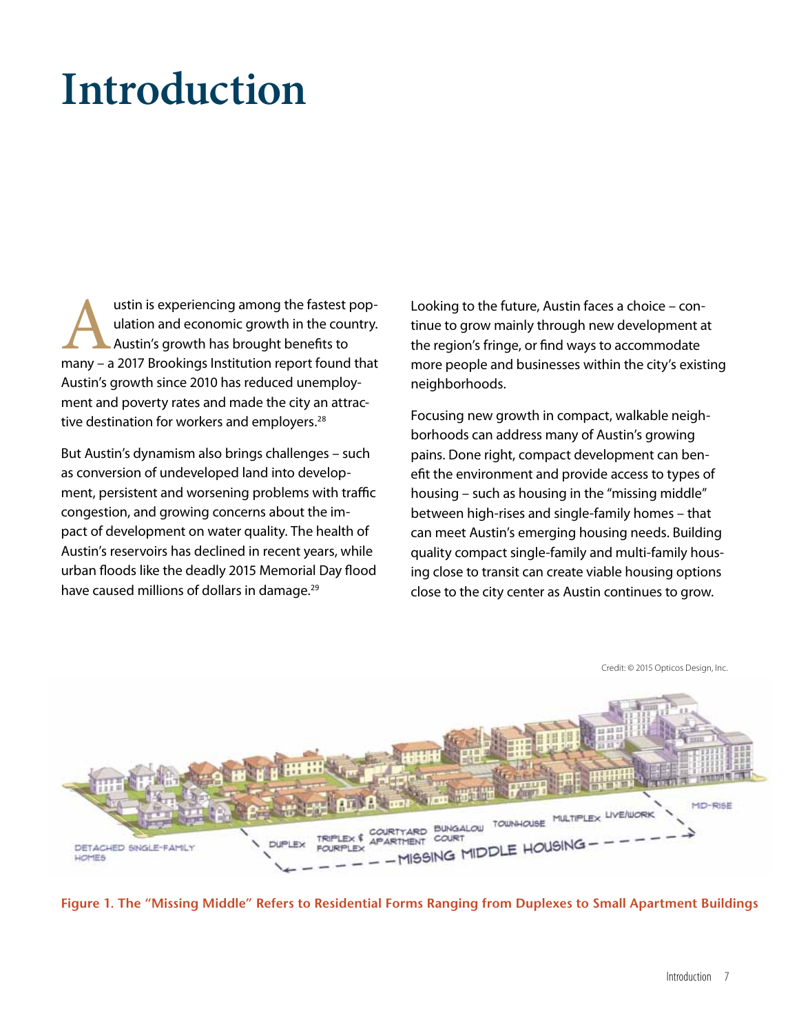# Introduction

Austin is experiencing among the fastest population and economic growth in the country. Austin's growth has brought benefits to many – a 2017 Brookings Institution report found that Austin's growth since 2010 has reduced unemployment and poverty rates and made the city an attractive destination for workers and employers.[28]

But Austin's dynamism also brings challenges – such as conversion of undeveloped land into development, persistent and worsening problems with traffic congestion, and growing concerns about the impact of development on water quality. The health of Austin's reservoirs has declined in recent years, while urban floods like the deadly 2015 Memorial Day flood have caused millions of dollars in damage.[29]

Looking to the future, Austin faces a choice – continue to grow mainly through new development at the region's fringe, or find ways to accommodate more people and businesses within the city's existing neighborhoods.

Focusing new growth in compact, walkable neighborhoods can address many of Austin's growing pains. Done right, compact development can benefit the environment and provide access to types of housing – such as housing in the "missing middle" between high-rises and single-family homes – that can meet Austin's emerging housing needs. Building quality compact single-family and multi-family housing close to transit can create viable housing options close to the city center as Austin continues to grow.

Credit: © 2015 Opticos Design, Inc.

**Figure 1. The "Missing Middle" Refers to Residential Forms Ranging from Duplexes to Small Apartment Buildings**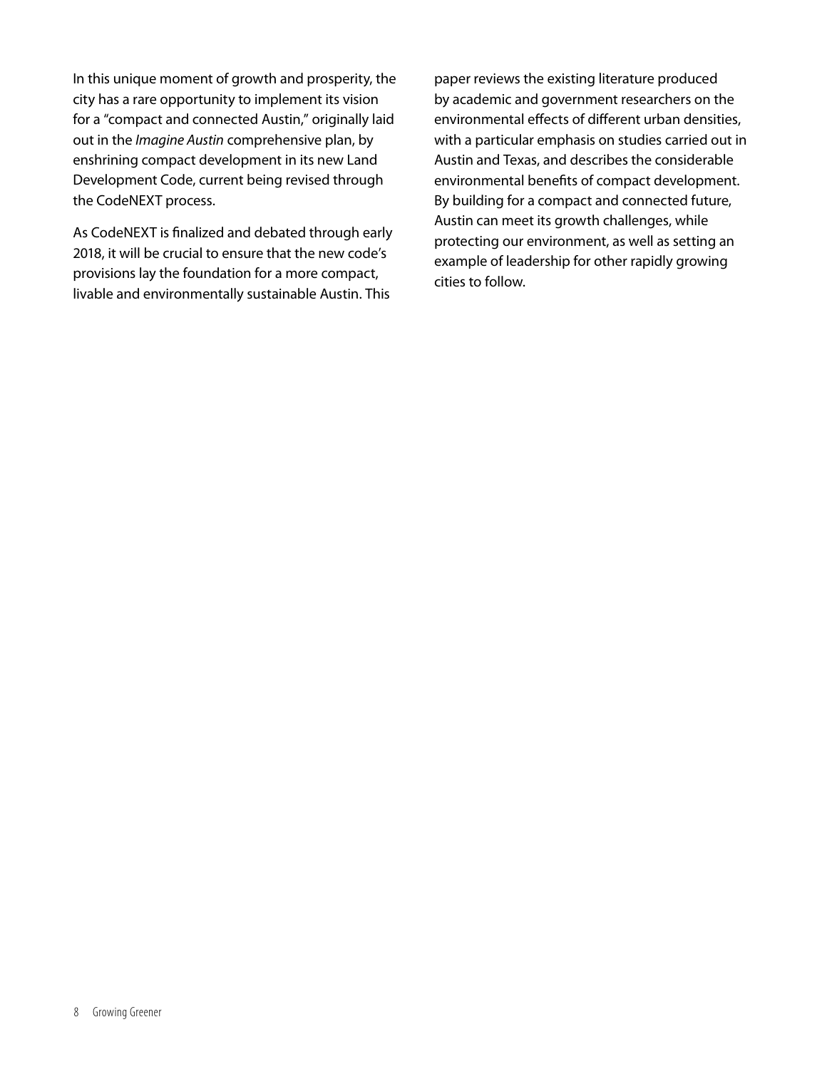In this unique moment of growth and prosperity, the city has a rare opportunity to implement its vision for a "compact and connected Austin," originally laid out in the *Imagine Austin* comprehensive plan, by enshrining compact development in its new Land Development Code, current being revised through the CodeNEXT process.

As CodeNEXT is finalized and debated through early 2018, it will be crucial to ensure that the new code's provisions lay the foundation for a more compact, livable and environmentally sustainable Austin. This paper reviews the existing literature produced by academic and government researchers on the environmental effects of different urban densities, with a particular emphasis on studies carried out in Austin and Texas, and describes the considerable environmental benefits of compact development. By building for a compact and connected future, Austin can meet its growth challenges, while protecting our environment, as well as setting an example of leadership for other rapidly growing cities to follow.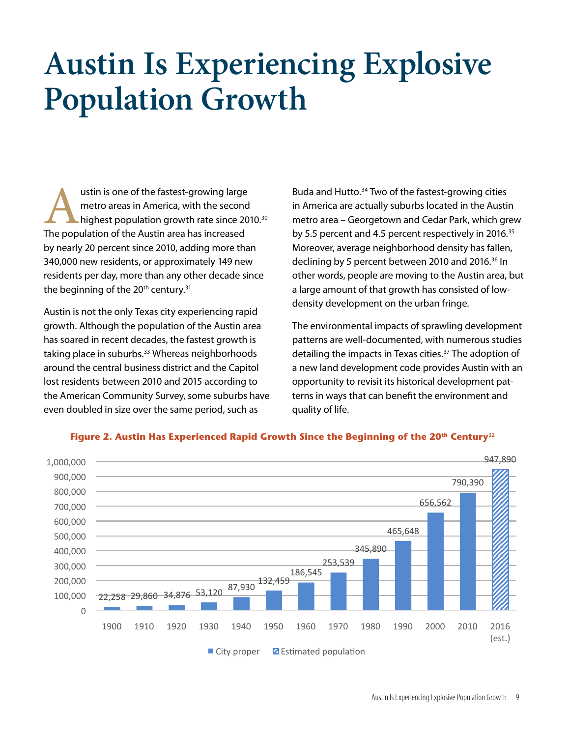# Austin Is Experiencing Explosive Population Growth

Austin is one of the fastest-growing large metro areas in America, with the second highest population growth rate since 2010.[30] The population of the Austin area has increased by nearly 20 percent since 2010, adding more than 340,000 new residents, or approximately 149 new residents per day, more than any other decade since the beginning of the 20th century.[31]

Austin is not the only Texas city experiencing rapid growth. Although the population of the Austin area has soared in recent decades, the fastest growth is taking place in suburbs.[33] Whereas neighborhoods around the central business district and the Capitol lost residents between 2010 and 2015 according to the American Community Survey, some suburbs have even doubled in size over the same period, such as Buda and Hutto.[34] Two of the fastest-growing cities in America are actually suburbs located in the Austin metro area – Georgetown and Cedar Park, which grew by 5.5 percent and 4.5 percent respectively in 2016.[35] Moreover, average neighborhood density has fallen, declining by 5 percent between 2010 and 2016.[36] In other words, people are moving to the Austin area, but a large amount of that growth has consisted of low-density development on the urban fringe.

The environmental impacts of sprawling development patterns are well-documented, with numerous studies detailing the impacts in Texas cities.[37] The adoption of a new land development code provides Austin with an opportunity to revisit its historical development patterns in ways that can benefit the environment and quality of life.

**Figure 2. Austin Has Experienced Rapid Growth Since the Beginning of the 20th Century[32]**

| Year | Population |
|---|---|
| 1900 | 22,258 |
| 1910 | 29,860 |
| 1920 | 34,876 |
| 1930 | 53,120 |
| 1940 | 87,930 |
| 1950 | 132,459 |
| 1960 | 186,545 |
| 1970 | 253,539 |
| 1980 | 345,890 |
| 1990 | 465,648 |
| 2000 | 656,562 |
| 2010 | 790,390 |
| 2016 (est.) | 947,890 |

City proper / Estimated population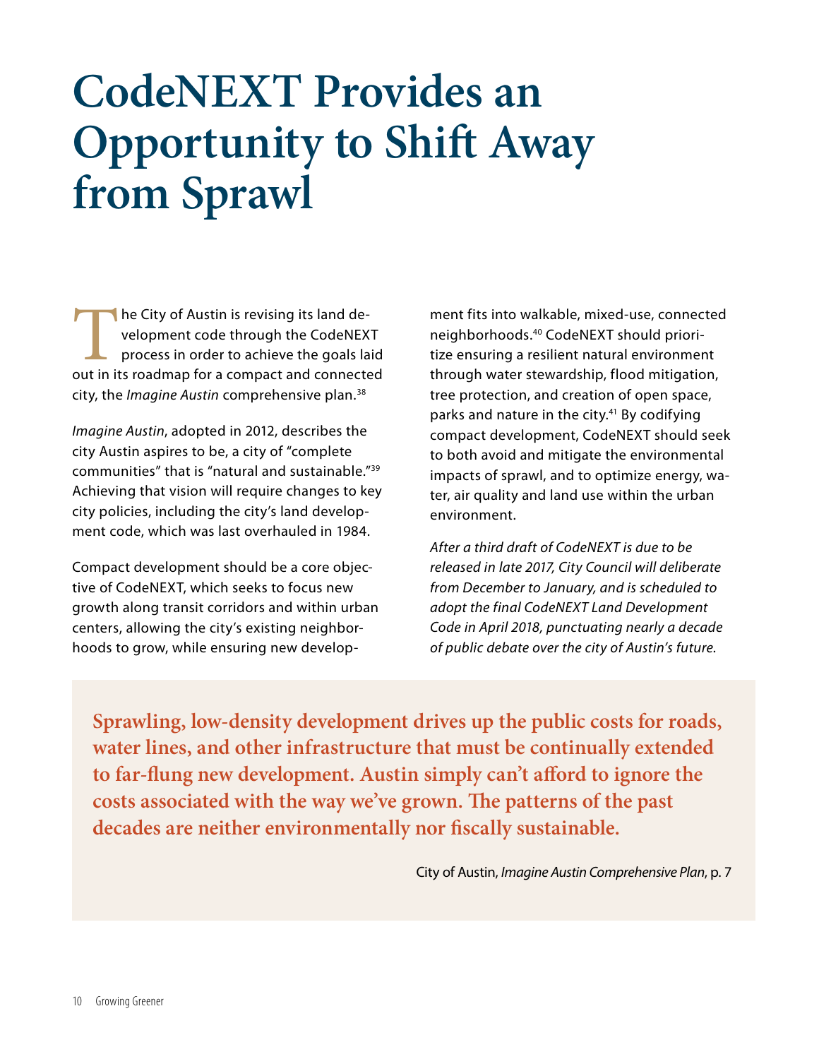# CodeNEXT Provides an Opportunity to Shift Away from Sprawl

The City of Austin is revising its land development code through the CodeNEXT process in order to achieve the goals laid out in its roadmap for a compact and connected city, the *Imagine Austin* comprehensive plan.[38]

*Imagine Austin*, adopted in 2012, describes the city Austin aspires to be, a city of "complete communities" that is "natural and sustainable."[39] Achieving that vision will require changes to key city policies, including the city's land development code, which was last overhauled in 1984.

Compact development should be a core objective of CodeNEXT, which seeks to focus new growth along transit corridors and within urban centers, allowing the city's existing neighborhoods to grow, while ensuring new development fits into walkable, mixed-use, connected neighborhoods.[40] CodeNEXT should prioritize ensuring a resilient natural environment through water stewardship, flood mitigation, tree protection, and creation of open space, parks and nature in the city.[41] By codifying compact development, CodeNEXT should seek to both avoid and mitigate the environmental impacts of sprawl, and to optimize energy, water, air quality and land use within the urban environment.

*After a third draft of CodeNEXT is due to be released in late 2017, City Council will deliberate from December to January, and is scheduled to adopt the final CodeNEXT Land Development Code in April 2018, punctuating nearly a decade of public debate over the city of Austin's future.*

> **Sprawling, low-density development drives up the public costs for roads, water lines, and other infrastructure that must be continually extended to far-flung new development. Austin simply can't afford to ignore the costs associated with the way we've grown. The patterns of the past decades are neither environmentally nor fiscally sustainable.**
>
> City of Austin, *Imagine Austin Comprehensive Plan*, p. 7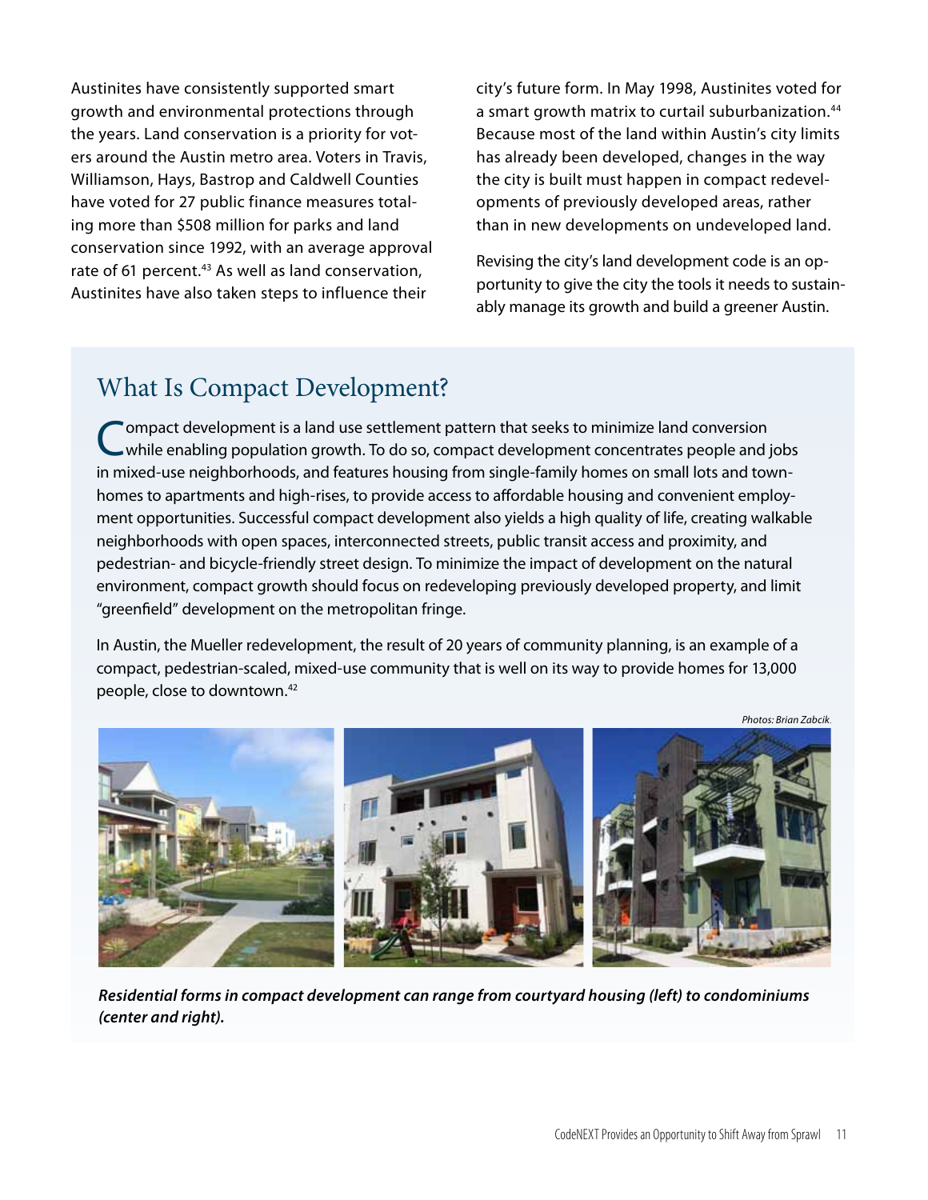Austinites have consistently supported smart growth and environmental protections through the years. Land conservation is a priority for voters around the Austin metro area. Voters in Travis, Williamson, Hays, Bastrop and Caldwell Counties have voted for 27 public finance measures totaling more than $508 million for parks and land conservation since 1992, with an average approval rate of 61 percent.[43] As well as land conservation, Austinites have also taken steps to influence their city's future form. In May 1998, Austinites voted for a smart growth matrix to curtail suburbanization.[44] Because most of the land within Austin's city limits has already been developed, changes in the way the city is built must happen in compact redevelopments of previously developed areas, rather than in new developments on undeveloped land.

Revising the city's land development code is an opportunity to give the city the tools it needs to sustainably manage its growth and build a greener Austin.

## What Is Compact Development?

Compact development is a land use settlement pattern that seeks to minimize land conversion while enabling population growth. To do so, compact development concentrates people and jobs in mixed-use neighborhoods, and features housing from single-family homes on small lots and townhomes to apartments and high-rises, to provide access to affordable housing and convenient employment opportunities. Successful compact development also yields a high quality of life, creating walkable neighborhoods with open spaces, interconnected streets, public transit access and proximity, and pedestrian- and bicycle-friendly street design. To minimize the impact of development on the natural environment, compact growth should focus on redeveloping previously developed property, and limit "greenfield" development on the metropolitan fringe.

In Austin, the Mueller redevelopment, the result of 20 years of community planning, is an example of a compact, pedestrian-scaled, mixed-use community that is well on its way to provide homes for 13,000 people, close to downtown.[42]

*Photos: Brian Zabcik.*

***Residential forms in compact development can range from courtyard housing (left) to condominiums (center and right).***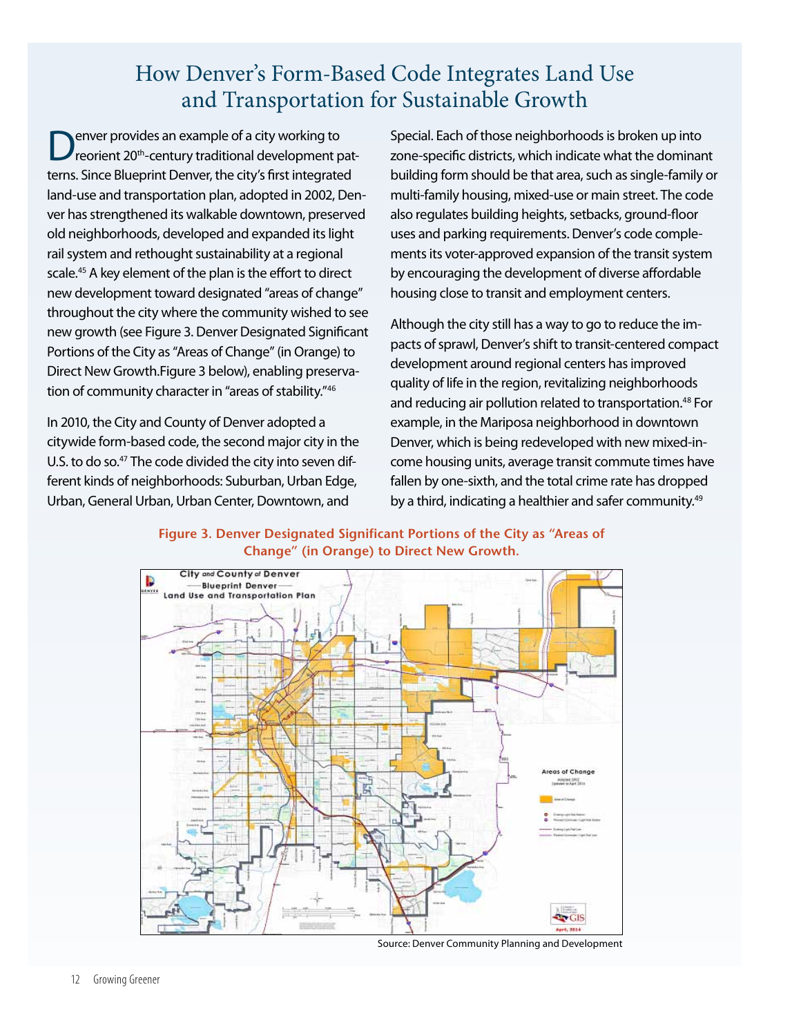# How Denver's Form-Based Code Integrates Land Use and Transportation for Sustainable Growth

Denver provides an example of a city working to reorient 20th-century traditional development patterns. Since Blueprint Denver, the city's first integrated land-use and transportation plan, adopted in 2002, Denver has strengthened its walkable downtown, preserved old neighborhoods, developed and expanded its light rail system and rethought sustainability at a regional scale.[45] A key element of the plan is the effort to direct new development toward designated "areas of change" throughout the city where the community wished to see new growth (see Figure 3. Denver Designated Significant Portions of the City as "Areas of Change" (in Orange) to Direct New Growth.Figure 3 below), enabling preservation of community character in "areas of stability."[46]

In 2010, the City and County of Denver adopted a citywide form-based code, the second major city in the U.S. to do so.[47] The code divided the city into seven different kinds of neighborhoods: Suburban, Urban Edge, Urban, General Urban, Urban Center, Downtown, and Special. Each of those neighborhoods is broken up into zone-specific districts, which indicate what the dominant building form should be that area, such as single-family or multi-family housing, mixed-use or main street. The code also regulates building heights, setbacks, ground-floor uses and parking requirements. Denver's code complements its voter-approved expansion of the transit system by encouraging the development of diverse affordable housing close to transit and employment centers.

Although the city still has a way to go to reduce the impacts of sprawl, Denver's shift to transit-centered compact development around regional centers has improved quality of life in the region, revitalizing neighborhoods and reducing air pollution related to transportation.[48] For example, in the Mariposa neighborhood in downtown Denver, which is being redeveloped with new mixed-income housing units, average transit commute times have fallen by one-sixth, and the total crime rate has dropped by a third, indicating a healthier and safer community.[49]

**Figure 3. Denver Designated Significant Portions of the City as "Areas of Change" (in Orange) to Direct New Growth.**

Source: Denver Community Planning and Development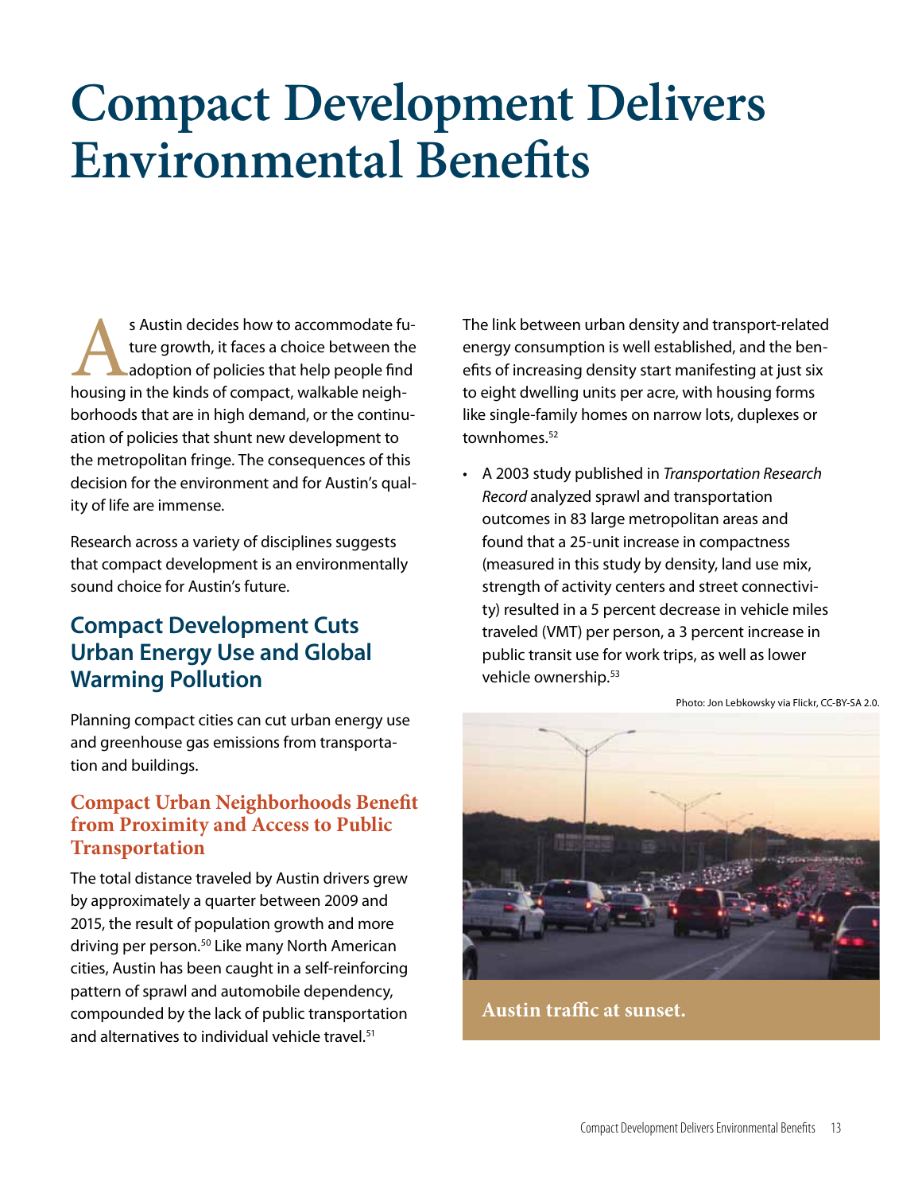# Compact Development Delivers Environmental Benefits

As Austin decides how to accommodate future growth, it faces a choice between the adoption of policies that help people find housing in the kinds of compact, walkable neighborhoods that are in high demand, or the continuation of policies that shunt new development to the metropolitan fringe. The consequences of this decision for the environment and for Austin's quality of life are immense.

Research across a variety of disciplines suggests that compact development is an environmentally sound choice for Austin's future.

## Compact Development Cuts Urban Energy Use and Global Warming Pollution

Planning compact cities can cut urban energy use and greenhouse gas emissions from transportation and buildings.

### Compact Urban Neighborhoods Benefit from Proximity and Access to Public Transportation

The total distance traveled by Austin drivers grew by approximately a quarter between 2009 and 2015, the result of population growth and more driving per person.[50] Like many North American cities, Austin has been caught in a self-reinforcing pattern of sprawl and automobile dependency, compounded by the lack of public transportation and alternatives to individual vehicle travel.[51]

The link between urban density and transport-related energy consumption is well established, and the benefits of increasing density start manifesting at just six to eight dwelling units per acre, with housing forms like single-family homes on narrow lots, duplexes or townhomes.[52]

- A 2003 study published in *Transportation Research Record* analyzed sprawl and transportation outcomes in 83 large metropolitan areas and found that a 25-unit increase in compactness (measured in this study by density, land use mix, strength of activity centers and street connectivity) resulted in a 5 percent decrease in vehicle miles traveled (VMT) per person, a 3 percent increase in public transit use for work trips, as well as lower vehicle ownership.[53]

Photo: Jon Lebkowsky via Flickr, CC-BY-SA 2.0.

Austin traffic at sunset.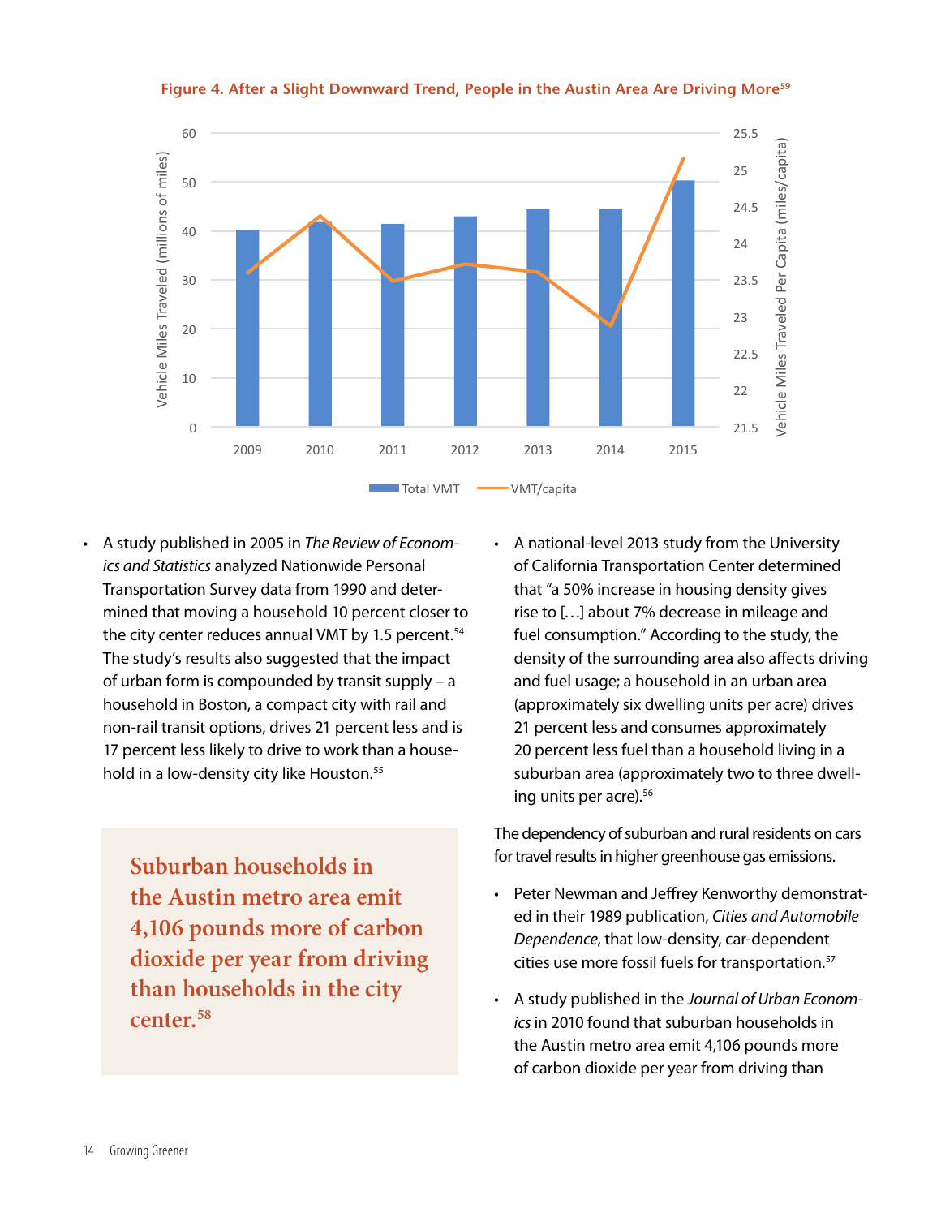**Figure 4. After a Slight Downward Trend, People in the Austin Area Are Driving More[59]**

- A study published in 2005 in *The Review of Economics and Statistics* analyzed Nationwide Personal Transportation Survey data from 1990 and determined that moving a household 10 percent closer to the city center reduces annual VMT by 1.5 percent.[54] The study's results also suggested that the impact of urban form is compounded by transit supply – a household in Boston, a compact city with rail and non-rail transit options, drives 21 percent less and is 17 percent less likely to drive to work than a household in a low-density city like Houston.[55]

> **Suburban households in the Austin metro area emit 4,106 pounds more of carbon dioxide per year from driving than households in the city center.[58]**

- A national-level 2013 study from the University of California Transportation Center determined that "a 50% increase in housing density gives rise to […] about 7% decrease in mileage and fuel consumption." According to the study, the density of the surrounding area also affects driving and fuel usage; a household in an urban area (approximately six dwelling units per acre) drives 21 percent less and consumes approximately 20 percent less fuel than a household living in a suburban area (approximately two to three dwelling units per acre).[56]

The dependency of suburban and rural residents on cars for travel results in higher greenhouse gas emissions.

- Peter Newman and Jeffrey Kenworthy demonstrated in their 1989 publication, *Cities and Automobile Dependence*, that low-density, car-dependent cities use more fossil fuels for transportation.[57]
- A study published in the *Journal of Urban Economics* in 2010 found that suburban households in the Austin metro area emit 4,106 pounds more of carbon dioxide per year from driving than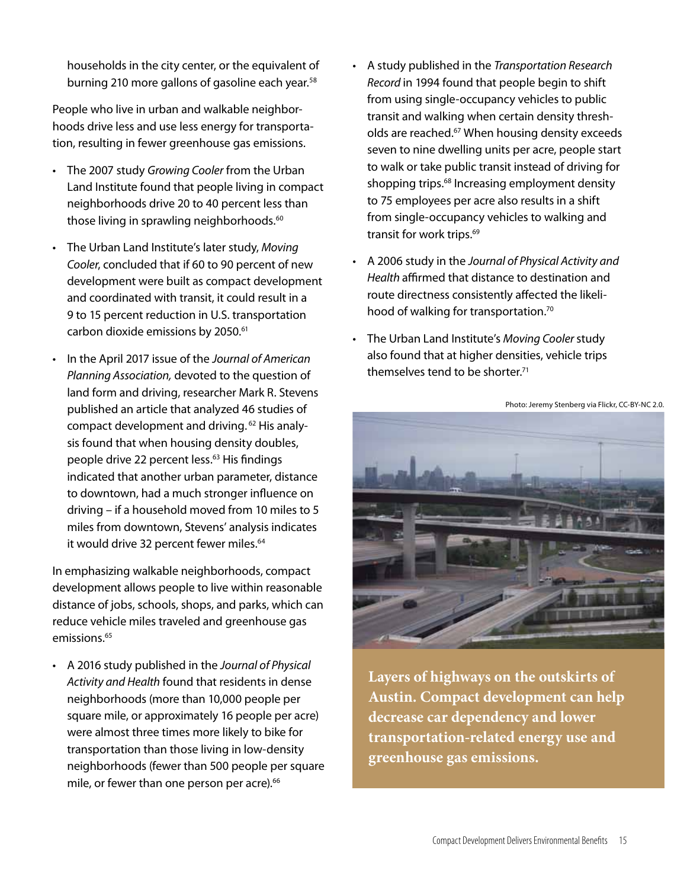households in the city center, or the equivalent of burning 210 more gallons of gasoline each year.[58]

People who live in urban and walkable neighborhoods drive less and use less energy for transportation, resulting in fewer greenhouse gas emissions.

- The 2007 study *Growing Cooler* from the Urban Land Institute found that people living in compact neighborhoods drive 20 to 40 percent less than those living in sprawling neighborhoods.[60]
- The Urban Land Institute's later study, *Moving Cooler*, concluded that if 60 to 90 percent of new development were built as compact development and coordinated with transit, it could result in a 9 to 15 percent reduction in U.S. transportation carbon dioxide emissions by 2050.[61]
- In the April 2017 issue of the *Journal of American Planning Association,* devoted to the question of land form and driving, researcher Mark R. Stevens published an article that analyzed 46 studies of compact development and driving.[62] His analysis found that when housing density doubles, people drive 22 percent less.[63] His findings indicated that another urban parameter, distance to downtown, had a much stronger influence on driving – if a household moved from 10 miles to 5 miles from downtown, Stevens' analysis indicates it would drive 32 percent fewer miles.[64]

In emphasizing walkable neighborhoods, compact development allows people to live within reasonable distance of jobs, schools, shops, and parks, which can reduce vehicle miles traveled and greenhouse gas emissions.[65]

- A 2016 study published in the *Journal of Physical Activity and Health* found that residents in dense neighborhoods (more than 10,000 people per square mile, or approximately 16 people per acre) were almost three times more likely to bike for transportation than those living in low-density neighborhoods (fewer than 500 people per square mile, or fewer than one person per acre).[66]
- A study published in the *Transportation Research Record* in 1994 found that people begin to shift from using single-occupancy vehicles to public transit and walking when certain density thresholds are reached.[67] When housing density exceeds seven to nine dwelling units per acre, people start to walk or take public transit instead of driving for shopping trips.[68] Increasing employment density to 75 employees per acre also results in a shift from single-occupancy vehicles to walking and transit for work trips.[69]
- A 2006 study in the *Journal of Physical Activity and Health* affirmed that distance to destination and route directness consistently affected the likelihood of walking for transportation.[70]
- The Urban Land Institute's *Moving Cooler* study also found that at higher densities, vehicle trips themselves tend to be shorter.[71]

Photo: Jeremy Stenberg via Flickr, CC-BY-NC 2.0.

**Layers of highways on the outskirts of Austin. Compact development can help decrease car dependency and lower transportation-related energy use and greenhouse gas emissions.**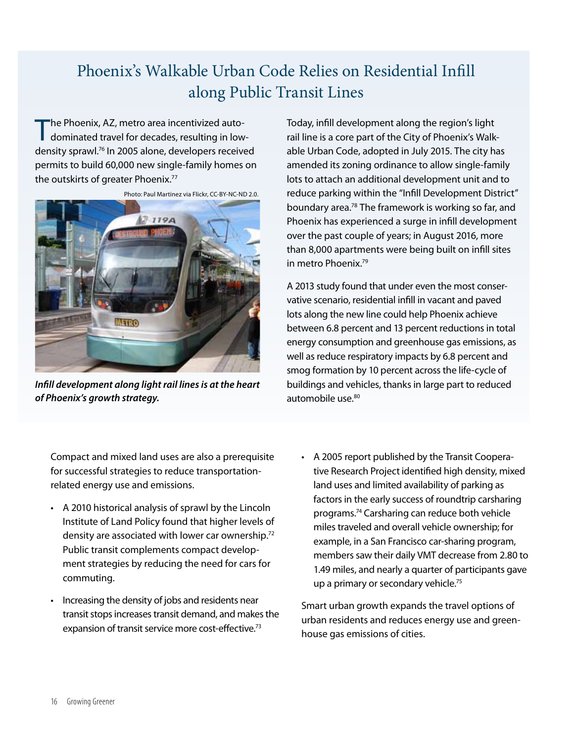## Phoenix's Walkable Urban Code Relies on Residential Infill along Public Transit Lines

The Phoenix, AZ, metro area incentivized auto-dominated travel for decades, resulting in low-density sprawl.[76] In 2005 alone, developers received permits to build 60,000 new single-family homes on the outskirts of greater Phoenix.[77]

Photo: Paul Martinez via Flickr, CC-BY-NC-ND 2.0.

***Infill development along light rail lines is at the heart of Phoenix's growth strategy.***

Today, infill development along the region's light rail line is a core part of the City of Phoenix's Walkable Urban Code, adopted in July 2015. The city has amended its zoning ordinance to allow single-family lots to attach an additional development unit and to reduce parking within the "Infill Development District" boundary area.[78] The framework is working so far, and Phoenix has experienced a surge in infill development over the past couple of years; in August 2016, more than 8,000 apartments were being built on infill sites in metro Phoenix.[79]

A 2013 study found that under even the most conservative scenario, residential infill in vacant and paved lots along the new line could help Phoenix achieve between 6.8 percent and 13 percent reductions in total energy consumption and greenhouse gas emissions, as well as reduce respiratory impacts by 6.8 percent and smog formation by 10 percent across the life-cycle of buildings and vehicles, thanks in large part to reduced automobile use.[80]

Compact and mixed land uses are also a prerequisite for successful strategies to reduce transportation-related energy use and emissions.

- A 2010 historical analysis of sprawl by the Lincoln Institute of Land Policy found that higher levels of density are associated with lower car ownership.[72] Public transit complements compact development strategies by reducing the need for cars for commuting.
- Increasing the density of jobs and residents near transit stops increases transit demand, and makes the expansion of transit service more cost-effective.[73]
- A 2005 report published by the Transit Cooperative Research Project identified high density, mixed land uses and limited availability of parking as factors in the early success of roundtrip carsharing programs.[74] Carsharing can reduce both vehicle miles traveled and overall vehicle ownership; for example, in a San Francisco car-sharing program, members saw their daily VMT decrease from 2.80 to 1.49 miles, and nearly a quarter of participants gave up a primary or secondary vehicle.[75]

Smart urban growth expands the travel options of urban residents and reduces energy use and greenhouse gas emissions of cities.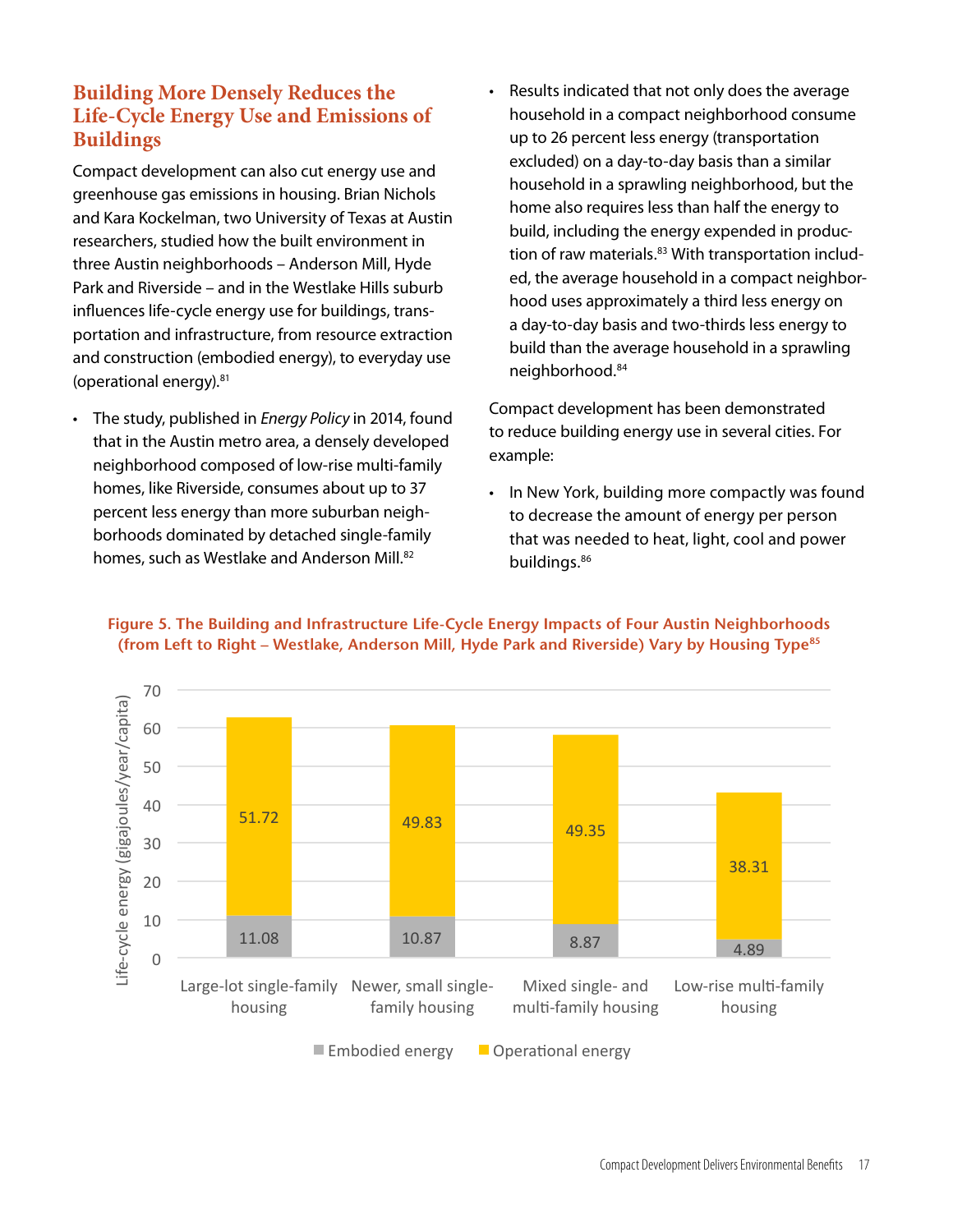## Building More Densely Reduces the Life-Cycle Energy Use and Emissions of Buildings

Compact development can also cut energy use and greenhouse gas emissions in housing. Brian Nichols and Kara Kockelman, two University of Texas at Austin researchers, studied how the built environment in three Austin neighborhoods – Anderson Mill, Hyde Park and Riverside – and in the Westlake Hills suburb influences life-cycle energy use for buildings, transportation and infrastructure, from resource extraction and construction (embodied energy), to everyday use (operational energy).[81]

- The study, published in *Energy Policy* in 2014, found that in the Austin metro area, a densely developed neighborhood composed of low-rise multi-family homes, like Riverside, consumes about up to 37 percent less energy than more suburban neighborhoods dominated by detached single-family homes, such as Westlake and Anderson Mill.[82]
- Results indicated that not only does the average household in a compact neighborhood consume up to 26 percent less energy (transportation excluded) on a day-to-day basis than a similar household in a sprawling neighborhood, but the home also requires less than half the energy to build, including the energy expended in production of raw materials.[83] With transportation included, the average household in a compact neighborhood uses approximately a third less energy on a day-to-day basis and two-thirds less energy to build than the average household in a sprawling neighborhood.[84]

Compact development has been demonstrated to reduce building energy use in several cities. For example:

- In New York, building more compactly was found to decrease the amount of energy per person that was needed to heat, light, cool and power buildings.[86]

**Figure 5. The Building and Infrastructure Life-Cycle Energy Impacts of Four Austin Neighborhoods (from Left to Right – Westlake, Anderson Mill, Hyde Park and Riverside) Vary by Housing Type[85]**

Life-cycle energy (gigajoules/year/capita)

| Housing type | Embodied energy | Operational energy |
|---|---|---|
| Large-lot single-family housing | 11.08 | 51.72 |
| Newer, small single-family housing | 10.87 | 49.83 |
| Mixed single- and multi-family housing | 8.87 | 49.35 |
| Low-rise multi-family housing | 4.89 | 38.31 |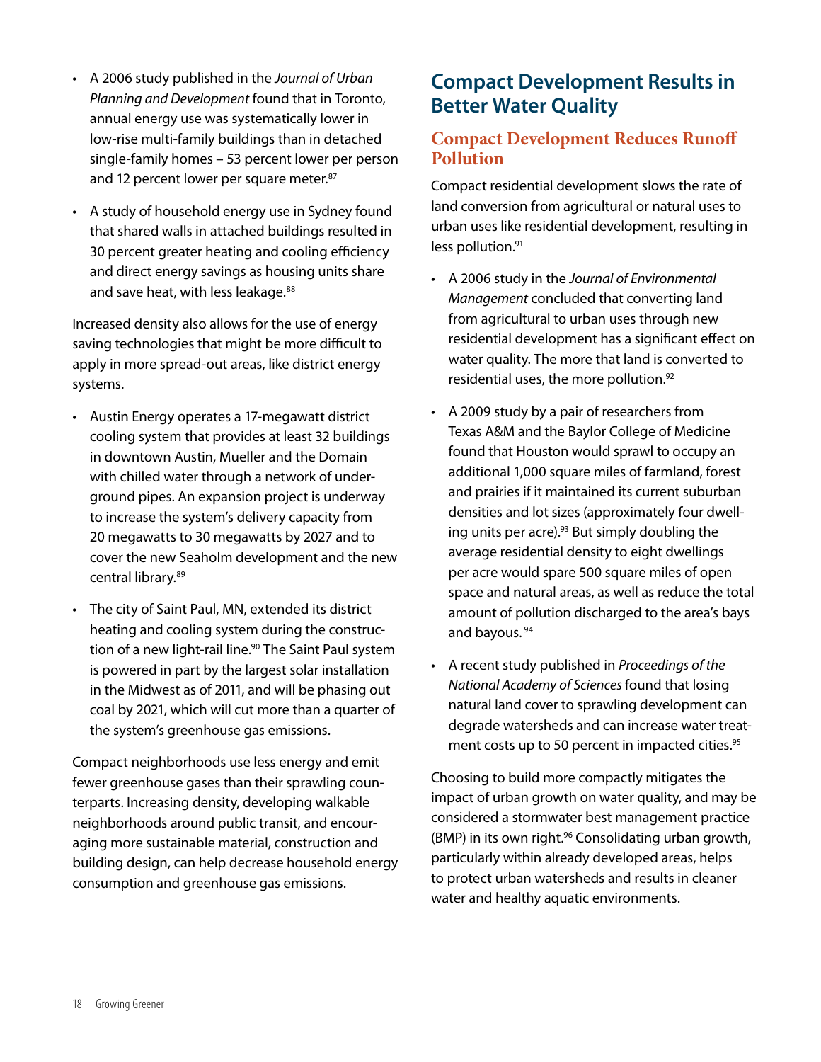- A 2006 study published in the *Journal of Urban Planning and Development* found that in Toronto, annual energy use was systematically lower in low-rise multi-family buildings than in detached single-family homes – 53 percent lower per person and 12 percent lower per square meter.[87]

- A study of household energy use in Sydney found that shared walls in attached buildings resulted in 30 percent greater heating and cooling efficiency and direct energy savings as housing units share and save heat, with less leakage.[88]

Increased density also allows for the use of energy saving technologies that might be more difficult to apply in more spread-out areas, like district energy systems.

- Austin Energy operates a 17-megawatt district cooling system that provides at least 32 buildings in downtown Austin, Mueller and the Domain with chilled water through a network of underground pipes. An expansion project is underway to increase the system's delivery capacity from 20 megawatts to 30 megawatts by 2027 and to cover the new Seaholm development and the new central library.[89]

- The city of Saint Paul, MN, extended its district heating and cooling system during the construction of a new light-rail line.[90] The Saint Paul system is powered in part by the largest solar installation in the Midwest as of 2011, and will be phasing out coal by 2021, which will cut more than a quarter of the system's greenhouse gas emissions.

Compact neighborhoods use less energy and emit fewer greenhouse gases than their sprawling counterparts. Increasing density, developing walkable neighborhoods around public transit, and encouraging more sustainable material, construction and building design, can help decrease household energy consumption and greenhouse gas emissions.

## Compact Development Results in Better Water Quality

### Compact Development Reduces Runoff Pollution

Compact residential development slows the rate of land conversion from agricultural or natural uses to urban uses like residential development, resulting in less pollution.[91]

- A 2006 study in the *Journal of Environmental Management* concluded that converting land from agricultural to urban uses through new residential development has a significant effect on water quality. The more that land is converted to residential uses, the more pollution.[92]

- A 2009 study by a pair of researchers from Texas A&M and the Baylor College of Medicine found that Houston would sprawl to occupy an additional 1,000 square miles of farmland, forest and prairies if it maintained its current suburban densities and lot sizes (approximately four dwelling units per acre).[93] But simply doubling the average residential density to eight dwellings per acre would spare 500 square miles of open space and natural areas, as well as reduce the total amount of pollution discharged to the area's bays and bayous.[94]

- A recent study published in *Proceedings of the National Academy of Sciences* found that losing natural land cover to sprawling development can degrade watersheds and can increase water treatment costs up to 50 percent in impacted cities.[95]

Choosing to build more compactly mitigates the impact of urban growth on water quality, and may be considered a stormwater best management practice (BMP) in its own right.[96] Consolidating urban growth, particularly within already developed areas, helps to protect urban watersheds and results in cleaner water and healthy aquatic environments.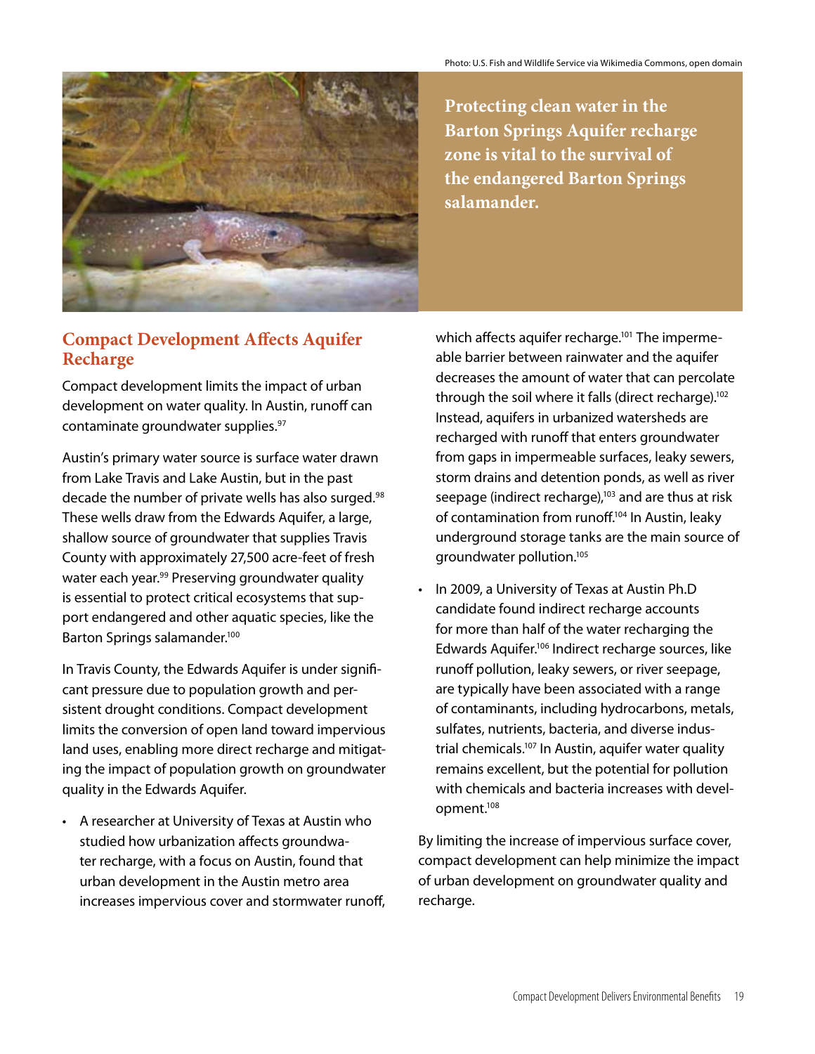Photo: U.S. Fish and Wildlife Service via Wikimedia Commons, open domain

**Protecting clean water in the Barton Springs Aquifer recharge zone is vital to the survival of the endangered Barton Springs salamander.**

## Compact Development Affects Aquifer Recharge

Compact development limits the impact of urban development on water quality. In Austin, runoff can contaminate groundwater supplies.[97]

Austin's primary water source is surface water drawn from Lake Travis and Lake Austin, but in the past decade the number of private wells has also surged.[98] These wells draw from the Edwards Aquifer, a large, shallow source of groundwater that supplies Travis County with approximately 27,500 acre-feet of fresh water each year.[99] Preserving groundwater quality is essential to protect critical ecosystems that support endangered and other aquatic species, like the Barton Springs salamander.[100]

In Travis County, the Edwards Aquifer is under significant pressure due to population growth and persistent drought conditions. Compact development limits the conversion of open land toward impervious land uses, enabling more direct recharge and mitigating the impact of population growth on groundwater quality in the Edwards Aquifer.

- A researcher at University of Texas at Austin who studied how urbanization affects groundwater recharge, with a focus on Austin, found that urban development in the Austin metro area increases impervious cover and stormwater runoff, which affects aquifer recharge.[101] The impermeable barrier between rainwater and the aquifer decreases the amount of water that can percolate through the soil where it falls (direct recharge).[102] Instead, aquifers in urbanized watersheds are recharged with runoff that enters groundwater from gaps in impermeable surfaces, leaky sewers, storm drains and detention ponds, as well as river seepage (indirect recharge),[103] and are thus at risk of contamination from runoff.[104] In Austin, leaky underground storage tanks are the main source of groundwater pollution.[105]
- In 2009, a University of Texas at Austin Ph.D candidate found indirect recharge accounts for more than half of the water recharging the Edwards Aquifer.[106] Indirect recharge sources, like runoff pollution, leaky sewers, or river seepage, are typically have been associated with a range of contaminants, including hydrocarbons, metals, sulfates, nutrients, bacteria, and diverse industrial chemicals.[107] In Austin, aquifer water quality remains excellent, but the potential for pollution with chemicals and bacteria increases with development.[108]

By limiting the increase of impervious surface cover, compact development can help minimize the impact of urban development on groundwater quality and recharge.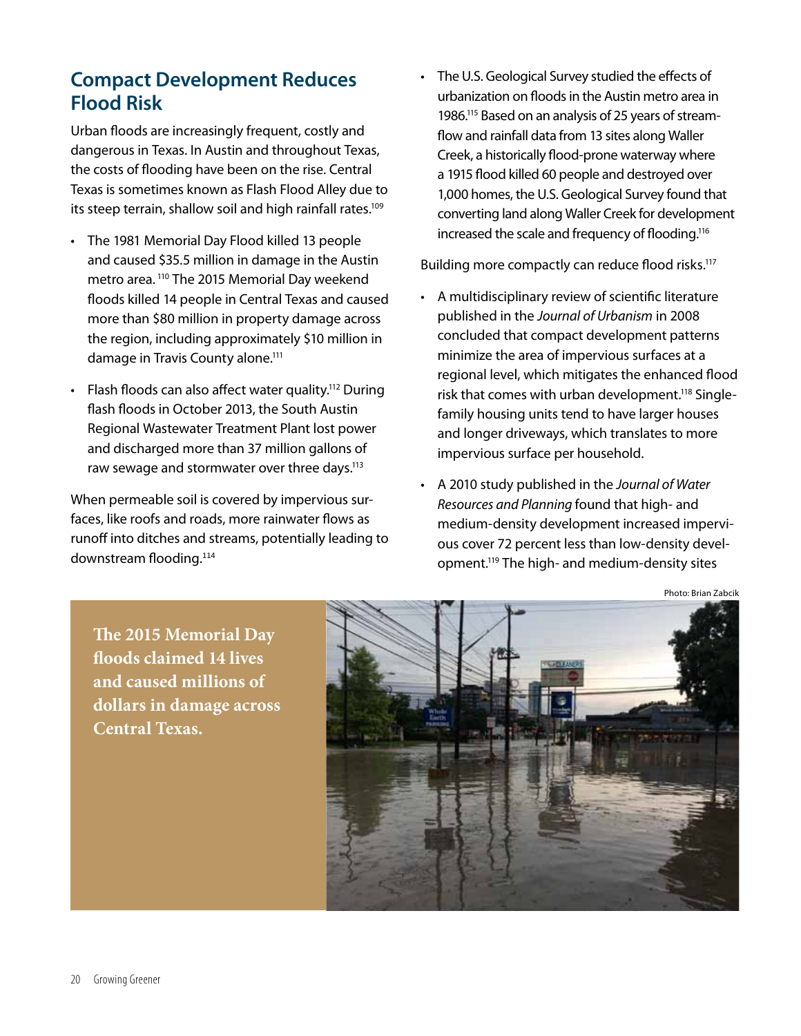## Compact Development Reduces Flood Risk

Urban floods are increasingly frequent, costly and dangerous in Texas. In Austin and throughout Texas, the costs of flooding have been on the rise. Central Texas is sometimes known as Flash Flood Alley due to its steep terrain, shallow soil and high rainfall rates.[109]

- The 1981 Memorial Day Flood killed 13 people and caused $35.5 million in damage in the Austin metro area. [110] The 2015 Memorial Day weekend floods killed 14 people in Central Texas and caused more than $80 million in property damage across the region, including approximately $10 million in damage in Travis County alone.[111]
- Flash floods can also affect water quality.[112] During flash floods in October 2013, the South Austin Regional Wastewater Treatment Plant lost power and discharged more than 37 million gallons of raw sewage and stormwater over three days.[113]

When permeable soil is covered by impervious surfaces, like roofs and roads, more rainwater flows as runoff into ditches and streams, potentially leading to downstream flooding.[114]

- The U.S. Geological Survey studied the effects of urbanization on floods in the Austin metro area in 1986.[115] Based on an analysis of 25 years of stream-flow and rainfall data from 13 sites along Waller Creek, a historically flood-prone waterway where a 1915 flood killed 60 people and destroyed over 1,000 homes, the U.S. Geological Survey found that converting land along Waller Creek for development increased the scale and frequency of flooding.[116]

Building more compactly can reduce flood risks.[117]

- A multidisciplinary review of scientific literature published in the *Journal of Urbanism* in 2008 concluded that compact development patterns minimize the area of impervious surfaces at a regional level, which mitigates the enhanced flood risk that comes with urban development.[118] Single-family housing units tend to have larger houses and longer driveways, which translates to more impervious surface per household.
- A 2010 study published in the *Journal of Water Resources and Planning* found that high- and medium-density development increased impervious cover 72 percent less than low-density development.[119] The high- and medium-density sites

**The 2015 Memorial Day floods claimed 14 lives and caused millions of dollars in damage across Central Texas.**

Photo: Brian Zabcik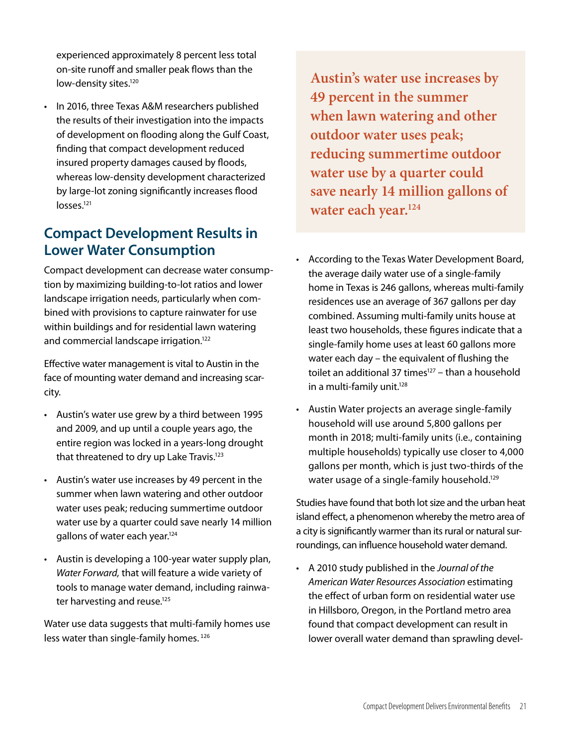experienced approximately 8 percent less total on-site runoff and smaller peak flows than the low-density sites.[120]

- In 2016, three Texas A&M researchers published the results of their investigation into the impacts of development on flooding along the Gulf Coast, finding that compact development reduced insured property damages caused by floods, whereas low-density development characterized by large-lot zoning significantly increases flood losses.[121]

## Compact Development Results in Lower Water Consumption

Compact development can decrease water consumption by maximizing building-to-lot ratios and lower landscape irrigation needs, particularly when combined with provisions to capture rainwater for use within buildings and for residential lawn watering and commercial landscape irrigation.[122]

Effective water management is vital to Austin in the face of mounting water demand and increasing scarcity.

- Austin's water use grew by a third between 1995 and 2009, and up until a couple years ago, the entire region was locked in a years-long drought that threatened to dry up Lake Travis.[123]
- Austin's water use increases by 49 percent in the summer when lawn watering and other outdoor water uses peak; reducing summertime outdoor water use by a quarter could save nearly 14 million gallons of water each year.[124]
- Austin is developing a 100-year water supply plan, *Water Forward,* that will feature a wide variety of tools to manage water demand, including rainwater harvesting and reuse.[125]

Water use data suggests that multi-family homes use less water than single-family homes.[126]

**Austin's water use increases by 49 percent in the summer when lawn watering and other outdoor water uses peak; reducing summertime outdoor water use by a quarter could save nearly 14 million gallons of water each year.[124]**

- According to the Texas Water Development Board, the average daily water use of a single-family home in Texas is 246 gallons, whereas multi-family residences use an average of 367 gallons per day combined. Assuming multi-family units house at least two households, these figures indicate that a single-family home uses at least 60 gallons more water each day – the equivalent of flushing the toilet an additional 37 times[127] – than a household in a multi-family unit.[128]
- Austin Water projects an average single-family household will use around 5,800 gallons per month in 2018; multi-family units (i.e., containing multiple households) typically use closer to 4,000 gallons per month, which is just two-thirds of the water usage of a single-family household.[129]

Studies have found that both lot size and the urban heat island effect, a phenomenon whereby the metro area of a city is significantly warmer than its rural or natural surroundings, can influence household water demand.

- A 2010 study published in the *Journal of the American Water Resources Association* estimating the effect of urban form on residential water use in Hillsboro, Oregon, in the Portland metro area found that compact development can result in lower overall water demand than sprawling devel-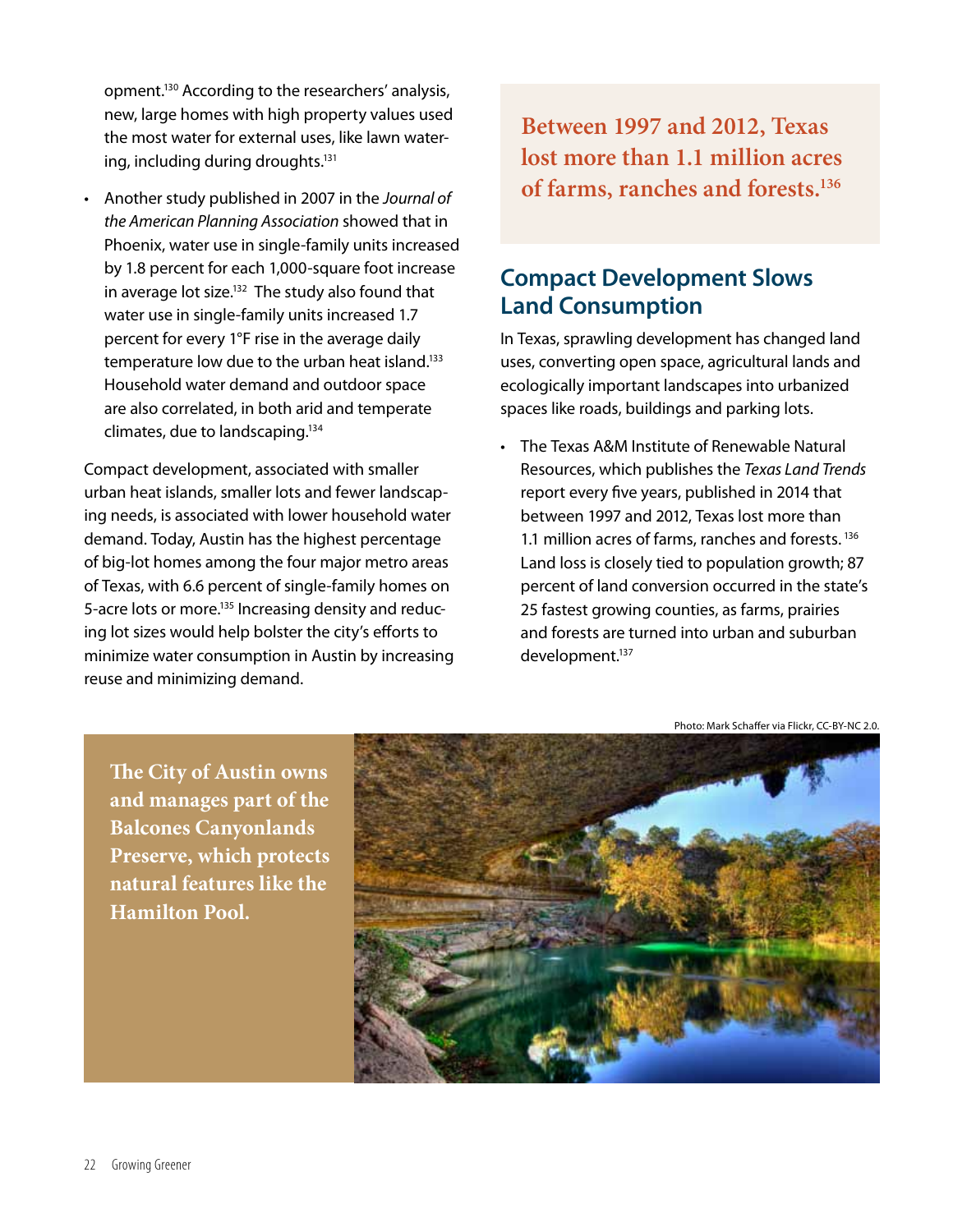opment.[130] According to the researchers' analysis, new, large homes with high property values used the most water for external uses, like lawn watering, including during droughts.[131]

- Another study published in 2007 in the *Journal of the American Planning Association* showed that in Phoenix, water use in single-family units increased by 1.8 percent for each 1,000-square foot increase in average lot size.[132] The study also found that water use in single-family units increased 1.7 percent for every 1°F rise in the average daily temperature low due to the urban heat island.[133] Household water demand and outdoor space are also correlated, in both arid and temperate climates, due to landscaping.[134]

Compact development, associated with smaller urban heat islands, smaller lots and fewer landscaping needs, is associated with lower household water demand. Today, Austin has the highest percentage of big-lot homes among the four major metro areas of Texas, with 6.6 percent of single-family homes on 5-acre lots or more.[135] Increasing density and reducing lot sizes would help bolster the city's efforts to minimize water consumption in Austin by increasing reuse and minimizing demand.

**Between 1997 and 2012, Texas lost more than 1.1 million acres of farms, ranches and forests.[136]**

## Compact Development Slows Land Consumption

In Texas, sprawling development has changed land uses, converting open space, agricultural lands and ecologically important landscapes into urbanized spaces like roads, buildings and parking lots.

- The Texas A&M Institute of Renewable Natural Resources, which publishes the *Texas Land Trends* report every five years, published in 2014 that between 1997 and 2012, Texas lost more than 1.1 million acres of farms, ranches and forests.[136] Land loss is closely tied to population growth; 87 percent of land conversion occurred in the state's 25 fastest growing counties, as farms, prairies and forests are turned into urban and suburban development.[137]

Photo: Mark Schaffer via Flickr, CC-BY-NC 2.0.

**The City of Austin owns and manages part of the Balcones Canyonlands Preserve, which protects natural features like the Hamilton Pool.**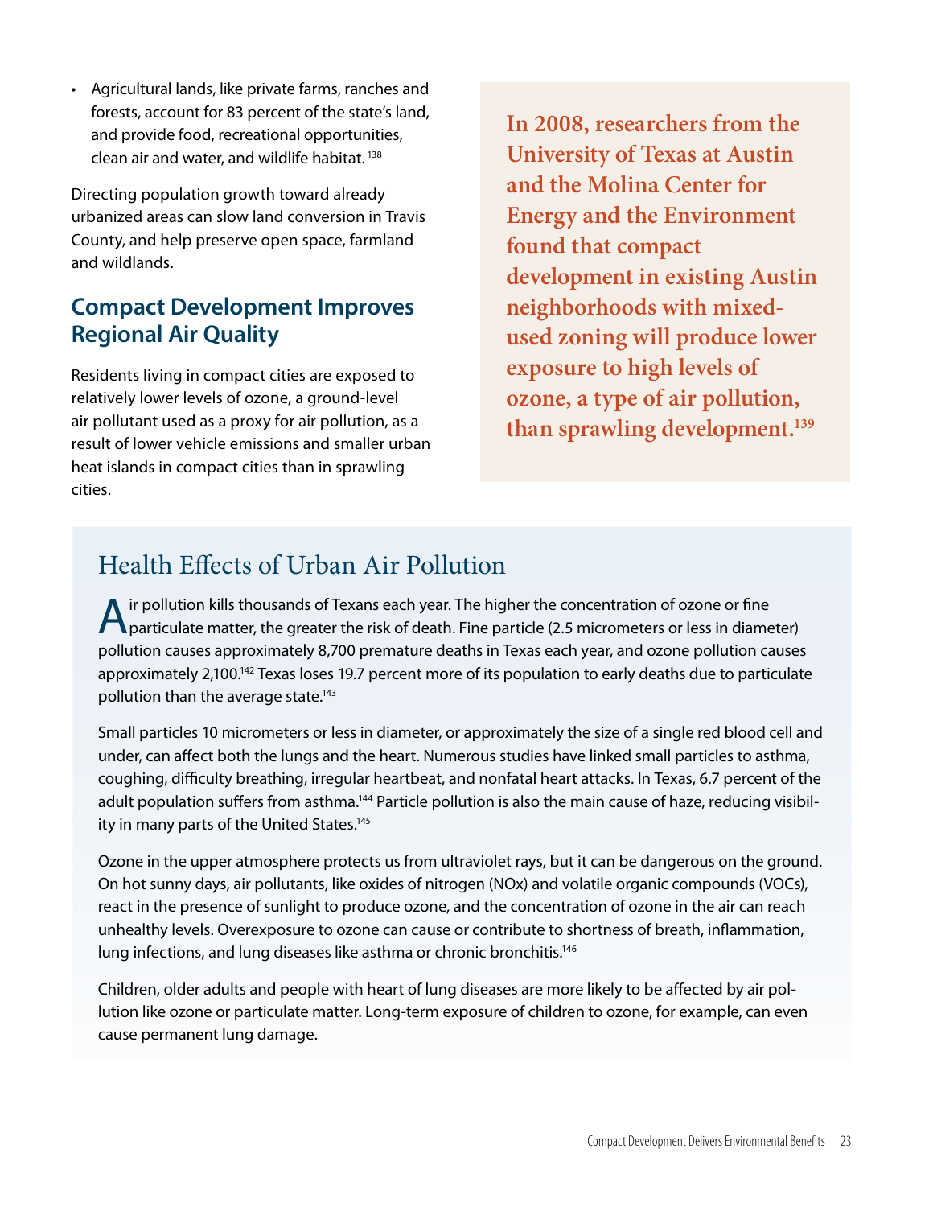- Agricultural lands, like private farms, ranches and forests, account for 83 percent of the state's land, and provide food, recreational opportunities, clean air and water, and wildlife habitat. [138]

Directing population growth toward already urbanized areas can slow land conversion in Travis County, and help preserve open space, farmland and wildlands.

## Compact Development Improves Regional Air Quality

Residents living in compact cities are exposed to relatively lower levels of ozone, a ground-level air pollutant used as a proxy for air pollution, as a result of lower vehicle emissions and smaller urban heat islands in compact cities than in sprawling cities.

**In 2008, researchers from the University of Texas at Austin and the Molina Center for Energy and the Environment found that compact development in existing Austin neighborhoods with mixed-used zoning will produce lower exposure to high levels of ozone, a type of air pollution, than sprawling development.[139]**

## Health Effects of Urban Air Pollution

Air pollution kills thousands of Texans each year. The higher the concentration of ozone or fine particulate matter, the greater the risk of death. Fine particle (2.5 micrometers or less in diameter) pollution causes approximately 8,700 premature deaths in Texas each year, and ozone pollution causes approximately 2,100.[142] Texas loses 19.7 percent more of its population to early deaths due to particulate pollution than the average state.[143]

Small particles 10 micrometers or less in diameter, or approximately the size of a single red blood cell and under, can affect both the lungs and the heart. Numerous studies have linked small particles to asthma, coughing, difficulty breathing, irregular heartbeat, and nonfatal heart attacks. In Texas, 6.7 percent of the adult population suffers from asthma.[144] Particle pollution is also the main cause of haze, reducing visibility in many parts of the United States.[145]

Ozone in the upper atmosphere protects us from ultraviolet rays, but it can be dangerous on the ground. On hot sunny days, air pollutants, like oxides of nitrogen (NOx) and volatile organic compounds (VOCs), react in the presence of sunlight to produce ozone, and the concentration of ozone in the air can reach unhealthy levels. Overexposure to ozone can cause or contribute to shortness of breath, inflammation, lung infections, and lung diseases like asthma or chronic bronchitis.[146]

Children, older adults and people with heart of lung diseases are more likely to be affected by air pollution like ozone or particulate matter. Long-term exposure of children to ozone, for example, can even cause permanent lung damage.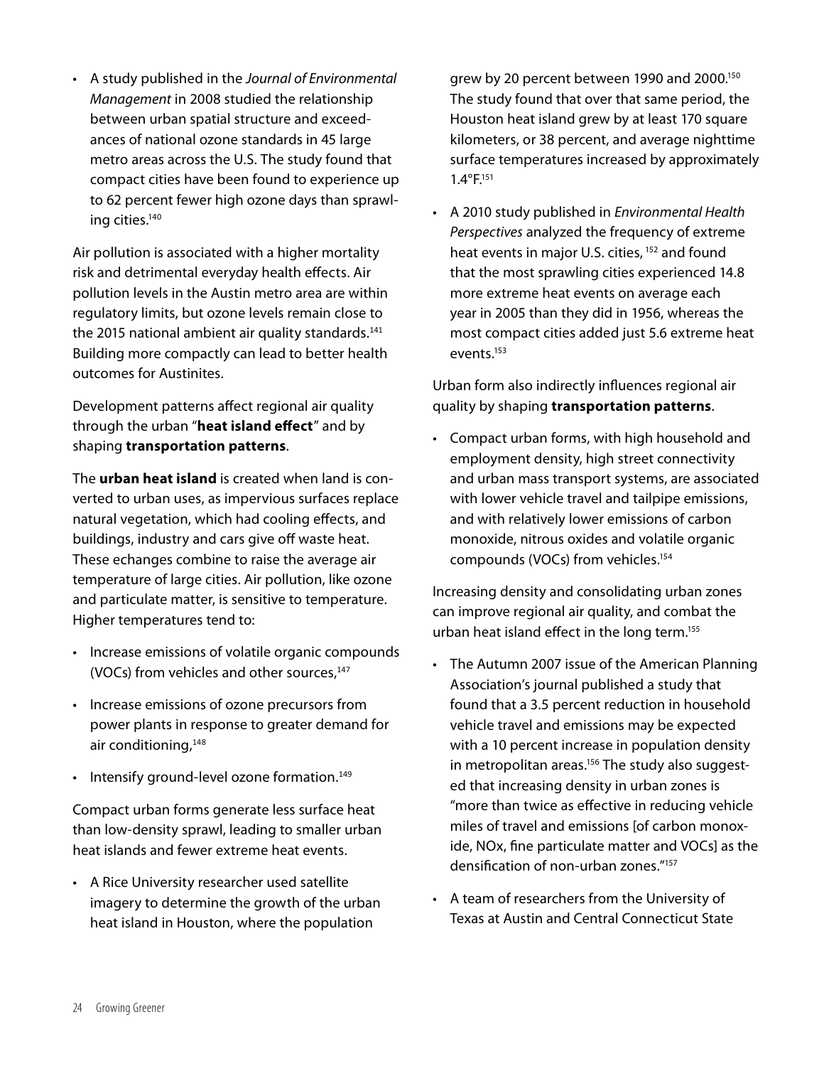- A study published in the *Journal of Environmental Management* in 2008 studied the relationship between urban spatial structure and exceedances of national ozone standards in 45 large metro areas across the U.S. The study found that compact cities have been found to experience up to 62 percent fewer high ozone days than sprawling cities.[140]

Air pollution is associated with a higher mortality risk and detrimental everyday health effects. Air pollution levels in the Austin metro area are within regulatory limits, but ozone levels remain close to the 2015 national ambient air quality standards.[141] Building more compactly can lead to better health outcomes for Austinites.

Development patterns affect regional air quality through the urban "**heat island effect**" and by shaping **transportation patterns**.

The **urban heat island** is created when land is converted to urban uses, as impervious surfaces replace natural vegetation, which had cooling effects, and buildings, industry and cars give off waste heat. These echanges combine to raise the average air temperature of large cities. Air pollution, like ozone and particulate matter, is sensitive to temperature. Higher temperatures tend to:

- Increase emissions of volatile organic compounds (VOCs) from vehicles and other sources,[147]
- Increase emissions of ozone precursors from power plants in response to greater demand for air conditioning,[148]
- Intensify ground-level ozone formation.[149]

Compact urban forms generate less surface heat than low-density sprawl, leading to smaller urban heat islands and fewer extreme heat events.

- A Rice University researcher used satellite imagery to determine the growth of the urban heat island in Houston, where the population grew by 20 percent between 1990 and 2000.[150] The study found that over that same period, the Houston heat island grew by at least 170 square kilometers, or 38 percent, and average nighttime surface temperatures increased by approximately 1.4°F.[151]
- A 2010 study published in *Environmental Health Perspectives* analyzed the frequency of extreme heat events in major U.S. cities,[152] and found that the most sprawling cities experienced 14.8 more extreme heat events on average each year in 2005 than they did in 1956, whereas the most compact cities added just 5.6 extreme heat events.[153]

Urban form also indirectly influences regional air quality by shaping **transportation patterns**.

- Compact urban forms, with high household and employment density, high street connectivity and urban mass transport systems, are associated with lower vehicle travel and tailpipe emissions, and with relatively lower emissions of carbon monoxide, nitrous oxides and volatile organic compounds (VOCs) from vehicles.[154]

Increasing density and consolidating urban zones can improve regional air quality, and combat the urban heat island effect in the long term.[155]

- The Autumn 2007 issue of the American Planning Association's journal published a study that found that a 3.5 percent reduction in household vehicle travel and emissions may be expected with a 10 percent increase in population density in metropolitan areas.[156] The study also suggested that increasing density in urban zones is "more than twice as effective in reducing vehicle miles of travel and emissions [of carbon monoxide, NOx, fine particulate matter and VOCs] as the densification of non-urban zones."[157]
- A team of researchers from the University of Texas at Austin and Central Connecticut State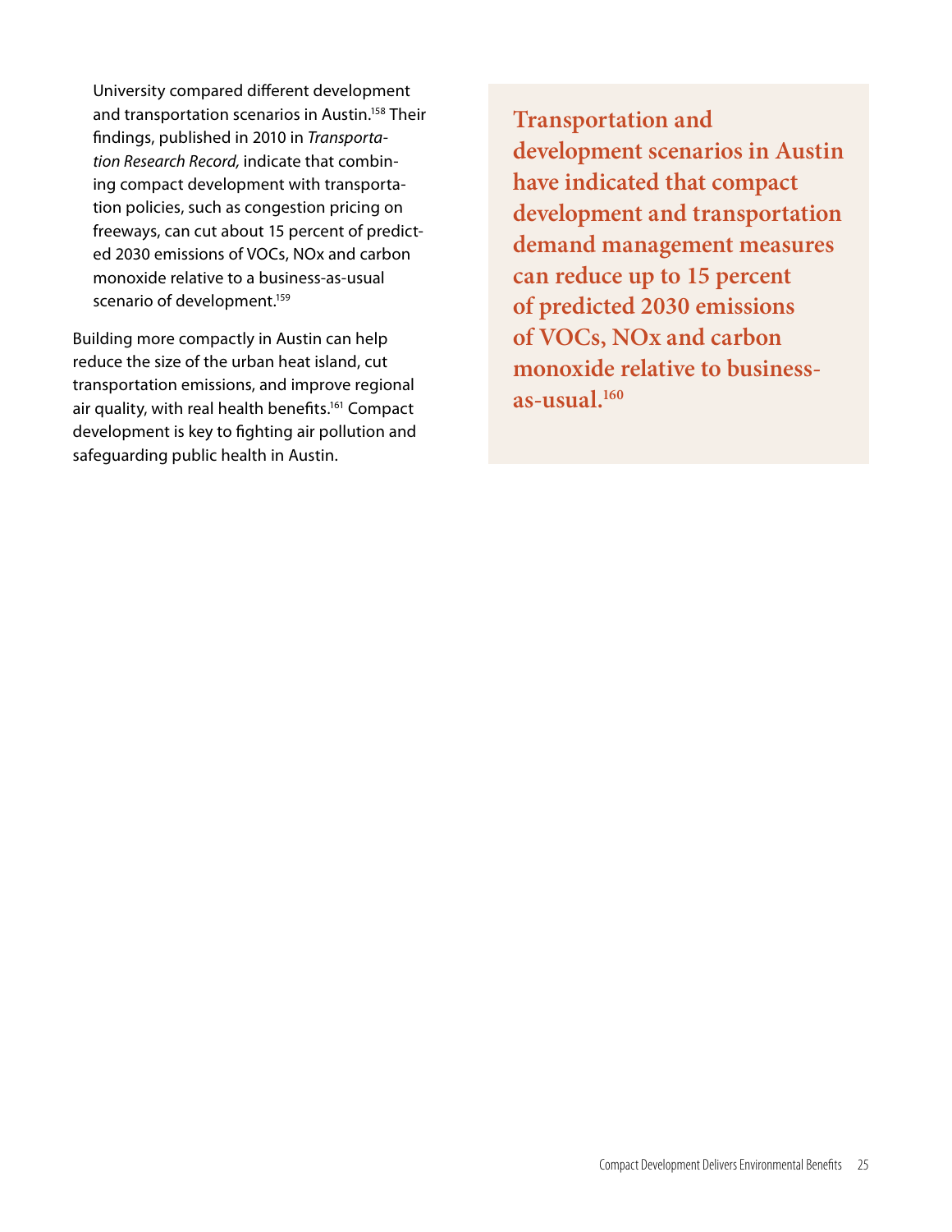University compared different development and transportation scenarios in Austin.[158] Their findings, published in 2010 in *Transportation Research Record,* indicate that combining compact development with transportation policies, such as congestion pricing on freeways, can cut about 15 percent of predicted 2030 emissions of VOCs, NOx and carbon monoxide relative to a business-as-usual scenario of development.[159]

Building more compactly in Austin can help reduce the size of the urban heat island, cut transportation emissions, and improve regional air quality, with real health benefits.[161] Compact development is key to fighting air pollution and safeguarding public health in Austin.

**Transportation and development scenarios in Austin have indicated that compact development and transportation demand management measures can reduce up to 15 percent of predicted 2030 emissions of VOCs, NOx and carbon monoxide relative to business-as-usual.[160]**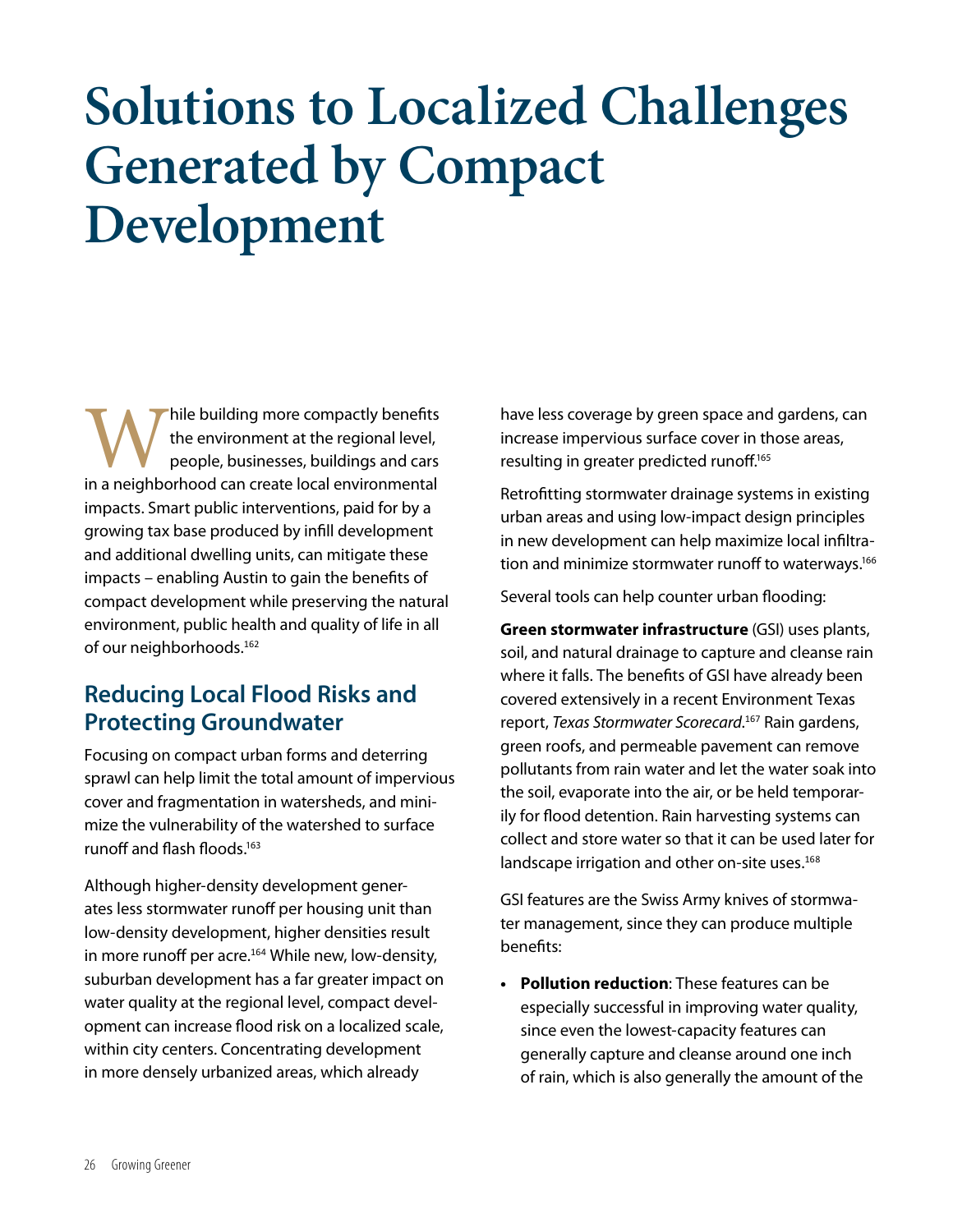# Solutions to Localized Challenges Generated by Compact Development

While building more compactly benefits the environment at the regional level, people, businesses, buildings and cars in a neighborhood can create local environmental impacts. Smart public interventions, paid for by a growing tax base produced by infill development and additional dwelling units, can mitigate these impacts – enabling Austin to gain the benefits of compact development while preserving the natural environment, public health and quality of life in all of our neighborhoods.[162]

## Reducing Local Flood Risks and Protecting Groundwater

Focusing on compact urban forms and deterring sprawl can help limit the total amount of impervious cover and fragmentation in watersheds, and minimize the vulnerability of the watershed to surface runoff and flash floods.[163]

Although higher-density development generates less stormwater runoff per housing unit than low-density development, higher densities result in more runoff per acre.[164] While new, low-density, suburban development has a far greater impact on water quality at the regional level, compact development can increase flood risk on a localized scale, within city centers. Concentrating development in more densely urbanized areas, which already have less coverage by green space and gardens, can increase impervious surface cover in those areas, resulting in greater predicted runoff.[165]

Retrofitting stormwater drainage systems in existing urban areas and using low-impact design principles in new development can help maximize local infiltration and minimize stormwater runoff to waterways.[166]

Several tools can help counter urban flooding:

**Green stormwater infrastructure** (GSI) uses plants, soil, and natural drainage to capture and cleanse rain where it falls. The benefits of GSI have already been covered extensively in a recent Environment Texas report, *Texas Stormwater Scorecard*.[167] Rain gardens, green roofs, and permeable pavement can remove pollutants from rain water and let the water soak into the soil, evaporate into the air, or be held temporarily for flood detention. Rain harvesting systems can collect and store water so that it can be used later for landscape irrigation and other on-site uses.[168]

GSI features are the Swiss Army knives of stormwater management, since they can produce multiple benefits:

- **Pollution reduction**: These features can be especially successful in improving water quality, since even the lowest-capacity features can generally capture and cleanse around one inch of rain, which is also generally the amount of the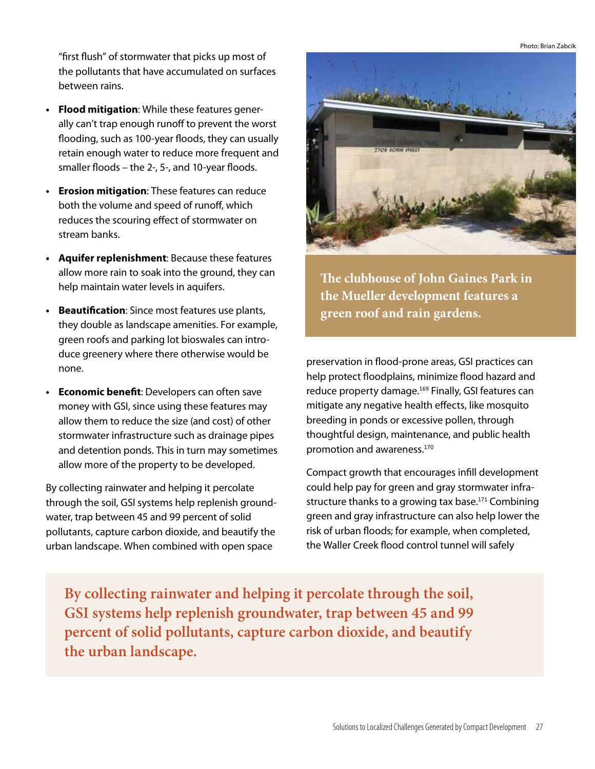"first flush" of stormwater that picks up most of the pollutants that have accumulated on surfaces between rains.

- **Flood mitigation**: While these features generally can't trap enough runoff to prevent the worst flooding, such as 100-year floods, they can usually retain enough water to reduce more frequent and smaller floods – the 2-, 5-, and 10-year floods.
- **Erosion mitigation**: These features can reduce both the volume and speed of runoff, which reduces the scouring effect of stormwater on stream banks.
- **Aquifer replenishment**: Because these features allow more rain to soak into the ground, they can help maintain water levels in aquifers.
- **Beautification**: Since most features use plants, they double as landscape amenities. For example, green roofs and parking lot bioswales can introduce greenery where there otherwise would be none.
- **Economic benefit**: Developers can often save money with GSI, since using these features may allow them to reduce the size (and cost) of other stormwater infrastructure such as drainage pipes and detention ponds. This in turn may sometimes allow more of the property to be developed.

By collecting rainwater and helping it percolate through the soil, GSI systems help replenish groundwater, trap between 45 and 99 percent of solid pollutants, capture carbon dioxide, and beautify the urban landscape. When combined with open space preservation in flood-prone areas, GSI practices can help protect floodplains, minimize flood hazard and reduce property damage.[169] Finally, GSI features can mitigate any negative health effects, like mosquito breeding in ponds or excessive pollen, through thoughtful design, maintenance, and public health promotion and awareness.[170]

Photo: Brian Zabcik

**The clubhouse of John Gaines Park in the Mueller development features a green roof and rain gardens.**

Compact growth that encourages infill development could help pay for green and gray stormwater infrastructure thanks to a growing tax base.[171] Combining green and gray infrastructure can also help lower the risk of urban floods; for example, when completed, the Waller Creek flood control tunnel will safely

**By collecting rainwater and helping it percolate through the soil, GSI systems help replenish groundwater, trap between 45 and 99 percent of solid pollutants, capture carbon dioxide, and beautify the urban landscape.**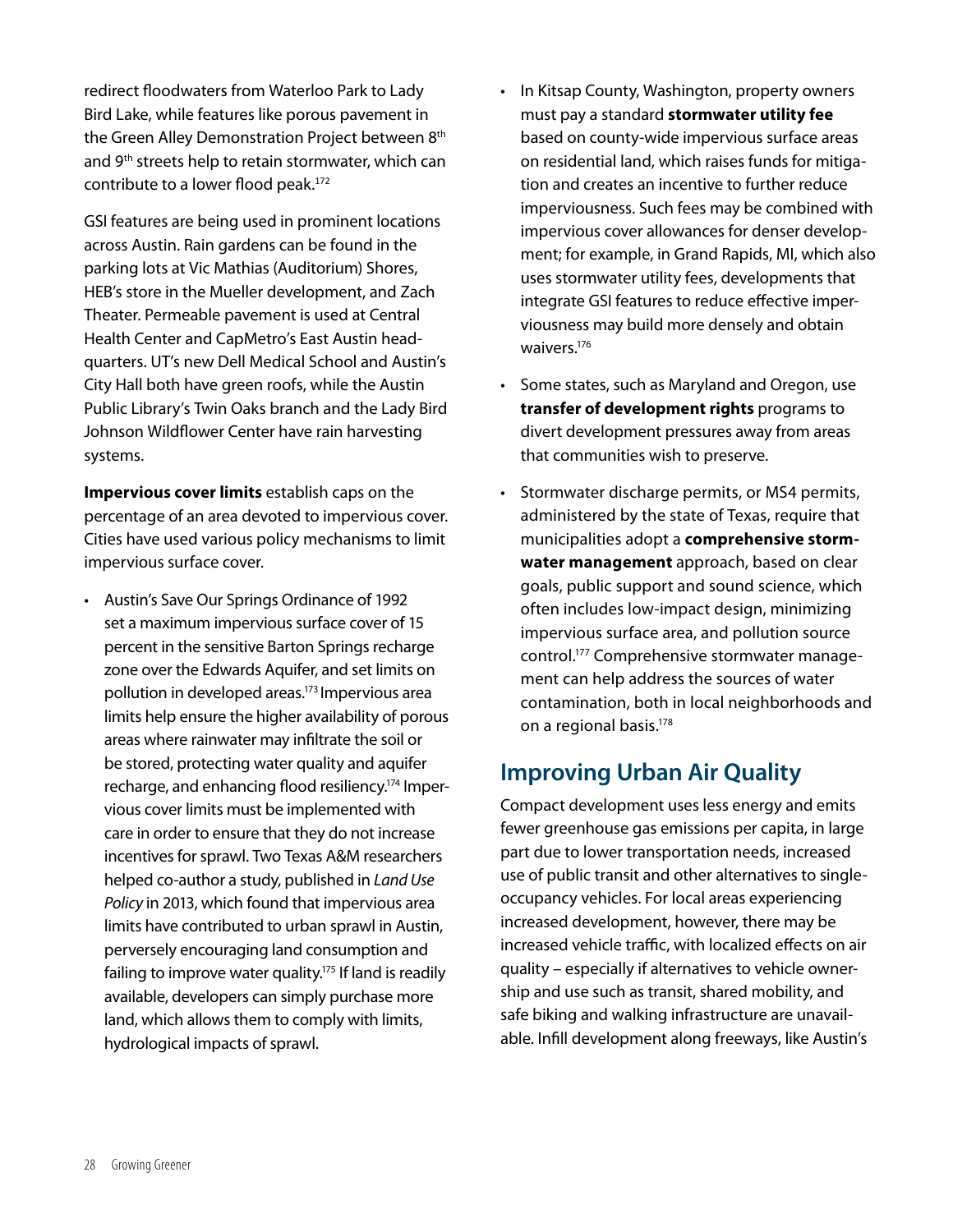redirect floodwaters from Waterloo Park to Lady Bird Lake, while features like porous pavement in the Green Alley Demonstration Project between 8th and 9th streets help to retain stormwater, which can contribute to a lower flood peak.[172]

GSI features are being used in prominent locations across Austin. Rain gardens can be found in the parking lots at Vic Mathias (Auditorium) Shores, HEB's store in the Mueller development, and Zach Theater. Permeable pavement is used at Central Health Center and CapMetro's East Austin headquarters. UT's new Dell Medical School and Austin's City Hall both have green roofs, while the Austin Public Library's Twin Oaks branch and the Lady Bird Johnson Wildflower Center have rain harvesting systems.

**Impervious cover limits** establish caps on the percentage of an area devoted to impervious cover. Cities have used various policy mechanisms to limit impervious surface cover.

- Austin's Save Our Springs Ordinance of 1992 set a maximum impervious surface cover of 15 percent in the sensitive Barton Springs recharge zone over the Edwards Aquifer, and set limits on pollution in developed areas.[173] Impervious area limits help ensure the higher availability of porous areas where rainwater may infiltrate the soil or be stored, protecting water quality and aquifer recharge, and enhancing flood resiliency.[174] Impervious cover limits must be implemented with care in order to ensure that they do not increase incentives for sprawl. Two Texas A&M researchers helped co-author a study, published in *Land Use Policy* in 2013, which found that impervious area limits have contributed to urban sprawl in Austin, perversely encouraging land consumption and failing to improve water quality.[175] If land is readily available, developers can simply purchase more land, which allows them to comply with limits, hydrological impacts of sprawl.
- In Kitsap County, Washington, property owners must pay a standard **stormwater utility fee** based on county-wide impervious surface areas on residential land, which raises funds for mitigation and creates an incentive to further reduce imperviousness. Such fees may be combined with impervious cover allowances for denser development; for example, in Grand Rapids, MI, which also uses stormwater utility fees, developments that integrate GSI features to reduce effective imperviousness may build more densely and obtain waivers.[176]
- Some states, such as Maryland and Oregon, use **transfer of development rights** programs to divert development pressures away from areas that communities wish to preserve.
- Stormwater discharge permits, or MS4 permits, administered by the state of Texas, require that municipalities adopt a **comprehensive stormwater management** approach, based on clear goals, public support and sound science, which often includes low-impact design, minimizing impervious surface area, and pollution source control.[177] Comprehensive stormwater management can help address the sources of water contamination, both in local neighborhoods and on a regional basis.[178]

## Improving Urban Air Quality

Compact development uses less energy and emits fewer greenhouse gas emissions per capita, in large part due to lower transportation needs, increased use of public transit and other alternatives to single-occupancy vehicles. For local areas experiencing increased development, however, there may be increased vehicle traffic, with localized effects on air quality – especially if alternatives to vehicle ownership and use such as transit, shared mobility, and safe biking and walking infrastructure are unavailable. Infill development along freeways, like Austin's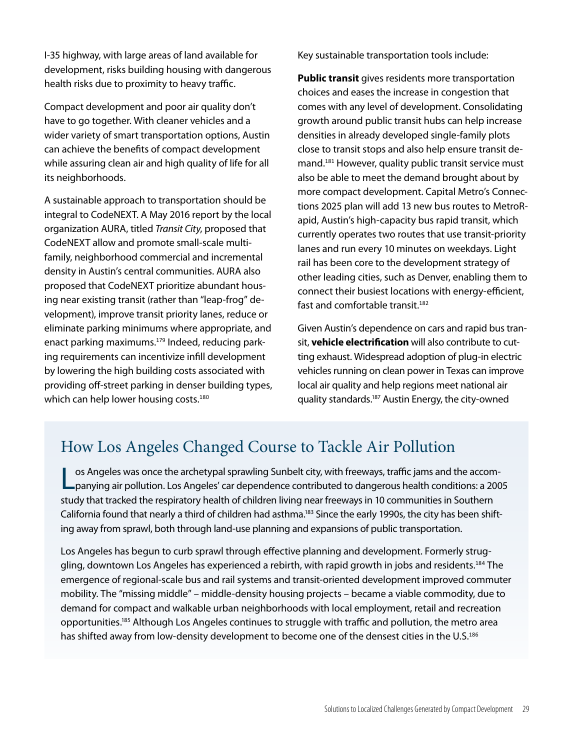I-35 highway, with large areas of land available for development, risks building housing with dangerous health risks due to proximity to heavy traffic.

Compact development and poor air quality don't have to go together. With cleaner vehicles and a wider variety of smart transportation options, Austin can achieve the benefits of compact development while assuring clean air and high quality of life for all its neighborhoods.

A sustainable approach to transportation should be integral to CodeNEXT. A May 2016 report by the local organization AURA, titled *Transit City*, proposed that CodeNEXT allow and promote small-scale multi-family, neighborhood commercial and incremental density in Austin's central communities. AURA also proposed that CodeNEXT prioritize abundant housing near existing transit (rather than "leap-frog" development), improve transit priority lanes, reduce or eliminate parking minimums where appropriate, and enact parking maximums.[179] Indeed, reducing parking requirements can incentivize infill development by lowering the high building costs associated with providing off-street parking in denser building types, which can help lower housing costs.[180]

Key sustainable transportation tools include:

**Public transit** gives residents more transportation choices and eases the increase in congestion that comes with any level of development. Consolidating growth around public transit hubs can help increase densities in already developed single-family plots close to transit stops and also help ensure transit demand.[181] However, quality public transit service must also be able to meet the demand brought about by more compact development. Capital Metro's Connections 2025 plan will add 13 new bus routes to MetroRapid, Austin's high-capacity bus rapid transit, which currently operates two routes that use transit-priority lanes and run every 10 minutes on weekdays. Light rail has been core to the development strategy of other leading cities, such as Denver, enabling them to connect their busiest locations with energy-efficient, fast and comfortable transit.[182]

Given Austin's dependence on cars and rapid bus transit, **vehicle electrification** will also contribute to cutting exhaust. Widespread adoption of plug-in electric vehicles running on clean power in Texas can improve local air quality and help regions meet national air quality standards.[187] Austin Energy, the city-owned

## How Los Angeles Changed Course to Tackle Air Pollution

Los Angeles was once the archetypal sprawling Sunbelt city, with freeways, traffic jams and the accompanying air pollution. Los Angeles' car dependence contributed to dangerous health conditions: a 2005 study that tracked the respiratory health of children living near freeways in 10 communities in Southern California found that nearly a third of children had asthma.[183] Since the early 1990s, the city has been shifting away from sprawl, both through land-use planning and expansions of public transportation.

Los Angeles has begun to curb sprawl through effective planning and development. Formerly struggling, downtown Los Angeles has experienced a rebirth, with rapid growth in jobs and residents.[184] The emergence of regional-scale bus and rail systems and transit-oriented development improved commuter mobility. The "missing middle" – middle-density housing projects – became a viable commodity, due to demand for compact and walkable urban neighborhoods with local employment, retail and recreation opportunities.[185] Although Los Angeles continues to struggle with traffic and pollution, the metro area has shifted away from low-density development to become one of the densest cities in the U.S.[186]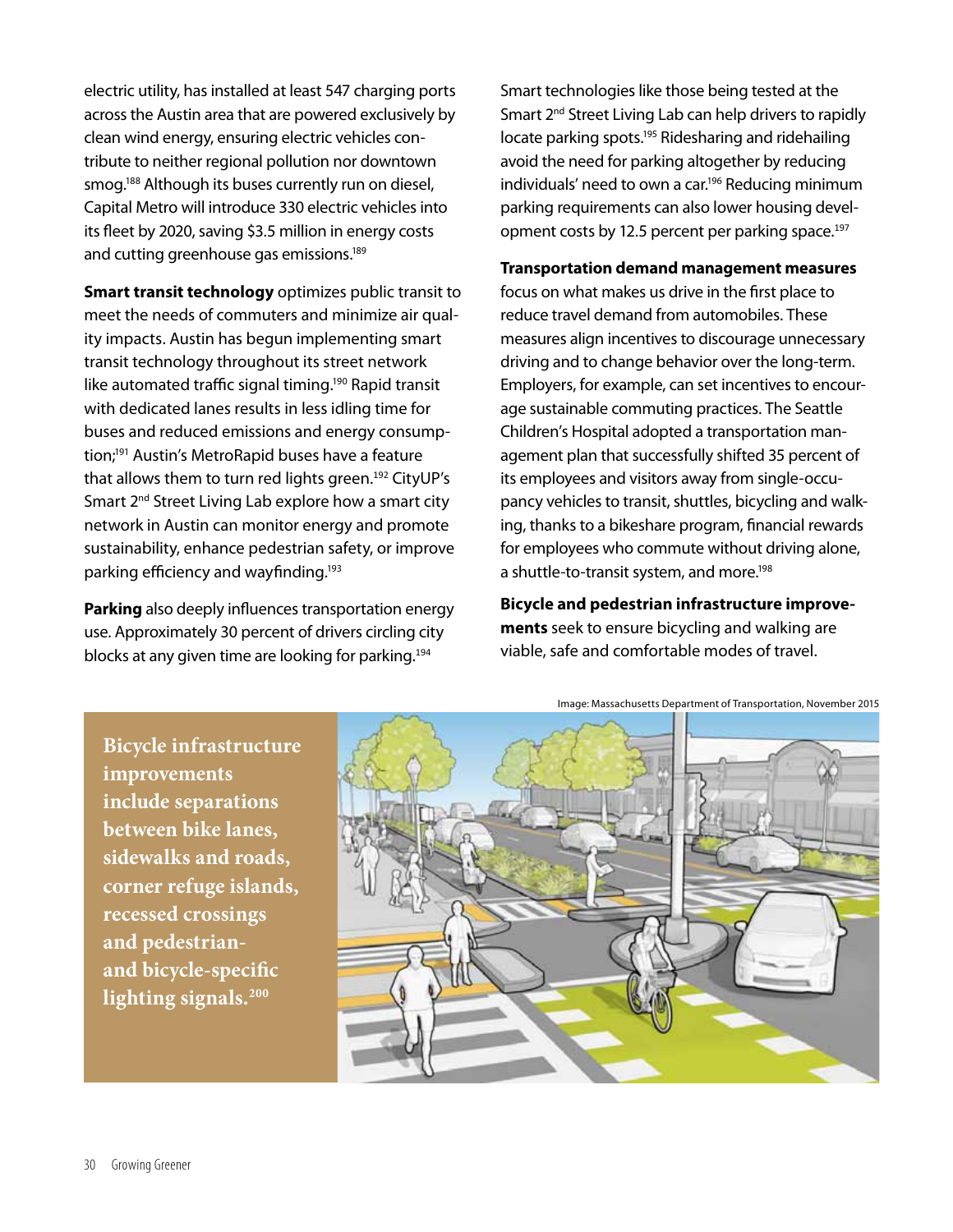electric utility, has installed at least 547 charging ports across the Austin area that are powered exclusively by clean wind energy, ensuring electric vehicles contribute to neither regional pollution nor downtown smog.[188] Although its buses currently run on diesel, Capital Metro will introduce 330 electric vehicles into its fleet by 2020, saving $3.5 million in energy costs and cutting greenhouse gas emissions.[189]

**Smart transit technology** optimizes public transit to meet the needs of commuters and minimize air quality impacts. Austin has begun implementing smart transit technology throughout its street network like automated traffic signal timing.[190] Rapid transit with dedicated lanes results in less idling time for buses and reduced emissions and energy consumption;[191] Austin's MetroRapid buses have a feature that allows them to turn red lights green.[192] CityUP's Smart 2nd Street Living Lab explore how a smart city network in Austin can monitor energy and promote sustainability, enhance pedestrian safety, or improve parking efficiency and wayfinding.[193]

**Parking** also deeply influences transportation energy use. Approximately 30 percent of drivers circling city blocks at any given time are looking for parking.[194] Smart technologies like those being tested at the Smart 2nd Street Living Lab can help drivers to rapidly locate parking spots.[195] Ridesharing and ridehailing avoid the need for parking altogether by reducing individuals' need to own a car.[196] Reducing minimum parking requirements can also lower housing development costs by 12.5 percent per parking space.[197]

**Transportation demand management measures** focus on what makes us drive in the first place to reduce travel demand from automobiles. These measures align incentives to discourage unnecessary driving and to change behavior over the long-term. Employers, for example, can set incentives to encourage sustainable commuting practices. The Seattle Children's Hospital adopted a transportation management plan that successfully shifted 35 percent of its employees and visitors away from single-occupancy vehicles to transit, shuttles, bicycling and walking, thanks to a bikeshare program, financial rewards for employees who commute without driving alone, a shuttle-to-transit system, and more.[198]

**Bicycle and pedestrian infrastructure improvements** seek to ensure bicycling and walking are viable, safe and comfortable modes of travel.

**Bicycle infrastructure improvements include separations between bike lanes, sidewalks and roads, corner refuge islands, recessed crossings and pedestrian- and bicycle-specific lighting signals.[200]**

Image: Massachusetts Department of Transportation, November 2015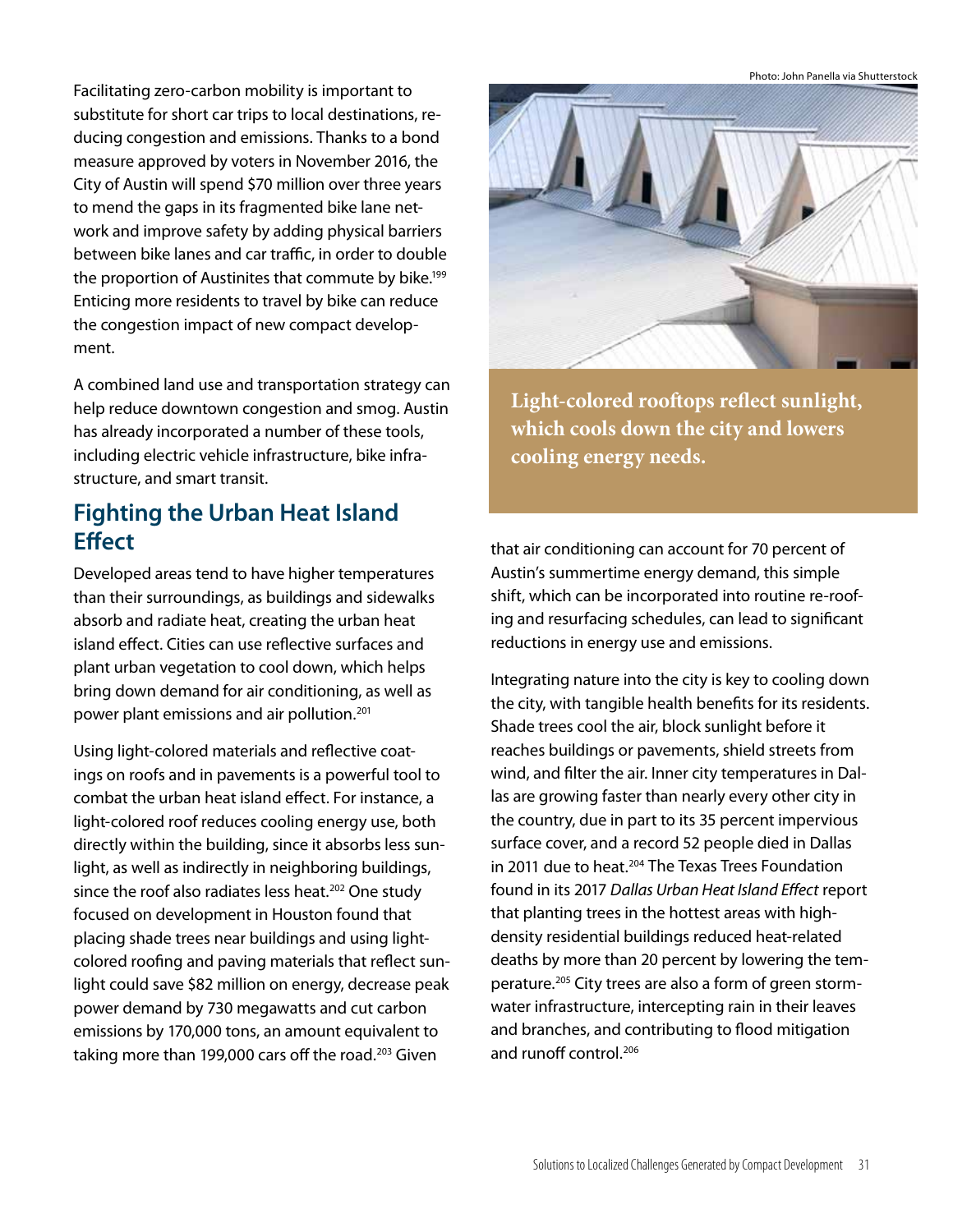Facilitating zero-carbon mobility is important to substitute for short car trips to local destinations, reducing congestion and emissions. Thanks to a bond measure approved by voters in November 2016, the City of Austin will spend $70 million over three years to mend the gaps in its fragmented bike lane network and improve safety by adding physical barriers between bike lanes and car traffic, in order to double the proportion of Austinites that commute by bike.[199] Enticing more residents to travel by bike can reduce the congestion impact of new compact development.

A combined land use and transportation strategy can help reduce downtown congestion and smog. Austin has already incorporated a number of these tools, including electric vehicle infrastructure, bike infrastructure, and smart transit.

## Fighting the Urban Heat Island Effect

Developed areas tend to have higher temperatures than their surroundings, as buildings and sidewalks absorb and radiate heat, creating the urban heat island effect. Cities can use reflective surfaces and plant urban vegetation to cool down, which helps bring down demand for air conditioning, as well as power plant emissions and air pollution.[201]

Using light-colored materials and reflective coatings on roofs and in pavements is a powerful tool to combat the urban heat island effect. For instance, a light-colored roof reduces cooling energy use, both directly within the building, since it absorbs less sunlight, as well as indirectly in neighboring buildings, since the roof also radiates less heat.[202] One study focused on development in Houston found that placing shade trees near buildings and using light-colored roofing and paving materials that reflect sunlight could save $82 million on energy, decrease peak power demand by 730 megawatts and cut carbon emissions by 170,000 tons, an amount equivalent to taking more than 199,000 cars off the road.[203] Given that air conditioning can account for 70 percent of Austin's summertime energy demand, this simple shift, which can be incorporated into routine re-roofing and resurfacing schedules, can lead to significant reductions in energy use and emissions.

Photo: John Panella via Shutterstock

**Light-colored rooftops reflect sunlight, which cools down the city and lowers cooling energy needs.**

Integrating nature into the city is key to cooling down the city, with tangible health benefits for its residents. Shade trees cool the air, block sunlight before it reaches buildings or pavements, shield streets from wind, and filter the air. Inner city temperatures in Dallas are growing faster than nearly every other city in the country, due in part to its 35 percent impervious surface cover, and a record 52 people died in Dallas in 2011 due to heat.[204] The Texas Trees Foundation found in its 2017 *Dallas Urban Heat Island Effect* report that planting trees in the hottest areas with high-density residential buildings reduced heat-related deaths by more than 20 percent by lowering the temperature.[205] City trees are also a form of green stormwater infrastructure, intercepting rain in their leaves and branches, and contributing to flood mitigation and runoff control.[206]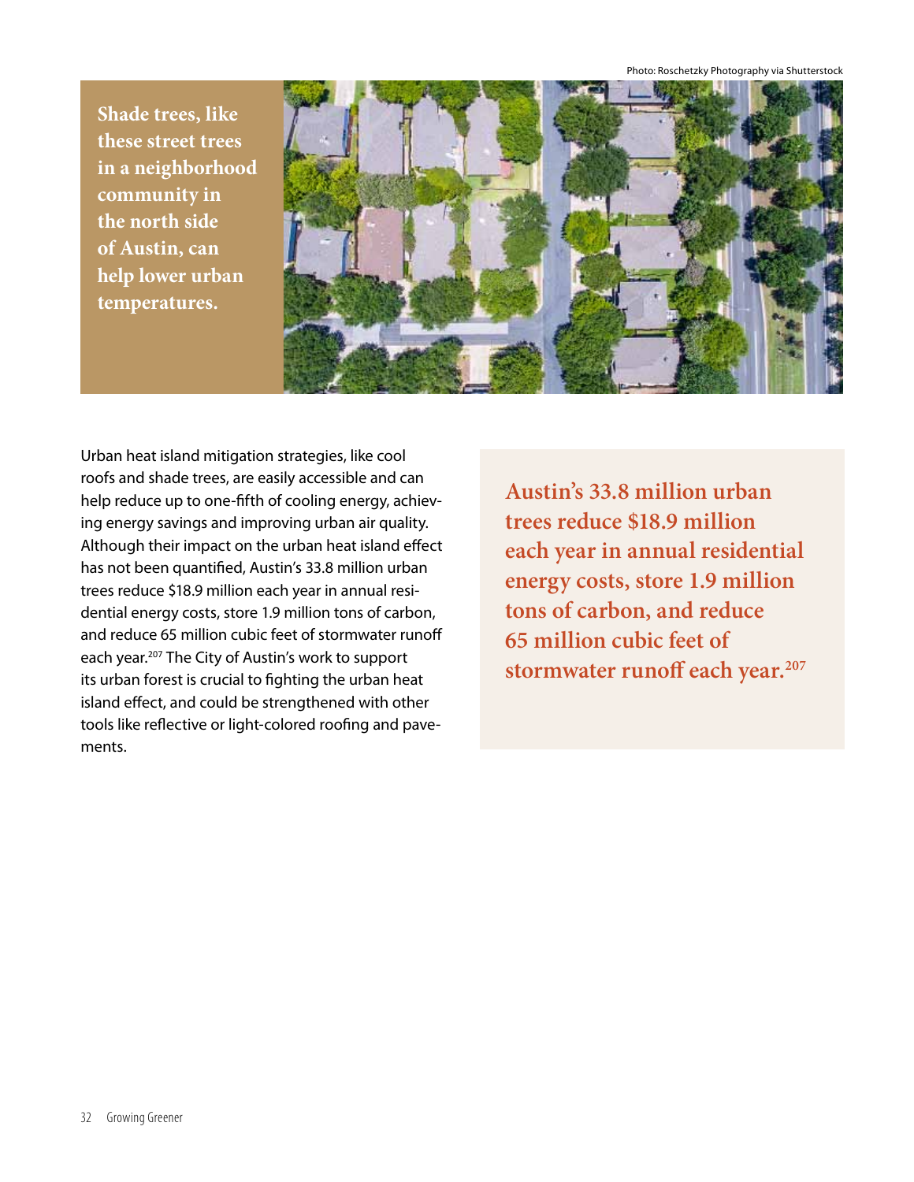Photo: Roschetzky Photography via Shutterstock

**Shade trees, like these street trees in a neighborhood community in the north side of Austin, can help lower urban temperatures.**

Urban heat island mitigation strategies, like cool roofs and shade trees, are easily accessible and can help reduce up to one-fifth of cooling energy, achieving energy savings and improving urban air quality. Although their impact on the urban heat island effect has not been quantified, Austin's 33.8 million urban trees reduce $18.9 million each year in annual residential energy costs, store 1.9 million tons of carbon, and reduce 65 million cubic feet of stormwater runoff each year.[207] The City of Austin's work to support its urban forest is crucial to fighting the urban heat island effect, and could be strengthened with other tools like reflective or light-colored roofing and pavements.

**Austin's 33.8 million urban trees reduce $18.9 million each year in annual residential energy costs, store 1.9 million tons of carbon, and reduce 65 million cubic feet of stormwater runoff each year.[207]**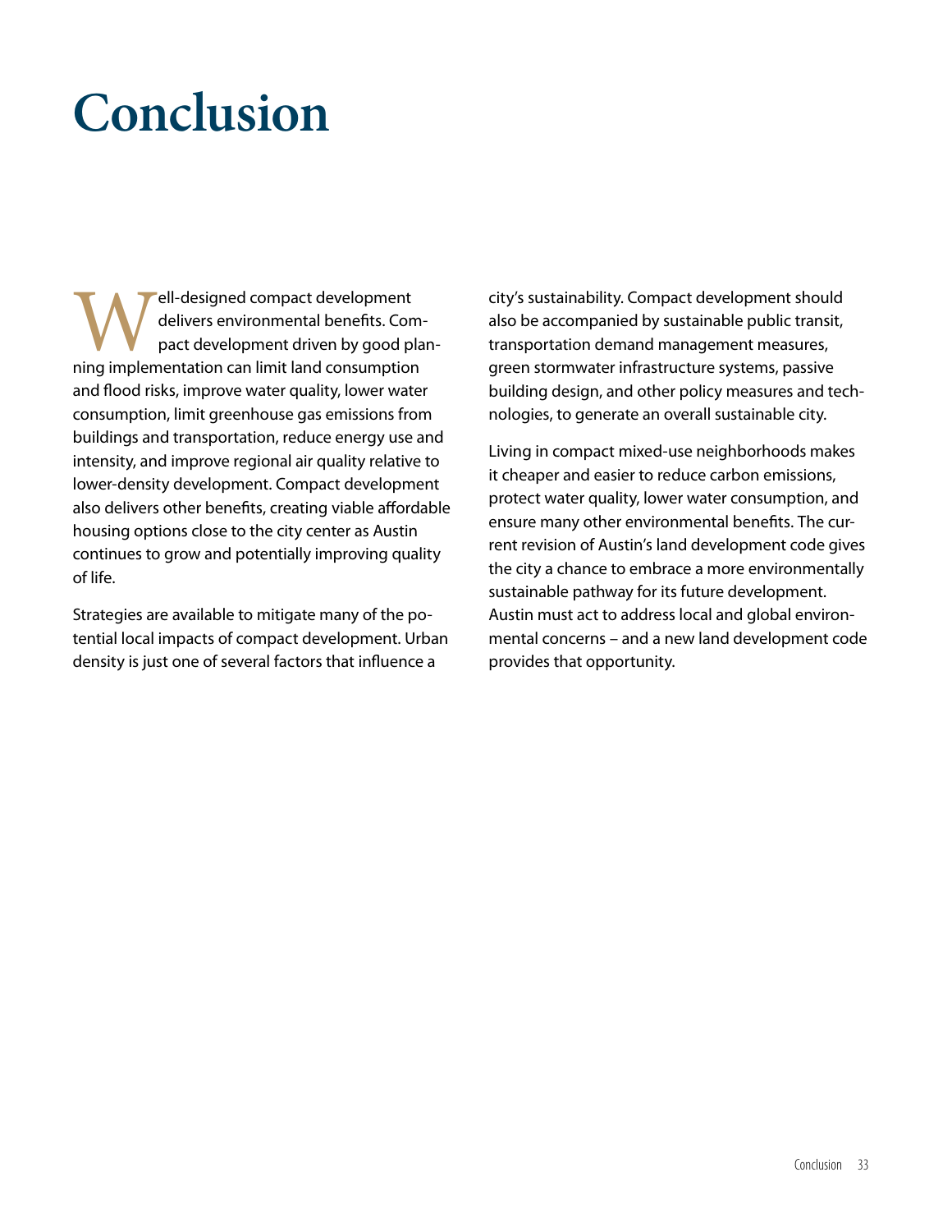# Conclusion

Well-designed compact development delivers environmental benefits. Compact development driven by good planning implementation can limit land consumption and flood risks, improve water quality, lower water consumption, limit greenhouse gas emissions from buildings and transportation, reduce energy use and intensity, and improve regional air quality relative to lower-density development. Compact development also delivers other benefits, creating viable affordable housing options close to the city center as Austin continues to grow and potentially improving quality of life.

Strategies are available to mitigate many of the potential local impacts of compact development. Urban density is just one of several factors that influence a city's sustainability. Compact development should also be accompanied by sustainable public transit, transportation demand management measures, green stormwater infrastructure systems, passive building design, and other policy measures and technologies, to generate an overall sustainable city.

Living in compact mixed-use neighborhoods makes it cheaper and easier to reduce carbon emissions, protect water quality, lower water consumption, and ensure many other environmental benefits. The current revision of Austin's land development code gives the city a chance to embrace a more environmentally sustainable pathway for its future development. Austin must act to address local and global environmental concerns – and a new land development code provides that opportunity.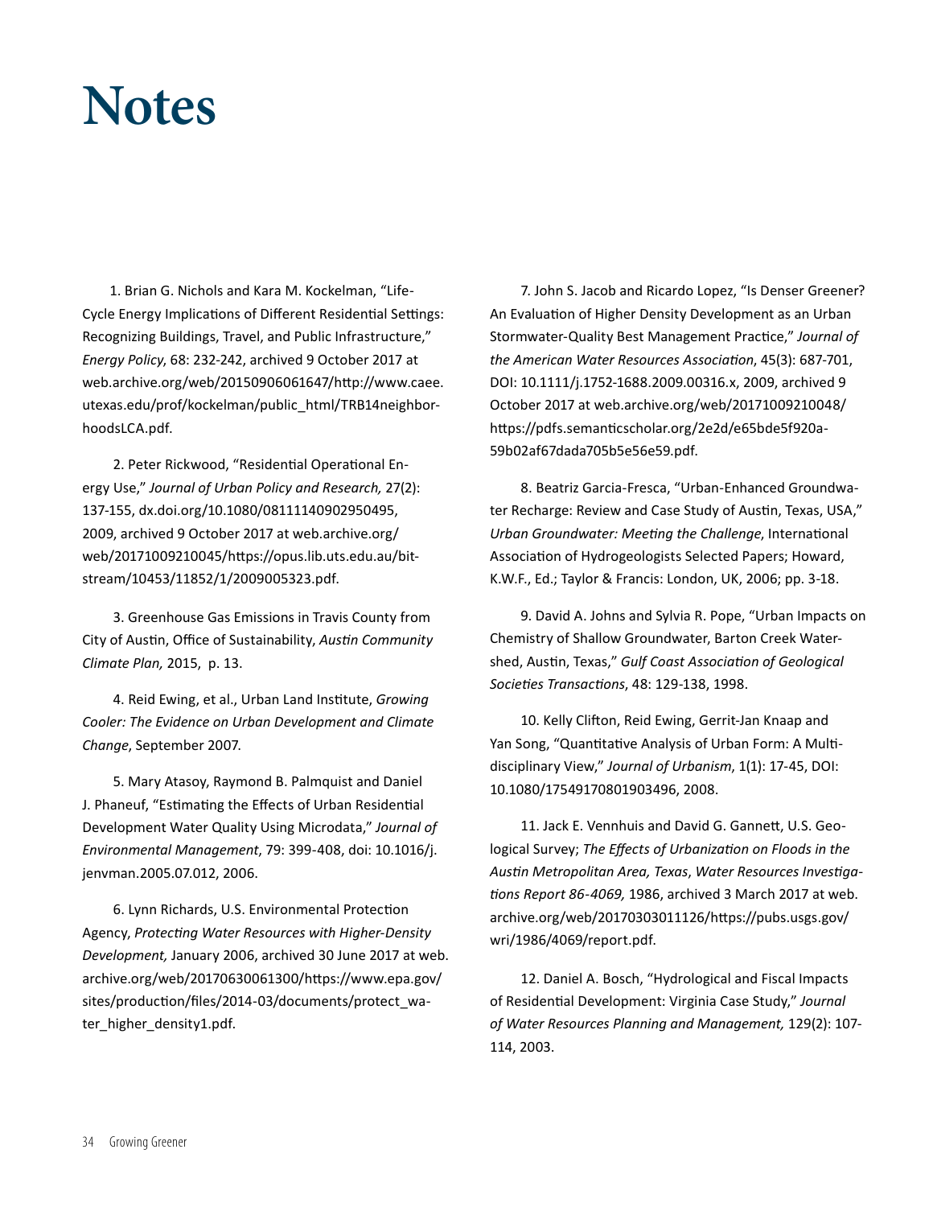# Notes

1. Brian G. Nichols and Kara M. Kockelman, "Life-Cycle Energy Implications of Different Residential Settings: Recognizing Buildings, Travel, and Public Infrastructure," *Energy Policy*, 68: 232-242, archived 9 October 2017 at web.archive.org/web/20150906061647/http://www.caee.utexas.edu/prof/kockelman/public_html/TRB14neighborhoodsLCA.pdf.

2. Peter Rickwood, "Residential Operational Energy Use," *Journal of Urban Policy and Research,* 27(2): 137-155, dx.doi.org/10.1080/08111140902950495, 2009, archived 9 October 2017 at web.archive.org/web/20171009210045/https://opus.lib.uts.edu.au/bitstream/10453/11852/1/2009005323.pdf.

3. Greenhouse Gas Emissions in Travis County from City of Austin, Office of Sustainability, *Austin Community Climate Plan,* 2015, p. 13.

4. Reid Ewing, et al., Urban Land Institute, *Growing Cooler: The Evidence on Urban Development and Climate Change*, September 2007.

5. Mary Atasoy, Raymond B. Palmquist and Daniel J. Phaneuf, "Estimating the Effects of Urban Residential Development Water Quality Using Microdata," *Journal of Environmental Management*, 79: 399-408, doi: 10.1016/j.jenvman.2005.07.012, 2006.

6. Lynn Richards, U.S. Environmental Protection Agency, *Protecting Water Resources with Higher-Density Development,* January 2006, archived 30 June 2017 at web.archive.org/web/20170630061300/https://www.epa.gov/sites/production/files/2014-03/documents/protect_water_higher_density1.pdf.

7. John S. Jacob and Ricardo Lopez, "Is Denser Greener? An Evaluation of Higher Density Development as an Urban Stormwater-Quality Best Management Practice," *Journal of the American Water Resources Association*, 45(3): 687-701, DOI: 10.1111/j.1752-1688.2009.00316.x, 2009, archived 9 October 2017 at web.archive.org/web/20171009210048/https://pdfs.semanticscholar.org/2e2d/e65bde5f920a59b02af67dada705b5e56e59.pdf.

8. Beatriz Garcia-Fresca, "Urban-Enhanced Groundwater Recharge: Review and Case Study of Austin, Texas, USA," *Urban Groundwater: Meeting the Challenge*, International Association of Hydrogeologists Selected Papers; Howard, K.W.F., Ed.; Taylor & Francis: London, UK, 2006; pp. 3-18.

9. David A. Johns and Sylvia R. Pope, "Urban Impacts on Chemistry of Shallow Groundwater, Barton Creek Watershed, Austin, Texas," *Gulf Coast Association of Geological Societies Transactions*, 48: 129-138, 1998.

10. Kelly Clifton, Reid Ewing, Gerrit-Jan Knaap and Yan Song, "Quantitative Analysis of Urban Form: A Multidisciplinary View," *Journal of Urbanism*, 1(1): 17-45, DOI: 10.1080/17549170801903496, 2008.

11. Jack E. Vennhuis and David G. Gannett, U.S. Geological Survey; *The Effects of Urbanization on Floods in the Austin Metropolitan Area, Texas*, *Water Resources Investigations Report 86-4069,* 1986, archived 3 March 2017 at web.archive.org/web/20170303011126/https://pubs.usgs.gov/wri/1986/4069/report.pdf.

12. Daniel A. Bosch, "Hydrological and Fiscal Impacts of Residential Development: Virginia Case Study," *Journal of Water Resources Planning and Management,* 129(2): 107-114, 2003.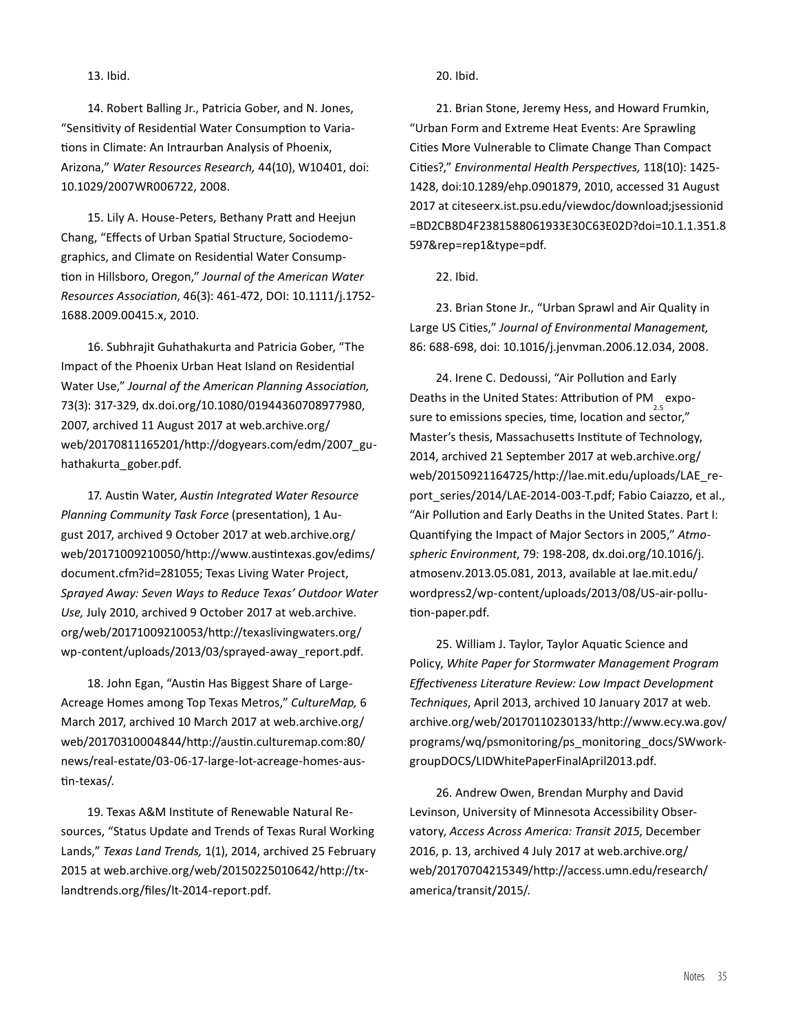13. Ibid.

14. Robert Balling Jr., Patricia Gober, and N. Jones, "Sensitivity of Residential Water Consumption to Variations in Climate: An Intraurban Analysis of Phoenix, Arizona," *Water Resources Research,* 44(10), W10401, doi: 10.1029/2007WR006722, 2008.

15. Lily A. House-Peters, Bethany Pratt and Heejun Chang, "Effects of Urban Spatial Structure, Sociodemographics, and Climate on Residential Water Consumption in Hillsboro, Oregon," *Journal of the American Water Resources Association*, 46(3): 461-472, DOI: 10.1111/j.1752-1688.2009.00415.x, 2010.

16. Subhrajit Guhathakurta and Patricia Gober, "The Impact of the Phoenix Urban Heat Island on Residential Water Use," *Journal of the American Planning Association,* 73(3): 317-329, dx.doi.org/10.1080/01944360708977980, 2007, archived 11 August 2017 at web.archive.org/web/20170811165201/http://dogyears.com/edm/2007_guhathakurta_gober.pdf.

17. Austin Water, *Austin Integrated Water Resource Planning Community Task Force* (presentation), 1 August 2017, archived 9 October 2017 at web.archive.org/web/20171009210050/http://www.austintexas.gov/edims/document.cfm?id=281055; Texas Living Water Project, *Sprayed Away: Seven Ways to Reduce Texas' Outdoor Water Use,* July 2010, archived 9 October 2017 at web.archive.org/web/20171009210053/http://texaslivingwaters.org/wp-content/uploads/2013/03/sprayed-away_report.pdf.

18. John Egan, "Austin Has Biggest Share of Large-Acreage Homes among Top Texas Metros," *CultureMap,* 6 March 2017, archived 10 March 2017 at web.archive.org/web/20170310004844/http://austin.culturemap.com:80/news/real-estate/03-06-17-large-lot-acreage-homes-austin-texas/.

19. Texas A&M Institute of Renewable Natural Resources, "Status Update and Trends of Texas Rural Working Lands," *Texas Land Trends,* 1(1), 2014, archived 25 February 2015 at web.archive.org/web/20150225010642/http://txlandtrends.org/files/lt-2014-report.pdf.

20. Ibid.

21. Brian Stone, Jeremy Hess, and Howard Frumkin, "Urban Form and Extreme Heat Events: Are Sprawling Cities More Vulnerable to Climate Change Than Compact Cities?," *Environmental Health Perspectives,* 118(10): 1425-1428, doi:10.1289/ehp.0901879, 2010, accessed 31 August 2017 at citeseerx.ist.psu.edu/viewdoc/download;jsessionid=BD2CB8D4F2381588061933E30C63E02D?doi=10.1.1.351.8597&rep=rep1&type=pdf.

22. Ibid.

23. Brian Stone Jr., "Urban Sprawl and Air Quality in Large US Cities," *Journal of Environmental Management,* 86: 688-698, doi: 10.1016/j.jenvman.2006.12.034, 2008.

24. Irene C. Dedoussi, "Air Pollution and Early Deaths in the United States: Attribution of $PM_{2.5}$ exposure to emissions species, time, location and sector," Master's thesis, Massachusetts Institute of Technology, 2014, archived 21 September 2017 at web.archive.org/web/20150921164725/http://lae.mit.edu/uploads/LAE_report_series/2014/LAE-2014-003-T.pdf; Fabio Caiazzo, et al., "Air Pollution and Early Deaths in the United States. Part I: Quantifying the Impact of Major Sectors in 2005," *Atmospheric Environment*, 79: 198-208, dx.doi.org/10.1016/j.atmosenv.2013.05.081, 2013, available at lae.mit.edu/wordpress2/wp-content/uploads/2013/08/US-air-pollution-paper.pdf.

25. William J. Taylor, Taylor Aquatic Science and Policy, *White Paper for Stormwater Management Program Effectiveness Literature Review: Low Impact Development Techniques*, April 2013, archived 10 January 2017 at web.archive.org/web/20170110230133/http://www.ecy.wa.gov/programs/wq/psmonitoring/ps_monitoring_docs/SWworkgroupDOCS/LIDWhitePaperFinalApril2013.pdf.

26. Andrew Owen, Brendan Murphy and David Levinson, University of Minnesota Accessibility Observatory, *Access Across America: Transit 2015*, December 2016, p. 13, archived 4 July 2017 at web.archive.org/web/20170704215349/http://access.umn.edu/research/america/transit/2015/.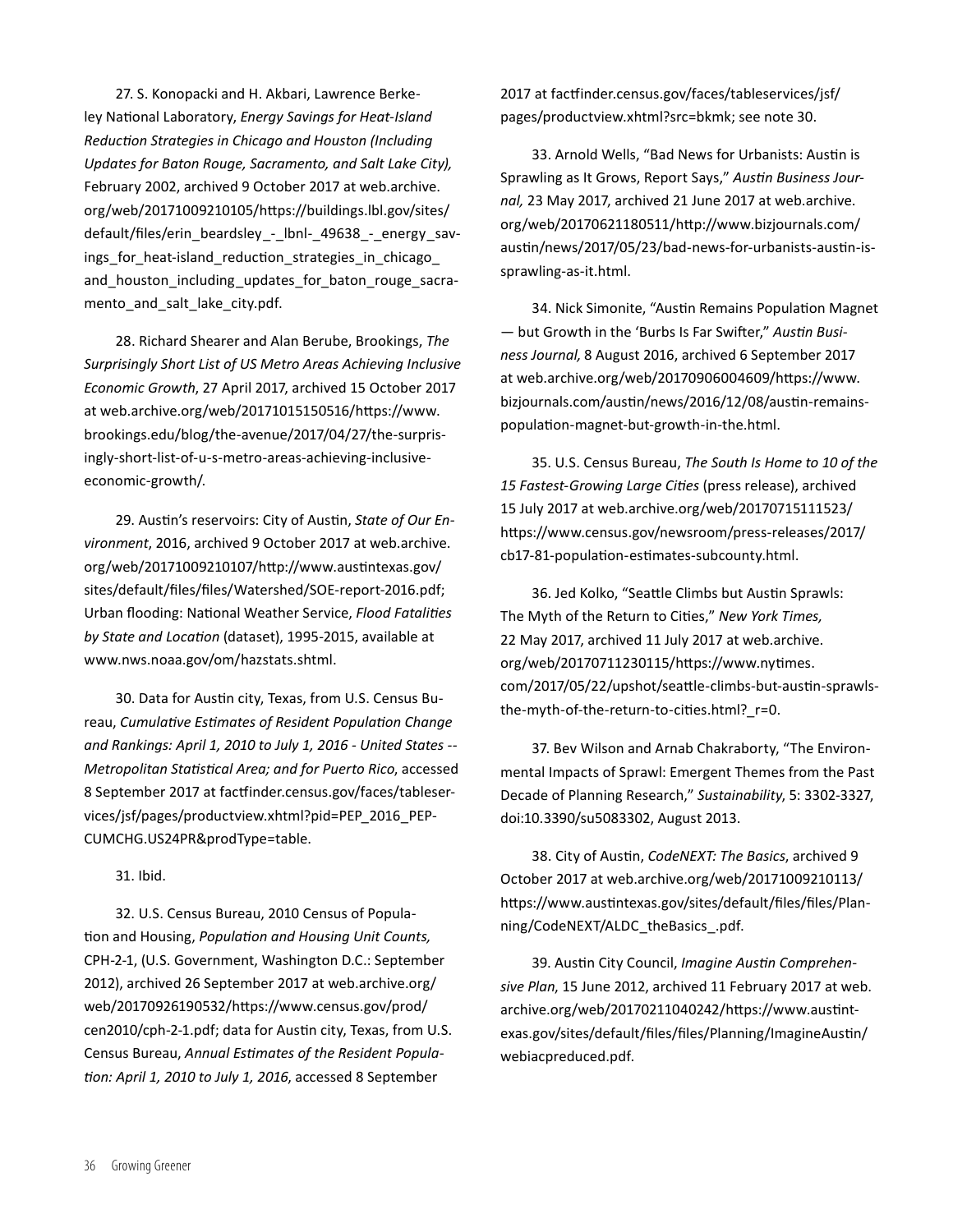27. S. Konopacki and H. Akbari, Lawrence Berkeley National Laboratory, *Energy Savings for Heat-Island Reduction Strategies in Chicago and Houston (Including Updates for Baton Rouge, Sacramento, and Salt Lake City),* February 2002, archived 9 October 2017 at web.archive.org/web/20171009210105/https://buildings.lbl.gov/sites/default/files/erin_beardsley_-_lbnl-_49638_-_energy_savings_for_heat-island_reduction_strategies_in_chicago_and_houston_including_updates_for_baton_rouge_sacramento_and_salt_lake_city.pdf.

28. Richard Shearer and Alan Berube, Brookings, *The Surprisingly Short List of US Metro Areas Achieving Inclusive Economic Growth*, 27 April 2017, archived 15 October 2017 at web.archive.org/web/20171015150516/https://www.brookings.edu/blog/the-avenue/2017/04/27/the-surprisingly-short-list-of-u-s-metro-areas-achieving-inclusive-economic-growth/.

29. Austin's reservoirs: City of Austin, *State of Our Environment*, 2016, archived 9 October 2017 at web.archive.org/web/20171009210107/http://www.austintexas.gov/sites/default/files/files/Watershed/SOE-report-2016.pdf; Urban flooding: National Weather Service, *Flood Fatalities by State and Location* (dataset), 1995-2015, available at www.nws.noaa.gov/om/hazstats.shtml.

30. Data for Austin city, Texas, from U.S. Census Bureau, *Cumulative Estimates of Resident Population Change and Rankings: April 1, 2010 to July 1, 2016 - United States -- Metropolitan Statistical Area; and for Puerto Rico*, accessed 8 September 2017 at factfinder.census.gov/faces/tableservices/jsf/pages/productview.xhtml?pid=PEP_2016_PEPCUMCHG.US24PR&prodType=table.

31. Ibid.

32. U.S. Census Bureau, 2010 Census of Population and Housing, *Population and Housing Unit Counts,* CPH-2-1, (U.S. Government, Washington D.C.: September 2012), archived 26 September 2017 at web.archive.org/web/20170926190532/https://www.census.gov/prod/cen2010/cph-2-1.pdf; data for Austin city, Texas, from U.S. Census Bureau, *Annual Estimates of the Resident Population: April 1, 2010 to July 1, 2016*, accessed 8 September 2017 at factfinder.census.gov/faces/tableservices/jsf/pages/productview.xhtml?src=bkmk; see note 30.

33. Arnold Wells, "Bad News for Urbanists: Austin is Sprawling as It Grows, Report Says," *Austin Business Journal,* 23 May 2017, archived 21 June 2017 at web.archive.org/web/20170621180511/http://www.bizjournals.com/austin/news/2017/05/23/bad-news-for-urbanists-austin-is-sprawling-as-it.html.

34. Nick Simonite, "Austin Remains Population Magnet — but Growth in the 'Burbs Is Far Swifter," *Austin Business Journal,* 8 August 2016, archived 6 September 2017 at web.archive.org/web/20170906004609/https://www.bizjournals.com/austin/news/2016/12/08/austin-remains-population-magnet-but-growth-in-the.html.

35. U.S. Census Bureau, *The South Is Home to 10 of the 15 Fastest-Growing Large Cities* (press release), archived 15 July 2017 at web.archive.org/web/20170715111523/https://www.census.gov/newsroom/press-releases/2017/cb17-81-population-estimates-subcounty.html.

36. Jed Kolko, "Seattle Climbs but Austin Sprawls: The Myth of the Return to Cities," *New York Times,* 22 May 2017, archived 11 July 2017 at web.archive.org/web/20170711230115/https://www.nytimes.com/2017/05/22/upshot/seattle-climbs-but-austin-sprawls-the-myth-of-the-return-to-cities.html?_r=0.

37. Bev Wilson and Arnab Chakraborty, "The Environmental Impacts of Sprawl: Emergent Themes from the Past Decade of Planning Research," *Sustainability*, 5: 3302-3327, doi:10.3390/su5083302, August 2013.

38. City of Austin, *CodeNEXT: The Basics*, archived 9 October 2017 at web.archive.org/web/20171009210113/https://www.austintexas.gov/sites/default/files/files/Planning/CodeNEXT/ALDC_theBasics_.pdf.

39. Austin City Council, *Imagine Austin Comprehensive Plan*, 15 June 2012, archived 11 February 2017 at web.archive.org/web/20170211040242/https://www.austintexas.gov/sites/default/files/files/Planning/ImagineAustin/webiacpreduced.pdf.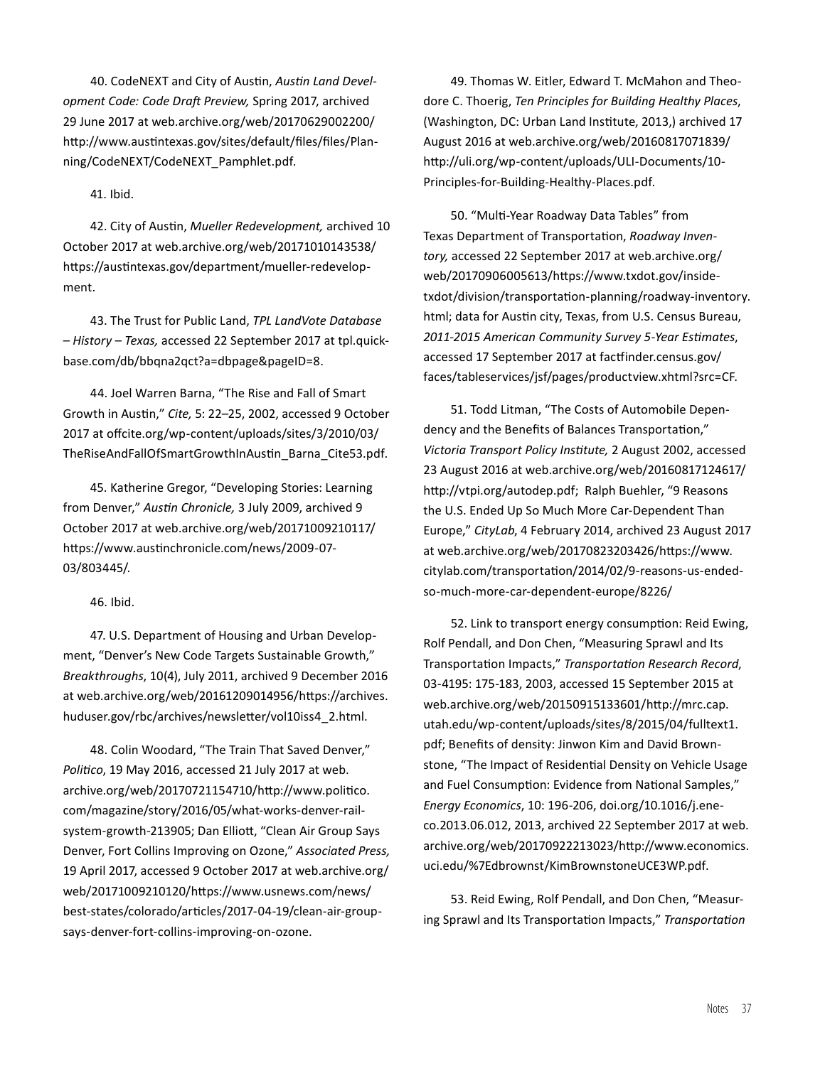40. CodeNEXT and City of Austin, *Austin Land Development Code: Code Draft Preview,* Spring 2017, archived 29 June 2017 at web.archive.org/web/20170629002200/http://www.austintexas.gov/sites/default/files/files/Planning/CodeNEXT/CodeNEXT_Pamphlet.pdf.

41. Ibid.

42. City of Austin, *Mueller Redevelopment,* archived 10 October 2017 at web.archive.org/web/20171010143538/https://austintexas.gov/department/mueller-redevelopment.

43. The Trust for Public Land, *TPL LandVote Database – History – Texas,* accessed 22 September 2017 at tpl.quickbase.com/db/bbqna2qct?a=dbpage&pageID=8.

44. Joel Warren Barna, "The Rise and Fall of Smart Growth in Austin," *Cite,* 5: 22–25, 2002, accessed 9 October 2017 at offcite.org/wp-content/uploads/sites/3/2010/03/TheRiseAndFallOfSmartGrowthInAustin_Barna_Cite53.pdf.

45. Katherine Gregor, "Developing Stories: Learning from Denver," *Austin Chronicle,* 3 July 2009, archived 9 October 2017 at web.archive.org/web/20171009210117/https://www.austinchronicle.com/news/2009-07-03/803445/.

46. Ibid.

47. U.S. Department of Housing and Urban Development, "Denver's New Code Targets Sustainable Growth," *Breakthroughs*, 10(4), July 2011, archived 9 December 2016 at web.archive.org/web/20161209014956/https://archives.huduser.gov/rbc/archives/newsletter/vol10iss4_2.html.

48. Colin Woodard, "The Train That Saved Denver," *Politico*, 19 May 2016, accessed 21 July 2017 at web.archive.org/web/20170721154710/http://www.politico.com/magazine/story/2016/05/what-works-denver-rail-system-growth-213905; Dan Elliott, "Clean Air Group Says Denver, Fort Collins Improving on Ozone," *Associated Press,* 19 April 2017, accessed 9 October 2017 at web.archive.org/web/20171009210120/https://www.usnews.com/news/best-states/colorado/articles/2017-04-19/clean-air-group-says-denver-fort-collins-improving-on-ozone.

49. Thomas W. Eitler, Edward T. McMahon and Theodore C. Thoerig, *Ten Principles for Building Healthy Places*, (Washington, DC: Urban Land Institute, 2013,) archived 17 August 2016 at web.archive.org/web/20160817071839/http://uli.org/wp-content/uploads/ULI-Documents/10-Principles-for-Building-Healthy-Places.pdf.

50. "Multi-Year Roadway Data Tables" from Texas Department of Transportation, *Roadway Inventory,* accessed 22 September 2017 at web.archive.org/web/20170906005613/https://www.txdot.gov/inside-txdot/division/transportation-planning/roadway-inventory.html; data for Austin city, Texas, from U.S. Census Bureau, *2011-2015 American Community Survey 5-Year Estimates*, accessed 17 September 2017 at factfinder.census.gov/faces/tableservices/jsf/pages/productview.xhtml?src=CF.

51. Todd Litman, "The Costs of Automobile Dependency and the Benefits of Balances Transportation," *Victoria Transport Policy Institute,* 2 August 2002, accessed 23 August 2016 at web.archive.org/web/20160817124617/http://vtpi.org/autodep.pdf; Ralph Buehler, "9 Reasons the U.S. Ended Up So Much More Car-Dependent Than Europe," *CityLab*, 4 February 2014, archived 23 August 2017 at web.archive.org/web/20170823203426/https://www.citylab.com/transportation/2014/02/9-reasons-us-ended-so-much-more-car-dependent-europe/8226/

52. Link to transport energy consumption: Reid Ewing, Rolf Pendall, and Don Chen, "Measuring Sprawl and Its Transportation Impacts," *Transportation Research Record*, 03-4195: 175-183, 2003, accessed 15 September 2015 at web.archive.org/web/20150915133601/http://mrc.cap.utah.edu/wp-content/uploads/sites/8/2015/04/fulltext1.pdf; Benefits of density: Jinwon Kim and David Brownstone, "The Impact of Residential Density on Vehicle Usage and Fuel Consumption: Evidence from National Samples," *Energy Economics*, 10: 196-206, doi.org/10.1016/j.eneco.2013.06.012, 2013, archived 22 September 2017 at web.archive.org/web/20170922213023/http://www.economics.uci.edu/%7Edbrownst/KimBrownstoneUCE3WP.pdf.

53. Reid Ewing, Rolf Pendall, and Don Chen, "Measuring Sprawl and Its Transportation Impacts," *Transportation*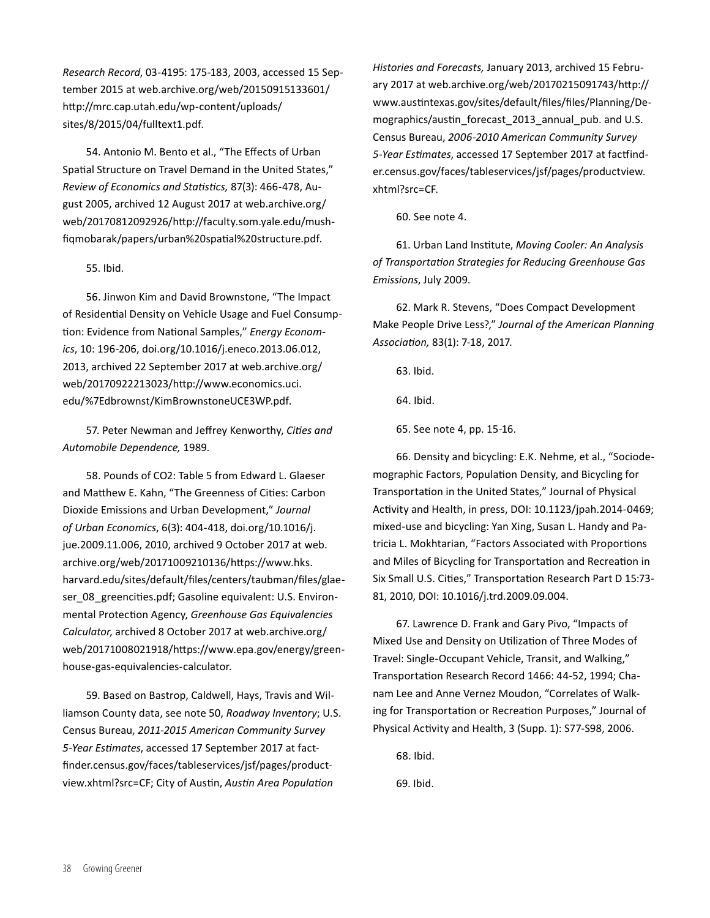*Research Record*, 03-4195: 175-183, 2003, accessed 15 September 2015 at web.archive.org/web/20150915133601/http://mrc.cap.utah.edu/wp-content/uploads/sites/8/2015/04/fulltext1.pdf.

54. Antonio M. Bento et al., "The Effects of Urban Spatial Structure on Travel Demand in the United States," *Review of Economics and Statistics,* 87(3): 466-478, August 2005, archived 12 August 2017 at web.archive.org/web/20170812092926/http://faculty.som.yale.edu/mushfiqmobarak/papers/urban%20spatial%20structure.pdf.

55. Ibid.

56. Jinwon Kim and David Brownstone, "The Impact of Residential Density on Vehicle Usage and Fuel Consumption: Evidence from National Samples," *Energy Economics*, 10: 196-206, doi.org/10.1016/j.eneco.2013.06.012, 2013, archived 22 September 2017 at web.archive.org/web/20170922213023/http://www.economics.uci.edu/%7Edbrownst/KimBrownstoneUCE3WP.pdf.

57. Peter Newman and Jeffrey Kenworthy, *Cities and Automobile Dependence,* 1989.

58. Pounds of CO2: Table 5 from Edward L. Glaeser and Matthew E. Kahn, "The Greenness of Cities: Carbon Dioxide Emissions and Urban Development," *Journal of Urban Economics*, 6(3): 404-418, doi.org/10.1016/j.jue.2009.11.006, 2010, archived 9 October 2017 at web.archive.org/web/20171009210136/https://www.hks.harvard.edu/sites/default/files/centers/taubman/files/glaeser_08_greencities.pdf; Gasoline equivalent: U.S. Environmental Protection Agency, *Greenhouse Gas Equivalencies Calculator*, archived 8 October 2017 at web.archive.org/web/20171008021918/https://www.epa.gov/energy/greenhouse-gas-equivalencies-calculator.

59. Based on Bastrop, Caldwell, Hays, Travis and Williamson County data, see note 50, *Roadway Inventory*; U.S. Census Bureau, *2011-2015 American Community Survey 5-Year Estimates*, accessed 17 September 2017 at factfinder.census.gov/faces/tableservices/jsf/pages/productview.xhtml?src=CF; City of Austin, *Austin Area Population Histories and Forecasts,* January 2013, archived 15 February 2017 at web.archive.org/web/20170215091743/http://www.austintexas.gov/sites/default/files/files/Planning/Demographics/austin_forecast_2013_annual_pub. and U.S. Census Bureau, *2006-2010 American Community Survey 5-Year Estimates*, accessed 17 September 2017 at factfinder.census.gov/faces/tableservices/jsf/pages/productview.xhtml?src=CF.

60. See note 4.

61. Urban Land Institute, *Moving Cooler: An Analysis of Transportation Strategies for Reducing Greenhouse Gas Emissions*, July 2009.

62. Mark R. Stevens, "Does Compact Development Make People Drive Less?," *Journal of the American Planning Association,* 83(1): 7-18, 2017.

63. Ibid.

64. Ibid.

65. See note 4, pp. 15-16.

66. Density and bicycling: E.K. Nehme, et al., "Sociodemographic Factors, Population Density, and Bicycling for Transportation in the United States," Journal of Physical Activity and Health, in press, DOI: 10.1123/jpah.2014-0469; mixed-use and bicycling: Yan Xing, Susan L. Handy and Patricia L. Mokhtarian, "Factors Associated with Proportions and Miles of Bicycling for Transportation and Recreation in Six Small U.S. Cities," Transportation Research Part D 15:73-81, 2010, DOI: 10.1016/j.trd.2009.09.004.

67. Lawrence D. Frank and Gary Pivo, "Impacts of Mixed Use and Density on Utilization of Three Modes of Travel: Single-Occupant Vehicle, Transit, and Walking," Transportation Research Record 1466: 44-52, 1994; Chanam Lee and Anne Vernez Moudon, "Correlates of Walking for Transportation or Recreation Purposes," Journal of Physical Activity and Health, 3 (Supp. 1): S77-S98, 2006.

68. Ibid.

69. Ibid.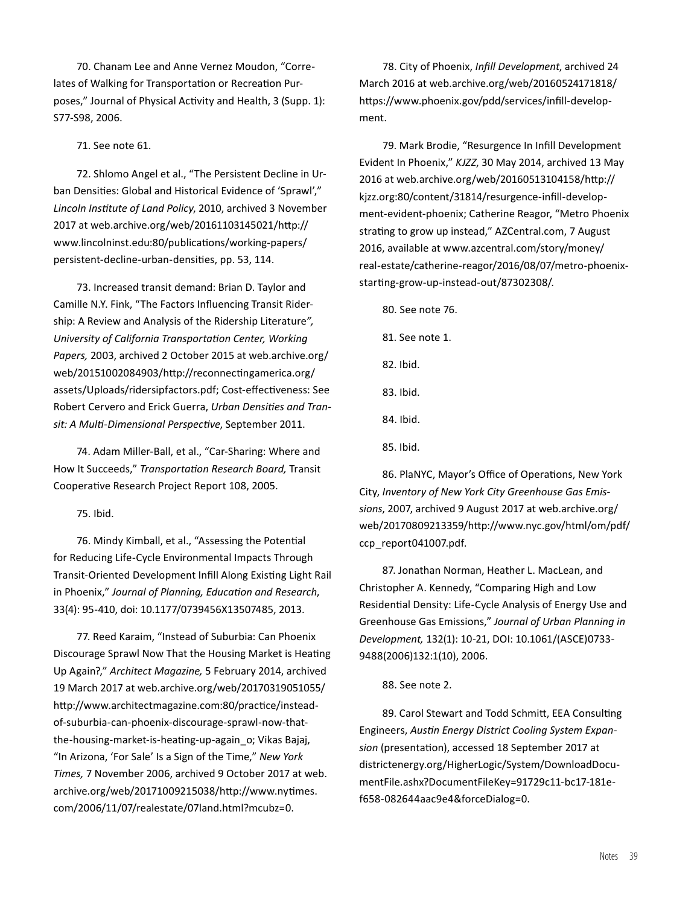70. Chanam Lee and Anne Vernez Moudon, "Correlates of Walking for Transportation or Recreation Purposes," Journal of Physical Activity and Health, 3 (Supp. 1): S77-S98, 2006.

71. See note 61.

72. Shlomo Angel et al., "The Persistent Decline in Urban Densities: Global and Historical Evidence of 'Sprawl'," *Lincoln Institute of Land Policy*, 2010, archived 3 November 2017 at web.archive.org/web/20161103145021/http://www.lincolninst.edu:80/publications/working-papers/persistent-decline-urban-densities, pp. 53, 114.

73. Increased transit demand: Brian D. Taylor and Camille N.Y. Fink, "The Factors Influencing Transit Ridership: A Review and Analysis of the Ridership Literature*", University of California Transportation Center, Working Papers,* 2003, archived 2 October 2015 at web.archive.org/web/20151002084903/http://reconnectingamerica.org/assets/Uploads/ridersipfactors.pdf; Cost-effectiveness: See Robert Cervero and Erick Guerra, *Urban Densities and Transit: A Multi-Dimensional Perspective*, September 2011.

74. Adam Miller-Ball, et al., "Car-Sharing: Where and How It Succeeds," *Transportation Research Board,* Transit Cooperative Research Project Report 108, 2005.

75. Ibid.

76. Mindy Kimball, et al., "Assessing the Potential for Reducing Life-Cycle Environmental Impacts Through Transit-Oriented Development Infill Along Existing Light Rail in Phoenix," *Journal of Planning, Education and Research*, 33(4): 95-410, doi: 10.1177/0739456X13507485, 2013.

77. Reed Karaim, "Instead of Suburbia: Can Phoenix Discourage Sprawl Now That the Housing Market is Heating Up Again?," *Architect Magazine,* 5 February 2014, archived 19 March 2017 at web.archive.org/web/20170319051055/http://www.architectmagazine.com:80/practice/instead-of-suburbia-can-phoenix-discourage-sprawl-now-that-the-housing-market-is-heating-up-again_o; Vikas Bajaj, "In Arizona, 'For Sale' Is a Sign of the Time," *New York Times,* 7 November 2006, archived 9 October 2017 at web.archive.org/web/20171009215038/http://www.nytimes.com/2006/11/07/realestate/07land.html?mcubz=0.

78. City of Phoenix, *Infill Development*, archived 24 March 2016 at web.archive.org/web/20160524171818/https://www.phoenix.gov/pdd/services/infill-development.

79. Mark Brodie, "Resurgence In Infill Development Evident In Phoenix," *KJZZ*, 30 May 2014, archived 13 May 2016 at web.archive.org/web/20160513104158/http://kjzz.org:80/content/31814/resurgence-infill-development-evident-phoenix; Catherine Reagor, "Metro Phoenix strating to grow up instead," AZCentral.com, 7 August 2016, available at www.azcentral.com/story/money/real-estate/catherine-reagor/2016/08/07/metro-phoenix-starting-grow-up-instead-out/87302308/.

80. See note 76.

81. See note 1.

82. Ibid.

83. Ibid.

84. Ibid.

85. Ibid.

86. PlaNYC, Mayor's Office of Operations, New York City, *Inventory of New York City Greenhouse Gas Emissions*, 2007, archived 9 August 2017 at web.archive.org/web/20170809213359/http://www.nyc.gov/html/om/pdf/ccp_report041007.pdf.

87. Jonathan Norman, Heather L. MacLean, and Christopher A. Kennedy, "Comparing High and Low Residential Density: Life-Cycle Analysis of Energy Use and Greenhouse Gas Emissions," *Journal of Urban Planning in Development,* 132(1): 10-21, DOI: 10.1061/(ASCE)0733-9488(2006)132:1(10), 2006.

88. See note 2.

89. Carol Stewart and Todd Schmitt, EEA Consulting Engineers, *Austin Energy District Cooling System Expansion* (presentation), accessed 18 September 2017 at districtenergy.org/HigherLogic/System/DownloadDocumentFile.ashx?DocumentFileKey=91729c11-bc17-181e-f658-082644aac9e4&forceDialog=0.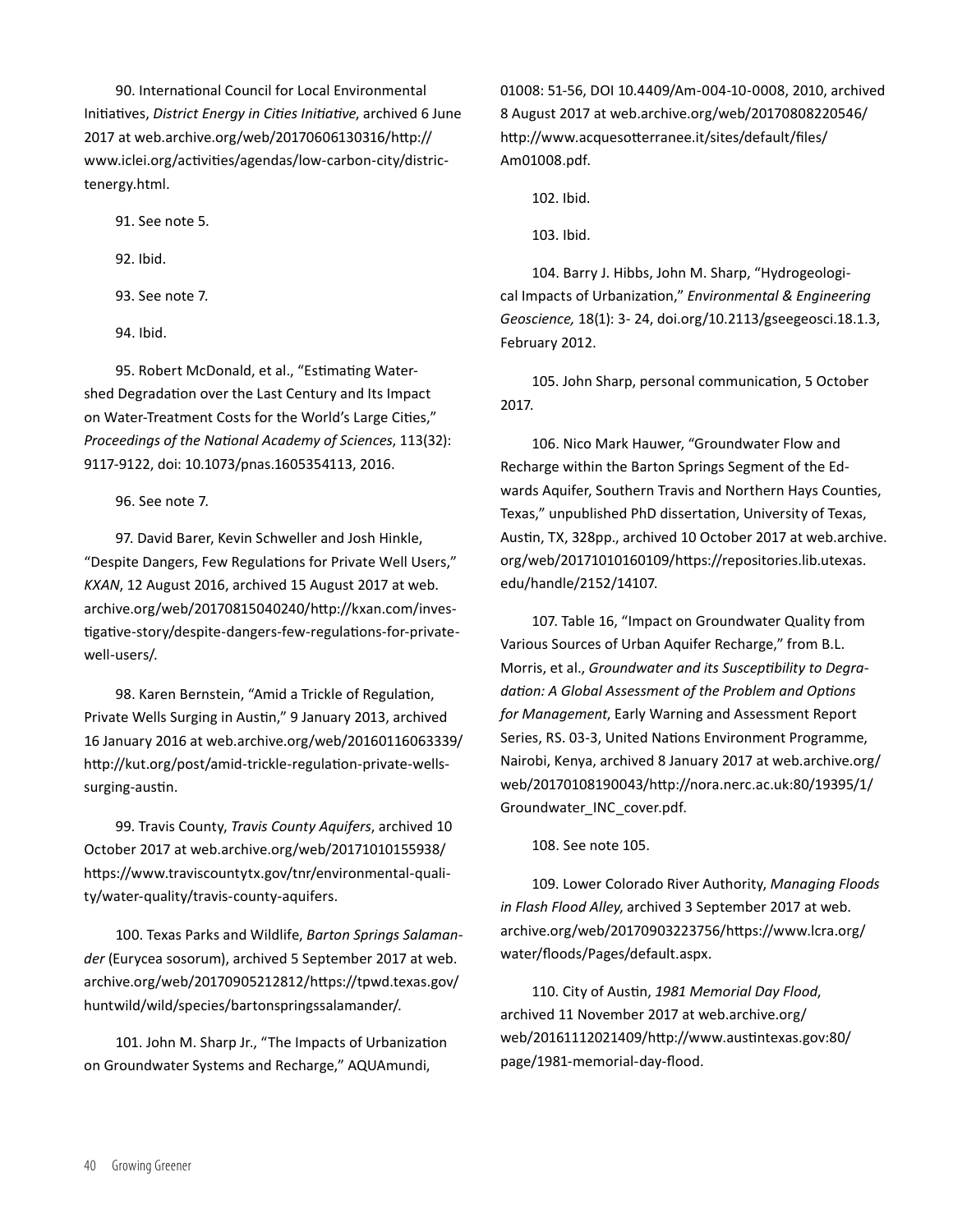90. International Council for Local Environmental Initiatives, *District Energy in Cities Initiative*, archived 6 June 2017 at web.archive.org/web/20170606130316/http://www.iclei.org/activities/agendas/low-carbon-city/districtenergy.html.

91. See note 5.

92. Ibid.

93. See note 7.

94. Ibid.

95. Robert McDonald, et al., "Estimating Watershed Degradation over the Last Century and Its Impact on Water-Treatment Costs for the World's Large Cities," *Proceedings of the National Academy of Sciences*, 113(32): 9117-9122, doi: 10.1073/pnas.1605354113, 2016.

96. See note 7.

97. David Barer, Kevin Schweller and Josh Hinkle, "Despite Dangers, Few Regulations for Private Well Users," *KXAN*, 12 August 2016, archived 15 August 2017 at web.archive.org/web/20170815040240/http://kxan.com/investigative-story/despite-dangers-few-regulations-for-private-well-users/.

98. Karen Bernstein, "Amid a Trickle of Regulation, Private Wells Surging in Austin," 9 January 2013, archived 16 January 2016 at web.archive.org/web/20160116063339/http://kut.org/post/amid-trickle-regulation-private-wells-surging-austin.

99. Travis County, *Travis County Aquifers*, archived 10 October 2017 at web.archive.org/web/20171010155938/https://www.traviscountytx.gov/tnr/environmental-quality/water-quality/travis-county-aquifers.

100. Texas Parks and Wildlife, *Barton Springs Salamander* (Eurycea sosorum), archived 5 September 2017 at web.archive.org/web/20170905212812/https://tpwd.texas.gov/huntwild/wild/species/bartonspringssalamander/.

101. John M. Sharp Jr., "The Impacts of Urbanization on Groundwater Systems and Recharge," AQUAmundi, 01008: 51-56, DOI 10.4409/Am-004-10-0008, 2010, archived 8 August 2017 at web.archive.org/web/20170808220546/http://www.acquesotterranee.it/sites/default/files/Am01008.pdf.

102. Ibid.

103. Ibid.

104. Barry J. Hibbs, John M. Sharp, "Hydrogeological Impacts of Urbanization," *Environmental & Engineering Geoscience,* 18(1): 3- 24, doi.org/10.2113/gseegeosci.18.1.3, February 2012.

105. John Sharp, personal communication, 5 October 2017.

106. Nico Mark Hauwer, "Groundwater Flow and Recharge within the Barton Springs Segment of the Edwards Aquifer, Southern Travis and Northern Hays Counties, Texas," unpublished PhD dissertation, University of Texas, Austin, TX, 328pp., archived 10 October 2017 at web.archive.org/web/20171010160109/https://repositories.lib.utexas.edu/handle/2152/14107.

107. Table 16, "Impact on Groundwater Quality from Various Sources of Urban Aquifer Recharge," from B.L. Morris, et al., *Groundwater and its Susceptibility to Degradation: A Global Assessment of the Problem and Options for Management*, Early Warning and Assessment Report Series, RS. 03-3, United Nations Environment Programme, Nairobi, Kenya, archived 8 January 2017 at web.archive.org/web/20170108190043/http://nora.nerc.ac.uk:80/19395/1/Groundwater_INC_cover.pdf.

108. See note 105.

109. Lower Colorado River Authority, *Managing Floods in Flash Flood Alley*, archived 3 September 2017 at web.archive.org/web/20170903223756/https://www.lcra.org/water/floods/Pages/default.aspx.

110. City of Austin, *1981 Memorial Day Flood*, archived 11 November 2017 at web.archive.org/web/20161112021409/http://www.austintexas.gov:80/page/1981-memorial-day-flood.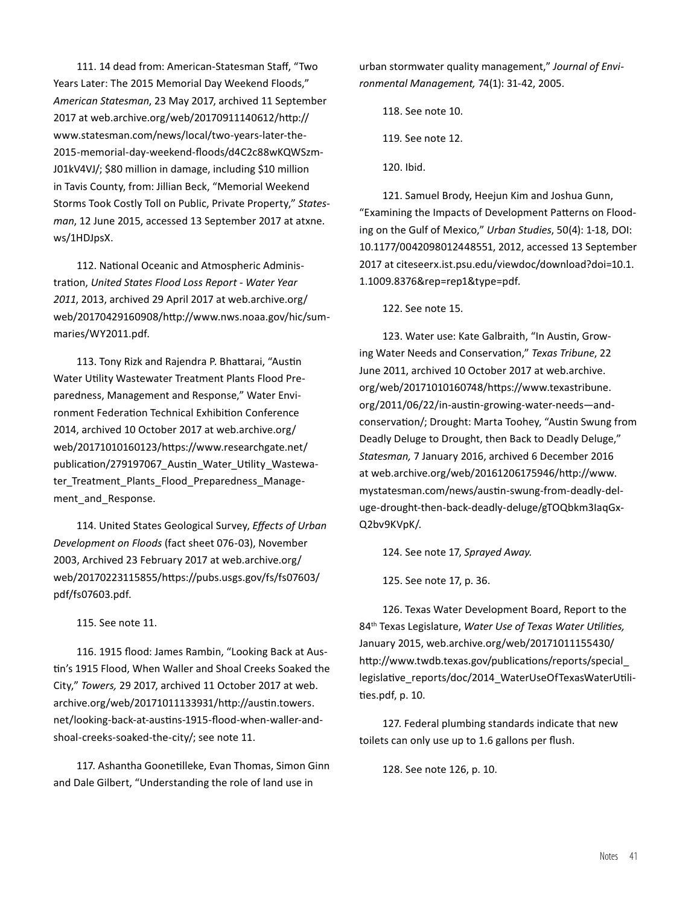111. 14 dead from: American-Statesman Staff, "Two Years Later: The 2015 Memorial Day Weekend Floods," *American Statesman*, 23 May 2017, archived 11 September 2017 at web.archive.org/web/20170911140612/http://www.statesman.com/news/local/two-years-later-the-2015-memorial-day-weekend-floods/d4C2c88wKQWSzmJ01kV4VJ/; $80 million in damage, including $10 million in Tavis County, from: Jillian Beck, "Memorial Weekend Storms Took Costly Toll on Public, Private Property," *Statesman*, 12 June 2015, accessed 13 September 2017 at atxne.ws/1HDJpsX.

112. National Oceanic and Atmospheric Administration, *United States Flood Loss Report - Water Year 2011*, 2013, archived 29 April 2017 at web.archive.org/web/20170429160908/http://www.nws.noaa.gov/hic/summaries/WY2011.pdf.

113. Tony Rizk and Rajendra P. Bhattarai, "Austin Water Utility Wastewater Treatment Plants Flood Preparedness, Management and Response," Water Environment Federation Technical Exhibition Conference 2014, archived 10 October 2017 at web.archive.org/web/20171010160123/https://www.researchgate.net/publication/279197067_Austin_Water_Utility_Wastewater_Treatment_Plants_Flood_Preparedness_Management_and_Response.

114. United States Geological Survey, *Effects of Urban Development on Floods* (fact sheet 076-03), November 2003, Archived 23 February 2017 at web.archive.org/web/20170223115855/https://pubs.usgs.gov/fs/fs07603/pdf/fs07603.pdf.

115. See note 11.

116. 1915 flood: James Rambin, "Looking Back at Austin's 1915 Flood, When Waller and Shoal Creeks Soaked the City," *Towers,* 29 2017, archived 11 October 2017 at web.archive.org/web/20171011133931/http://austin.towers.net/looking-back-at-austins-1915-flood-when-waller-and-shoal-creeks-soaked-the-city/; see note 11.

117. Ashantha Goonetilleke, Evan Thomas, Simon Ginn and Dale Gilbert, "Understanding the role of land use in urban stormwater quality management," *Journal of Environmental Management,* 74(1): 31-42, 2005.

118. See note 10.

119. See note 12.

120. Ibid.

121. Samuel Brody, Heejun Kim and Joshua Gunn, "Examining the Impacts of Development Patterns on Flooding on the Gulf of Mexico," *Urban Studies*, 50(4): 1-18, DOI: 10.1177/0042098012448551, 2012, accessed 13 September 2017 at citeseerx.ist.psu.edu/viewdoc/download?doi=10.1.1.1009.8376&rep=rep1&type=pdf.

122. See note 15.

123. Water use: Kate Galbraith, "In Austin, Growing Water Needs and Conservation," *Texas Tribune*, 22 June 2011, archived 10 October 2017 at web.archive.org/web/20171010160748/https://www.texastribune.org/2011/06/22/in-austin-growing-water-needs—and-conservation/; Drought: Marta Toohey, "Austin Swung from Deadly Deluge to Drought, then Back to Deadly Deluge," *Statesman,* 7 January 2016, archived 6 December 2016 at web.archive.org/web/20161206175946/http://www.mystatesman.com/news/austin-swung-from-deadly-deluge-drought-then-back-deadly-deluge/gTOQbkm3IaqGxQ2bv9KVpK/.

124. See note 17, *Sprayed Away.*

125. See note 17, p. 36.

126. Texas Water Development Board, Report to the 84th Texas Legislature, *Water Use of Texas Water Utilities,* January 2015, web.archive.org/web/20171011155430/http://www.twdb.texas.gov/publications/reports/special_legislative_reports/doc/2014_WaterUseOfTexasWaterUtilities.pdf, p. 10.

127. Federal plumbing standards indicate that new toilets can only use up to 1.6 gallons per flush.

128. See note 126, p. 10.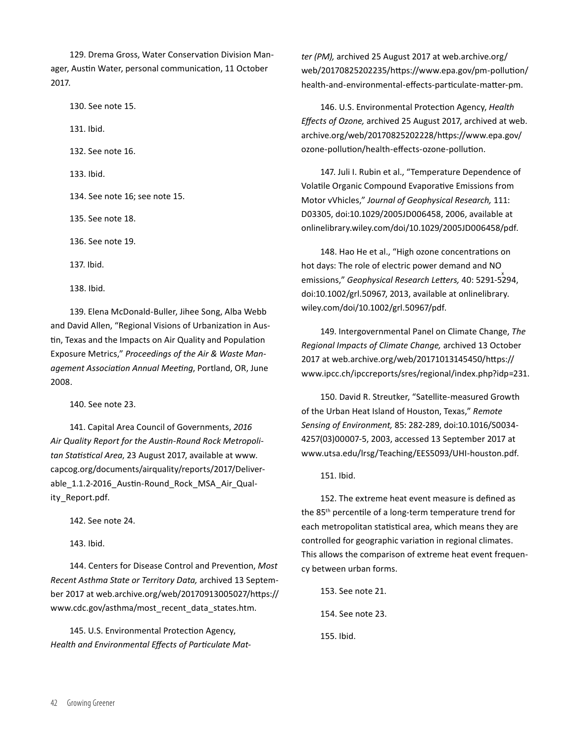129. Drema Gross, Water Conservation Division Manager, Austin Water, personal communication, 11 October 2017.

130. See note 15.

131. Ibid.

132. See note 16.

133. Ibid.

134. See note 16; see note 15.

135. See note 18.

136. See note 19.

137. Ibid.

138. Ibid.

139. Elena McDonald-Buller, Jihee Song, Alba Webb and David Allen, "Regional Visions of Urbanization in Austin, Texas and the Impacts on Air Quality and Population Exposure Metrics," *Proceedings of the Air & Waste Management Association Annual Meeting*, Portland, OR, June 2008.

140. See note 23.

141. Capital Area Council of Governments, *2016 Air Quality Report for the Austin-Round Rock Metropolitan Statistical Area*, 23 August 2017, available at www.capcog.org/documents/airquality/reports/2017/Deliverable_1.1.2-2016_Austin-Round_Rock_MSA_Air_Quality_Report.pdf.

142. See note 24.

143. Ibid.

144. Centers for Disease Control and Prevention, *Most Recent Asthma State or Territory Data,* archived 13 September 2017 at web.archive.org/web/20170913005027/https://www.cdc.gov/asthma/most_recent_data_states.htm.

145. U.S. Environmental Protection Agency, *Health and Environmental Effects of Particulate Matter (PM),* archived 25 August 2017 at web.archive.org/web/20170825202235/https://www.epa.gov/pm-pollution/health-and-environmental-effects-particulate-matter-pm.

146. U.S. Environmental Protection Agency, *Health Effects of Ozone,* archived 25 August 2017, archived at web.archive.org/web/20170825202228/https://www.epa.gov/ozone-pollution/health-effects-ozone-pollution.

147. Juli I. Rubin et al., "Temperature Dependence of Volatile Organic Compound Evaporative Emissions from Motor vVhicles," *Journal of Geophysical Research,* 111: D03305, doi:10.1029/2005JD006458, 2006, available at onlinelibrary.wiley.com/doi/10.1029/2005JD006458/pdf.

148. Hao He et al., "High ozone concentrations on hot days: The role of electric power demand and $NO_x$ emissions," *Geophysical Research Letters,* 40: 5291-5294, doi:10.1002/grl.50967, 2013, available at onlinelibrary.wiley.com/doi/10.1002/grl.50967/pdf.

149. Intergovernmental Panel on Climate Change, *The Regional Impacts of Climate Change,* archived 13 October 2017 at web.archive.org/web/20171013145450/https://www.ipcc.ch/ipccreports/sres/regional/index.php?idp=231.

150. David R. Streutker, "Satellite-measured Growth of the Urban Heat Island of Houston, Texas," *Remote Sensing of Environment,* 85: 282-289, doi:10.1016/S0034-4257(03)00007-5, 2003, accessed 13 September 2017 at www.utsa.edu/lrsg/Teaching/EES5093/UHI-houston.pdf.

151. Ibid.

152. The extreme heat event measure is defined as the 85th percentile of a long-term temperature trend for each metropolitan statistical area, which means they are controlled for geographic variation in regional climates. This allows the comparison of extreme heat event frequency between urban forms.

153. See note 21.

154. See note 23.

155. Ibid.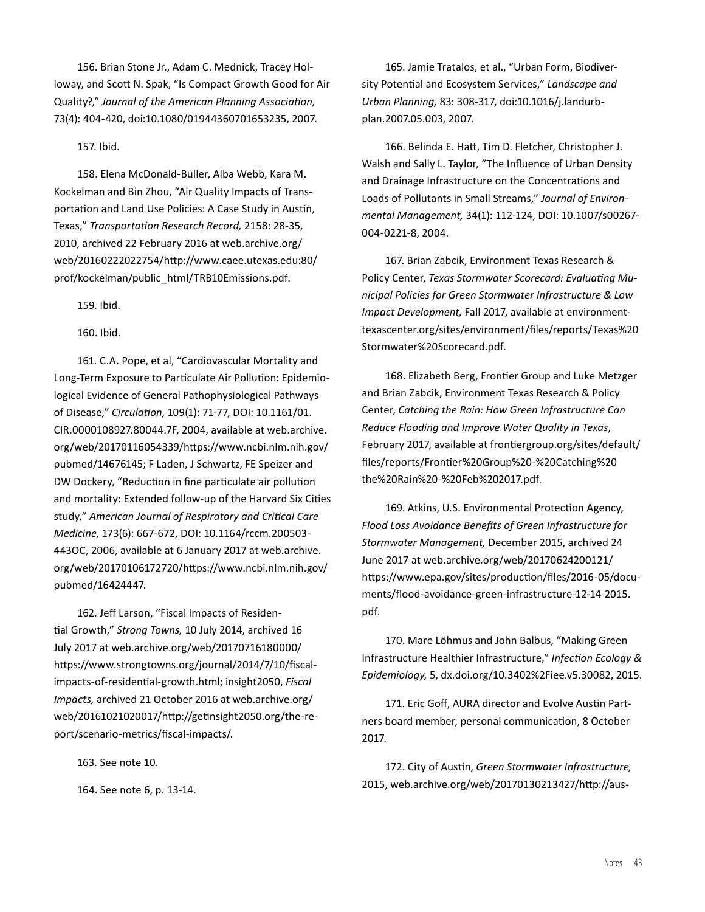156. Brian Stone Jr., Adam C. Mednick, Tracey Holloway, and Scott N. Spak, "Is Compact Growth Good for Air Quality?," *Journal of the American Planning Association,* 73(4): 404-420, doi:10.1080/01944360701653235, 2007.

157. Ibid.

158. Elena McDonald-Buller, Alba Webb, Kara M. Kockelman and Bin Zhou, "Air Quality Impacts of Transportation and Land Use Policies: A Case Study in Austin, Texas," *Transportation Research Record,* 2158: 28-35, 2010, archived 22 February 2016 at web.archive.org/web/20160222022754/http://www.caee.utexas.edu:80/prof/kockelman/public_html/TRB10Emissions.pdf.

159. Ibid.

160. Ibid.

161. C.A. Pope, et al, "Cardiovascular Mortality and Long-Term Exposure to Particulate Air Pollution: Epidemiological Evidence of General Pathophysiological Pathways of Disease," *Circulation*, 109(1): 71-77, DOI: 10.1161/01.CIR.0000108927.80044.7F, 2004, available at web.archive.org/web/20170116054339/https://www.ncbi.nlm.nih.gov/pubmed/14676145; F Laden, J Schwartz, FE Speizer and DW Dockery, "Reduction in fine particulate air pollution and mortality: Extended follow-up of the Harvard Six Cities study," *American Journal of Respiratory and Critical Care Medicine*, 173(6): 667-672, DOI: 10.1164/rccm.200503-443OC, 2006, available at 6 January 2017 at web.archive.org/web/20170106172720/https://www.ncbi.nlm.nih.gov/pubmed/16424447.

162. Jeff Larson, "Fiscal Impacts of Residential Growth," *Strong Towns,* 10 July 2014, archived 16 July 2017 at web.archive.org/web/20170716180000/https://www.strongtowns.org/journal/2014/7/10/fiscal-impacts-of-residential-growth.html; insight2050, *Fiscal Impacts,* archived 21 October 2016 at web.archive.org/web/20161021020017/http://getinsight2050.org/the-report/scenario-metrics/fiscal-impacts/.

163. See note 10.

164. See note 6, p. 13-14.

165. Jamie Tratalos, et al., "Urban Form, Biodiversity Potential and Ecosystem Services," *Landscape and Urban Planning,* 83: 308-317, doi:10.1016/j.landurbplan.2007.05.003, 2007.

166. Belinda E. Hatt, Tim D. Fletcher, Christopher J. Walsh and Sally L. Taylor, "The Influence of Urban Density and Drainage Infrastructure on the Concentrations and Loads of Pollutants in Small Streams," *Journal of Environmental Management,* 34(1): 112-124, DOI: 10.1007/s00267-004-0221-8, 2004.

167. Brian Zabcik, Environment Texas Research & Policy Center, *Texas Stormwater Scorecard: Evaluating Municipal Policies for Green Stormwater Infrastructure & Low Impact Development,* Fall 2017, available at environmenttexascenter.org/sites/environment/files/reports/Texas%20Stormwater%20Scorecard.pdf.

168. Elizabeth Berg, Frontier Group and Luke Metzger and Brian Zabcik, Environment Texas Research & Policy Center, *Catching the Rain: How Green Infrastructure Can Reduce Flooding and Improve Water Quality in Texas*, February 2017, available at frontiergroup.org/sites/default/files/reports/Frontier%20Group%20-%20Catching%20the%20Rain%20-%20Feb%202017.pdf.

169. Atkins, U.S. Environmental Protection Agency, *Flood Loss Avoidance Benefits of Green Infrastructure for Stormwater Management,* December 2015, archived 24 June 2017 at web.archive.org/web/20170624200121/https://www.epa.gov/sites/production/files/2016-05/documents/flood-avoidance-green-infrastructure-12-14-2015.pdf.

170. Mare Löhmus and John Balbus, "Making Green Infrastructure Healthier Infrastructure," *Infection Ecology & Epidemiology,* 5, dx.doi.org/10.3402%2Fiee.v5.30082, 2015.

171. Eric Goff, AURA director and Evolve Austin Partners board member, personal communication, 8 October 2017.

172. City of Austin, *Green Stormwater Infrastructure,* 2015, web.archive.org/web/20170130213427/http://aus-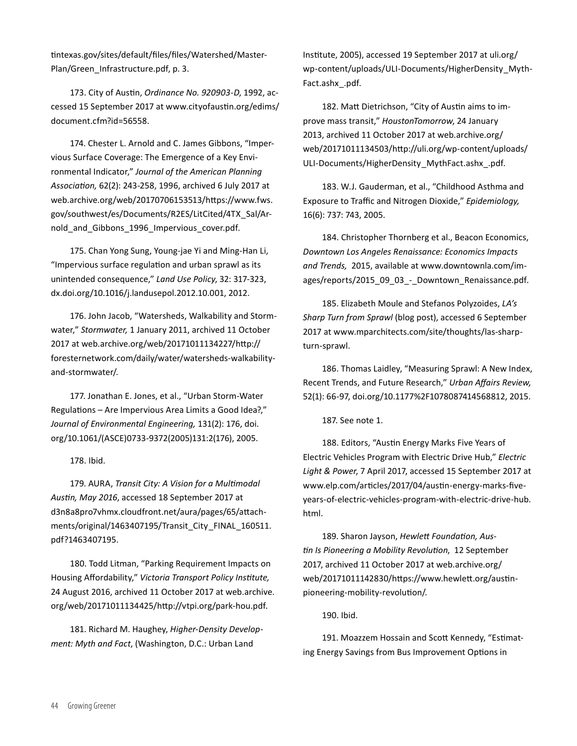tintexas.gov/sites/default/files/files/Watershed/Master-Plan/Green_Infrastructure.pdf, p. 3.

173. City of Austin, *Ordinance No. 920903-D*, 1992, accessed 15 September 2017 at www.cityofaustin.org/edims/document.cfm?id=56558.

174. Chester L. Arnold and C. James Gibbons, "Impervious Surface Coverage: The Emergence of a Key Environmental Indicator," *Journal of the American Planning Association,* 62(2): 243-258, 1996, archived 6 July 2017 at web.archive.org/web/20170706153513/https://www.fws.gov/southwest/es/Documents/R2ES/LitCited/4TX_Sal/Arnold_and_Gibbons_1996_Impervious_cover.pdf.

175. Chan Yong Sung, Young-jae Yi and Ming-Han Li, "Impervious surface regulation and urban sprawl as its unintended consequence," *Land Use Policy*, 32: 317-323, dx.doi.org/10.1016/j.landusepol.2012.10.001, 2012.

176. John Jacob, "Watersheds, Walkability and Stormwater," *Stormwater,* 1 January 2011, archived 11 October 2017 at web.archive.org/web/20171011134227/http://foresternetwork.com/daily/water/watersheds-walkability-and-stormwater/.

177. Jonathan E. Jones, et al., "Urban Storm-Water Regulations – Are Impervious Area Limits a Good Idea?," *Journal of Environmental Engineering,* 131(2): 176, doi.org/10.1061/(ASCE)0733-9372(2005)131:2(176), 2005.

178. Ibid.

179. AURA, *Transit City: A Vision for a Multimodal Austin, May 2016*, accessed 18 September 2017 at d3n8a8pro7vhmx.cloudfront.net/aura/pages/65/attachments/original/1463407195/Transit_City_FINAL_160511.pdf?1463407195.

180. Todd Litman, "Parking Requirement Impacts on Housing Affordability," *Victoria Transport Policy Institute,* 24 August 2016, archived 11 October 2017 at web.archive.org/web/20171011134425/http://vtpi.org/park-hou.pdf.

181. Richard M. Haughey, *Higher-Density Development: Myth and Fact*, (Washington, D.C.: Urban Land Institute, 2005), accessed 19 September 2017 at uli.org/wp-content/uploads/ULI-Documents/HigherDensity_MythFact.ashx_.pdf.

182. Matt Dietrichson, "City of Austin aims to improve mass transit," *HoustonTomorrow*, 24 January 2013, archived 11 October 2017 at web.archive.org/web/20171011134503/http://uli.org/wp-content/uploads/ULI-Documents/HigherDensity_MythFact.ashx_.pdf.

183. W.J. Gauderman, et al., "Childhood Asthma and Exposure to Traffic and Nitrogen Dioxide," *Epidemiology,* 16(6): 737: 743, 2005.

184. Christopher Thornberg et al., Beacon Economics, *Downtown Los Angeles Renaissance: Economics Impacts and Trends,* 2015, available at www.downtownla.com/images/reports/2015_09_03_-_Downtown_Renaissance.pdf.

185. Elizabeth Moule and Stefanos Polyzoides, *LA's Sharp Turn from Sprawl* (blog post), accessed 6 September 2017 at www.mparchitects.com/site/thoughts/las-sharp-turn-sprawl.

186. Thomas Laidley, "Measuring Sprawl: A New Index, Recent Trends, and Future Research," *Urban Affairs Review,* 52(1): 66-97, doi.org/10.1177%2F1078087414568812, 2015.

187. See note 1.

188. Editors, "Austin Energy Marks Five Years of Electric Vehicles Program with Electric Drive Hub," *Electric Light & Power*, 7 April 2017, accessed 15 September 2017 at www.elp.com/articles/2017/04/austin-energy-marks-five-years-of-electric-vehicles-program-with-electric-drive-hub.html.

189. Sharon Jayson, *Hewlett Foundation, Austin Is Pioneering a Mobility Revolution*, 12 September 2017, archived 11 October 2017 at web.archive.org/web/20171011142830/https://www.hewlett.org/austin-pioneering-mobility-revolution/.

190. Ibid.

191. Moazzem Hossain and Scott Kennedy, "Estimating Energy Savings from Bus Improvement Options in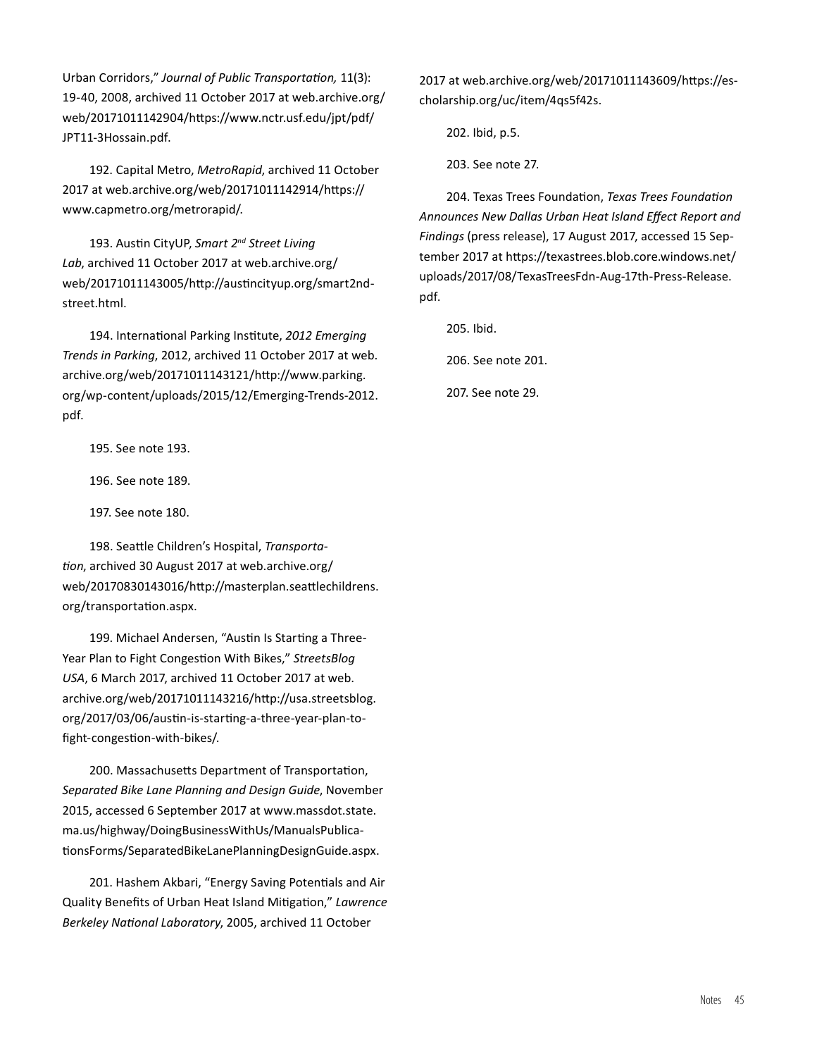Urban Corridors," *Journal of Public Transportation,* 11(3): 19-40, 2008, archived 11 October 2017 at web.archive.org/web/20171011142904/https://www.nctr.usf.edu/jpt/pdf/JPT11-3Hossain.pdf.

192. Capital Metro, *MetroRapid*, archived 11 October 2017 at web.archive.org/web/20171011142914/https://www.capmetro.org/metrorapid/.

193. Austin CityUP, *Smart 2nd Street Living Lab*, archived 11 October 2017 at web.archive.org/web/20171011143005/http://austincityup.org/smart2nd-street.html.

194. International Parking Institute, *2012 Emerging Trends in Parking*, 2012, archived 11 October 2017 at web.archive.org/web/20171011143121/http://www.parking.org/wp-content/uploads/2015/12/Emerging-Trends-2012.pdf.

195. See note 193.

196. See note 189.

197. See note 180.

198. Seattle Children's Hospital, *Transportation*, archived 30 August 2017 at web.archive.org/web/20170830143016/http://masterplan.seattlechildrens.org/transportation.aspx.

199. Michael Andersen, "Austin Is Starting a Three-Year Plan to Fight Congestion With Bikes," *StreetsBlog USA*, 6 March 2017, archived 11 October 2017 at web.archive.org/web/20171011143216/http://usa.streetsblog.org/2017/03/06/austin-is-starting-a-three-year-plan-to-fight-congestion-with-bikes/.

200. Massachusetts Department of Transportation, *Separated Bike Lane Planning and Design Guide*, November 2015, accessed 6 September 2017 at www.massdot.state.ma.us/highway/DoingBusinessWithUs/ManualsPublicationsForms/SeparatedBikeLanePlanningDesignGuide.aspx.

201. Hashem Akbari, "Energy Saving Potentials and Air Quality Benefits of Urban Heat Island Mitigation," *Lawrence Berkeley National Laboratory*, 2005, archived 11 October 2017 at web.archive.org/web/20171011143609/https://escholarship.org/uc/item/4qs5f42s.

202. Ibid, p.5.

203. See note 27.

204. Texas Trees Foundation, *Texas Trees Foundation Announces New Dallas Urban Heat Island Effect Report and Findings* (press release), 17 August 2017, accessed 15 September 2017 at https://texastrees.blob.core.windows.net/uploads/2017/08/TexasTreesFdn-Aug-17th-Press-Release.pdf.

205. Ibid.

206. See note 201.

207. See note 29.